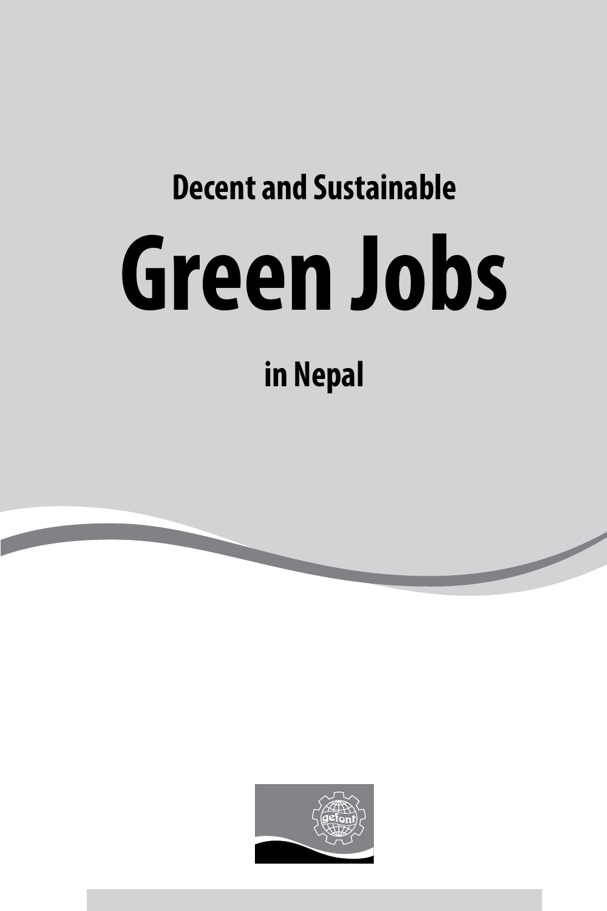# Decent and Sustainable

# Green Jobs

# in Nepal

gefont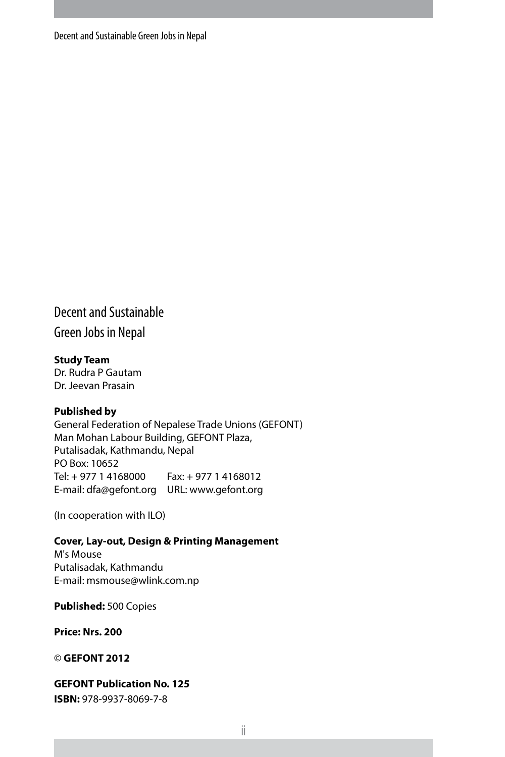# Decent and Sustainable Green Jobs in Nepal

**Study Team**
Dr. Rudra P Gautam
Dr. Jeevan Prasain

**Published by**
General Federation of Nepalese Trade Unions (GEFONT)
Man Mohan Labour Building, GEFONT Plaza,
Putalisadak, Kathmandu, Nepal
PO Box: 10652
Tel: + 977 1 4168000 Fax: + 977 1 4168012
E-mail: dfa@gefont.org URL: www.gefont.org

(In cooperation with ILO)

**Cover, Lay-out, Design & Printing Management**
M's Mouse
Putalisadak, Kathmandu
E-mail: msmouse@wlink.com.np

**Published:** 500 Copies

**Price: Nrs. 200**

© **GEFONT 2012**

**GEFONT Publication No. 125**
**ISBN:** 978-9937-8069-7-8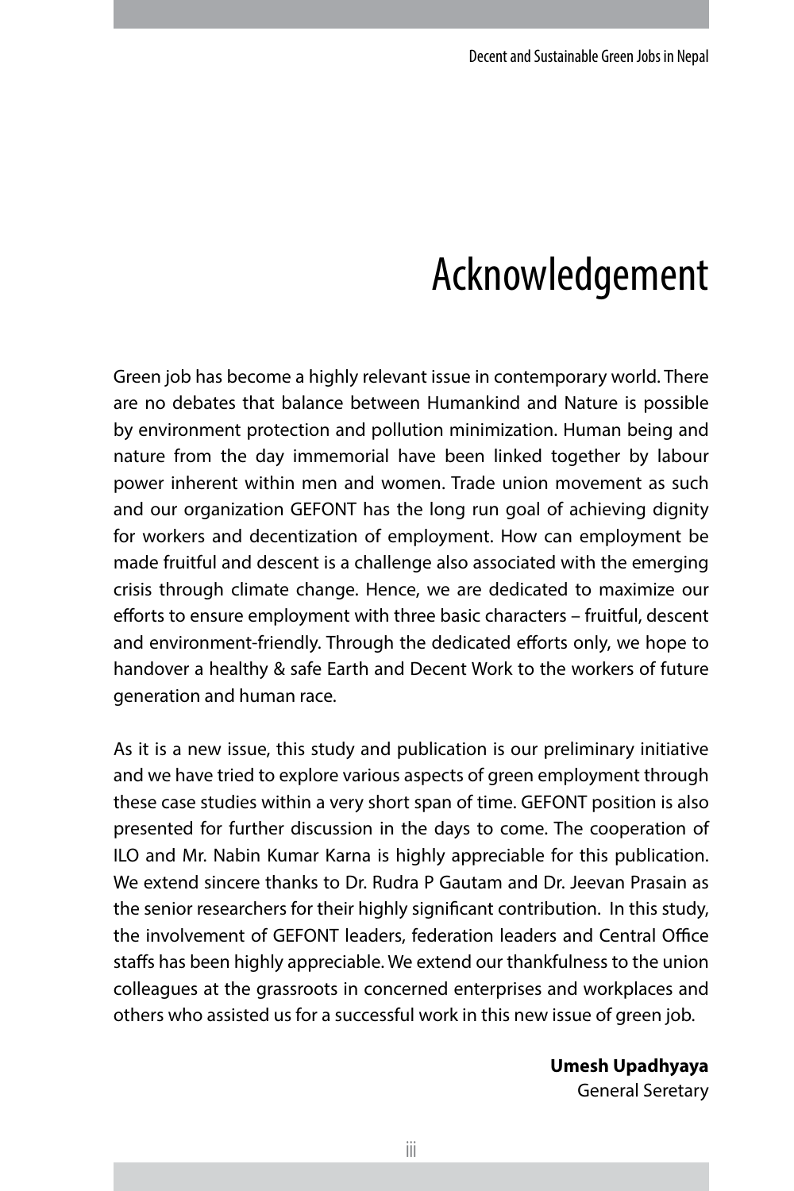# Acknowledgement

Green job has become a highly relevant issue in contemporary world. There are no debates that balance between Humankind and Nature is possible by environment protection and pollution minimization. Human being and nature from the day immemorial have been linked together by labour power inherent within men and women. Trade union movement as such and our organization GEFONT has the long run goal of achieving dignity for workers and decentization of employment. How can employment be made fruitful and descent is a challenge also associated with the emerging crisis through climate change. Hence, we are dedicated to maximize our efforts to ensure employment with three basic characters – fruitful, descent and environment-friendly. Through the dedicated efforts only, we hope to handover a healthy & safe Earth and Decent Work to the workers of future generation and human race.

As it is a new issue, this study and publication is our preliminary initiative and we have tried to explore various aspects of green employment through these case studies within a very short span of time. GEFONT position is also presented for further discussion in the days to come. The cooperation of ILO and Mr. Nabin Kumar Karna is highly appreciable for this publication. We extend sincere thanks to Dr. Rudra P Gautam and Dr. Jeevan Prasain as the senior researchers for their highly significant contribution. In this study, the involvement of GEFONT leaders, federation leaders and Central Office staffs has been highly appreciable. We extend our thankfulness to the union colleagues at the grassroots in concerned enterprises and workplaces and others who assisted us for a successful work in this new issue of green job.

**Umesh Upadhyaya**
General Seretary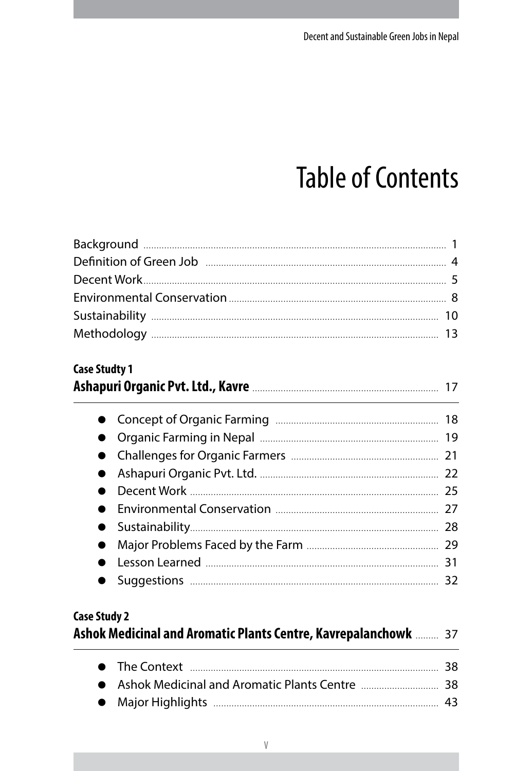# Table of Contents

Background ..... 1
Definition of Green Job ..... 4
Decent Work ..... 5
Environmental Conservation ..... 8
Sustainability ..... 10
Methodology ..... 13

**Case Studty 1**
**Ashapuri Organic Pvt. Ltd., Kavre** ..... 17

- Concept of Organic Farming ..... 18
- Organic Farming in Nepal ..... 19
- Challenges for Organic Farmers ..... 21
- Ashapuri Organic Pvt. Ltd. ..... 22
- Decent Work ..... 25
- Environmental Conservation ..... 27
- Sustainability ..... 28
- Major Problems Faced by the Farm ..... 29
- Lesson Learned ..... 31
- Suggestions ..... 32

**Case Study 2**
**Ashok Medicinal and Aromatic Plants Centre, Kavrepalanchowk** ..... 37

- The Context ..... 38
- Ashok Medicinal and Aromatic Plants Centre ..... 38
- Major Highlights ..... 43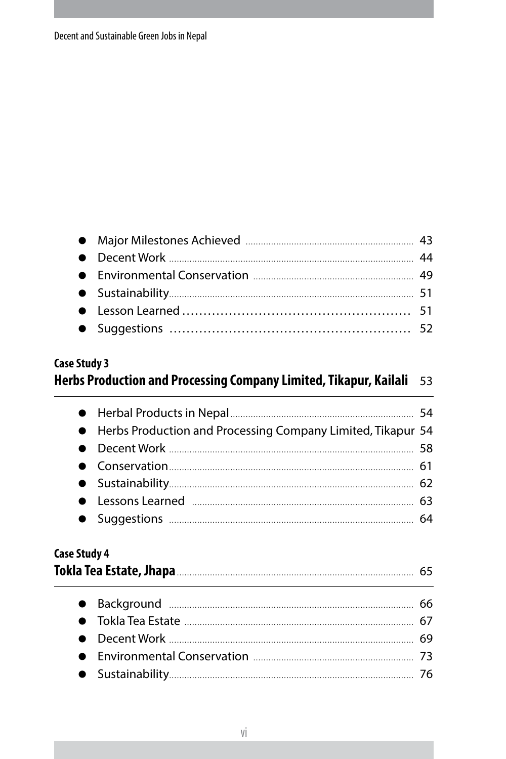- Major Milestones Achieved ... 43
- Decent Work ... 44
- Environmental Conservation ... 49
- Sustainability ... 51
- Lesson Learned ... 51
- Suggestions ... 52

**Case Study 3**

**Herbs Production and Processing Company Limited, Tikapur, Kailali** 53

- Herbal Products in Nepal ... 54
- Herbs Production and Processing Company Limited, Tikapur 54
- Decent Work ... 58
- Conservation ... 61
- Sustainability ... 62
- Lessons Learned ... 63
- Suggestions ... 64

**Case Study 4**

**Tokla Tea Estate, Jhapa** ... 65

- Background ... 66
- Tokla Tea Estate ... 67
- Decent Work ... 69
- Environmental Conservation ... 73
- Sustainability ... 76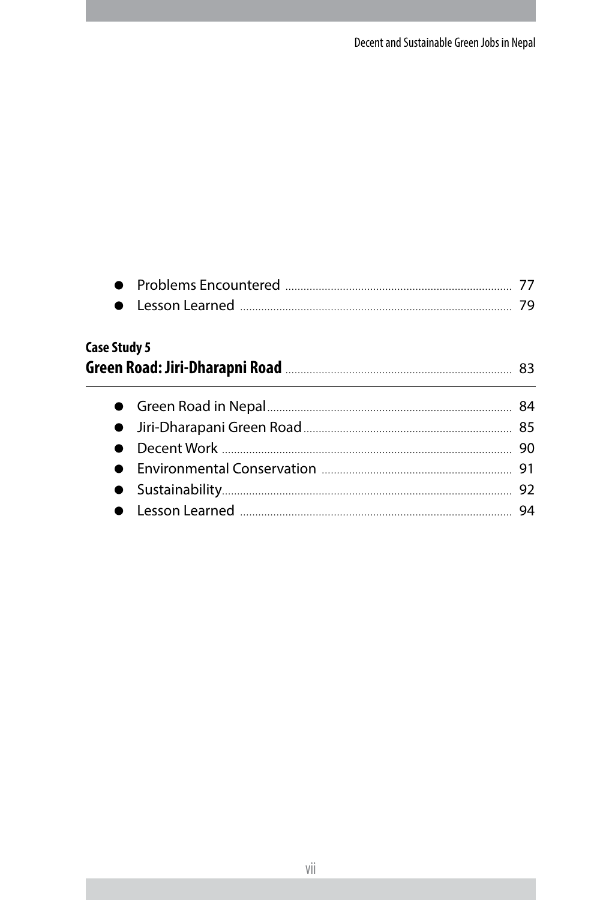- Problems Encountered ..... 77
- Lesson Learned ..... 79

**Case Study 5**

**Green Road: Jiri-Dharapni Road** ..... 83

- Green Road in Nepal ..... 84
- Jiri-Dharapani Green Road ..... 85
- Decent Work ..... 90
- Environmental Conservation ..... 91
- Sustainability ..... 92
- Lesson Learned ..... 94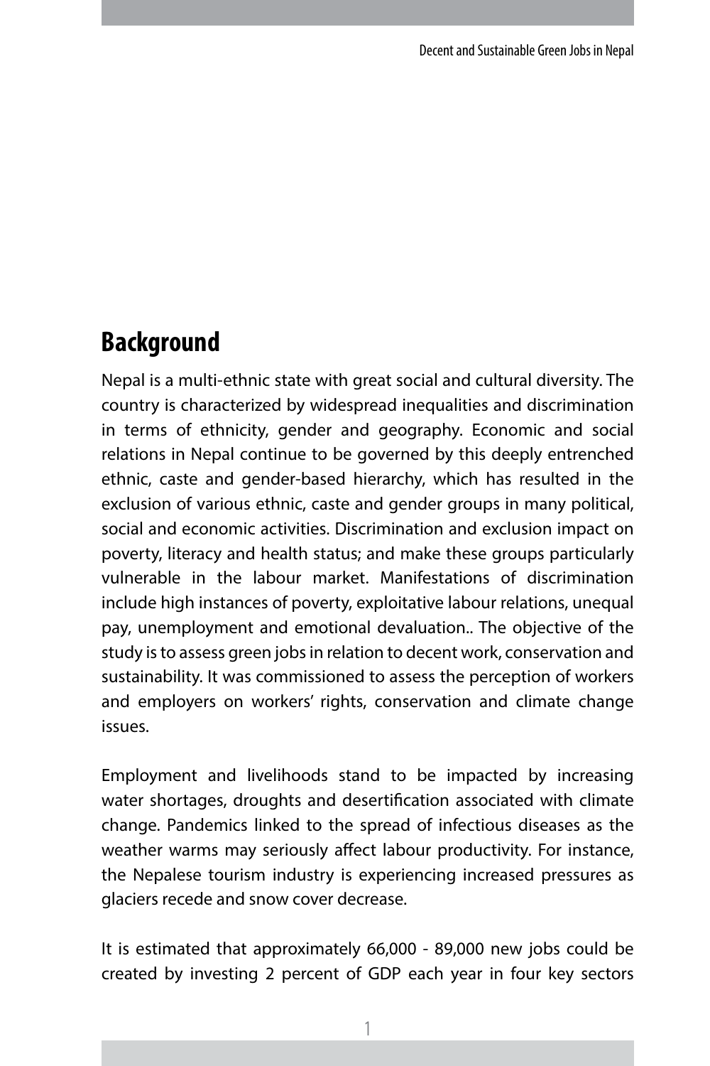## Background

Nepal is a multi-ethnic state with great social and cultural diversity. The country is characterized by widespread inequalities and discrimination in terms of ethnicity, gender and geography. Economic and social relations in Nepal continue to be governed by this deeply entrenched ethnic, caste and gender-based hierarchy, which has resulted in the exclusion of various ethnic, caste and gender groups in many political, social and economic activities. Discrimination and exclusion impact on poverty, literacy and health status; and make these groups particularly vulnerable in the labour market. Manifestations of discrimination include high instances of poverty, exploitative labour relations, unequal pay, unemployment and emotional devaluation.. The objective of the study is to assess green jobs in relation to decent work, conservation and sustainability. It was commissioned to assess the perception of workers and employers on workers' rights, conservation and climate change issues.

Employment and livelihoods stand to be impacted by increasing water shortages, droughts and desertification associated with climate change. Pandemics linked to the spread of infectious diseases as the weather warms may seriously affect labour productivity. For instance, the Nepalese tourism industry is experiencing increased pressures as glaciers recede and snow cover decrease.

It is estimated that approximately 66,000 - 89,000 new jobs could be created by investing 2 percent of GDP each year in four key sectors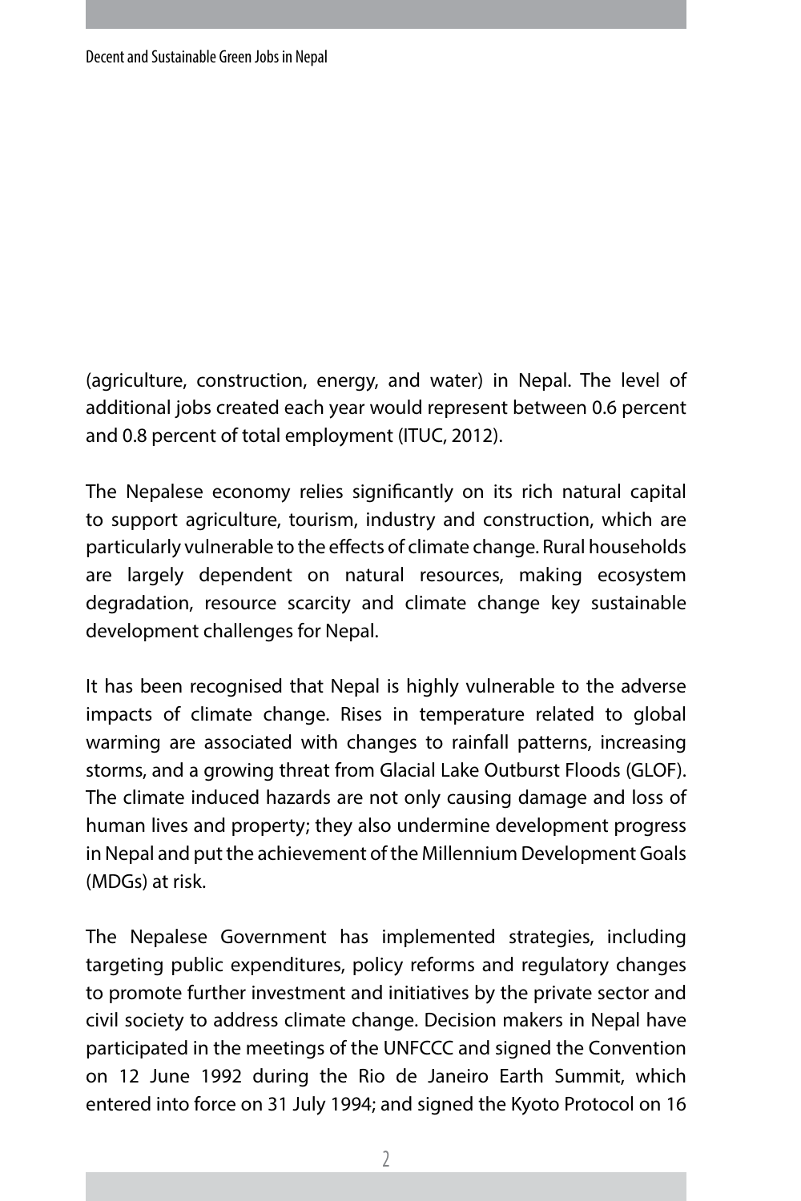(agriculture, construction, energy, and water) in Nepal. The level of additional jobs created each year would represent between 0.6 percent and 0.8 percent of total employment (ITUC, 2012).

The Nepalese economy relies significantly on its rich natural capital to support agriculture, tourism, industry and construction, which are particularly vulnerable to the effects of climate change. Rural households are largely dependent on natural resources, making ecosystem degradation, resource scarcity and climate change key sustainable development challenges for Nepal.

It has been recognised that Nepal is highly vulnerable to the adverse impacts of climate change. Rises in temperature related to global warming are associated with changes to rainfall patterns, increasing storms, and a growing threat from Glacial Lake Outburst Floods (GLOF). The climate induced hazards are not only causing damage and loss of human lives and property; they also undermine development progress in Nepal and put the achievement of the Millennium Development Goals (MDGs) at risk.

The Nepalese Government has implemented strategies, including targeting public expenditures, policy reforms and regulatory changes to promote further investment and initiatives by the private sector and civil society to address climate change. Decision makers in Nepal have participated in the meetings of the UNFCCC and signed the Convention on 12 June 1992 during the Rio de Janeiro Earth Summit, which entered into force on 31 July 1994; and signed the Kyoto Protocol on 16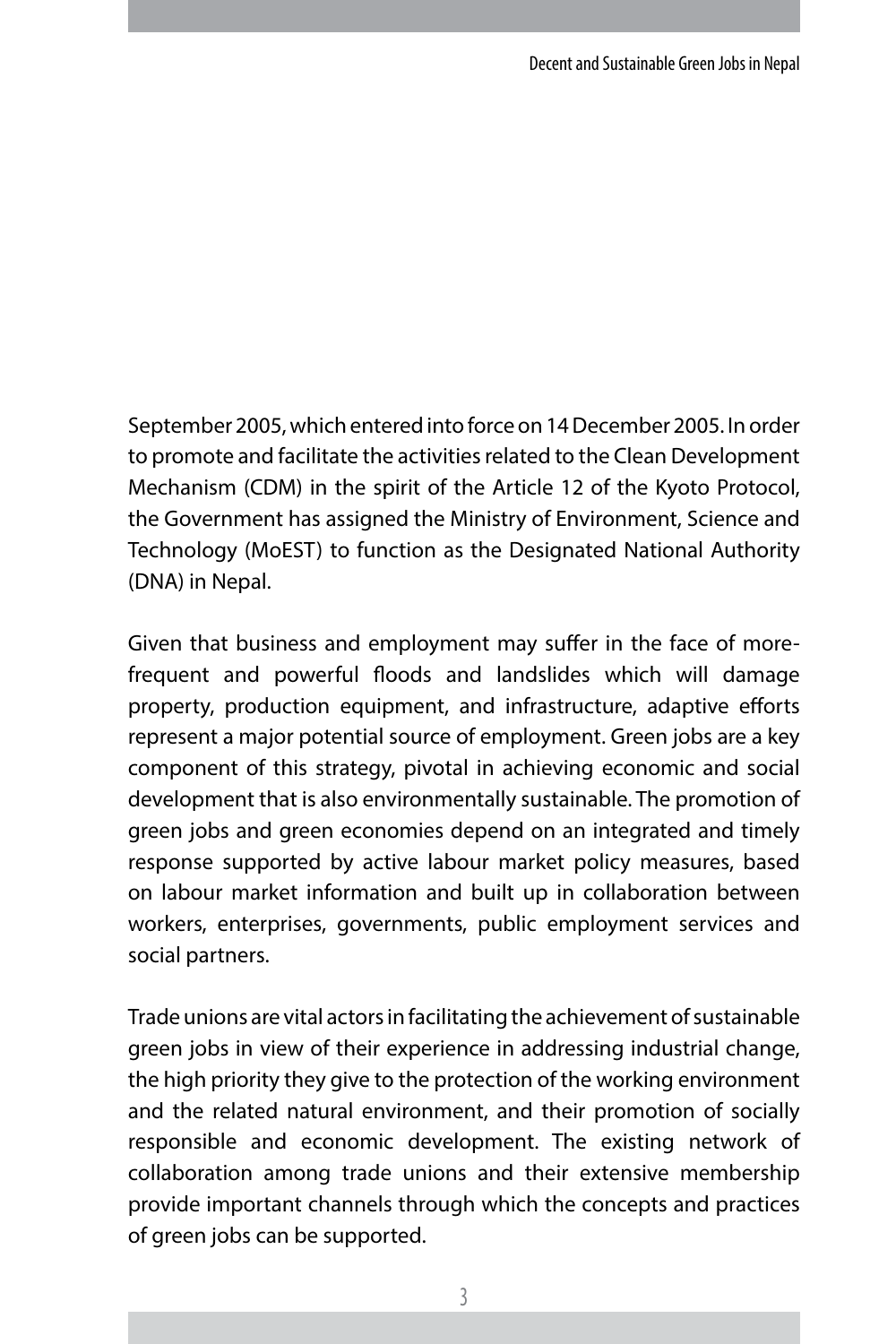September 2005, which entered into force on 14 December 2005. In order to promote and facilitate the activities related to the Clean Development Mechanism (CDM) in the spirit of the Article 12 of the Kyoto Protocol, the Government has assigned the Ministry of Environment, Science and Technology (MoEST) to function as the Designated National Authority (DNA) in Nepal.

Given that business and employment may suffer in the face of more-frequent and powerful floods and landslides which will damage property, production equipment, and infrastructure, adaptive efforts represent a major potential source of employment. Green jobs are a key component of this strategy, pivotal in achieving economic and social development that is also environmentally sustainable. The promotion of green jobs and green economies depend on an integrated and timely response supported by active labour market policy measures, based on labour market information and built up in collaboration between workers, enterprises, governments, public employment services and social partners.

Trade unions are vital actors in facilitating the achievement of sustainable green jobs in view of their experience in addressing industrial change, the high priority they give to the protection of the working environment and the related natural environment, and their promotion of socially responsible and economic development. The existing network of collaboration among trade unions and their extensive membership provide important channels through which the concepts and practices of green jobs can be supported.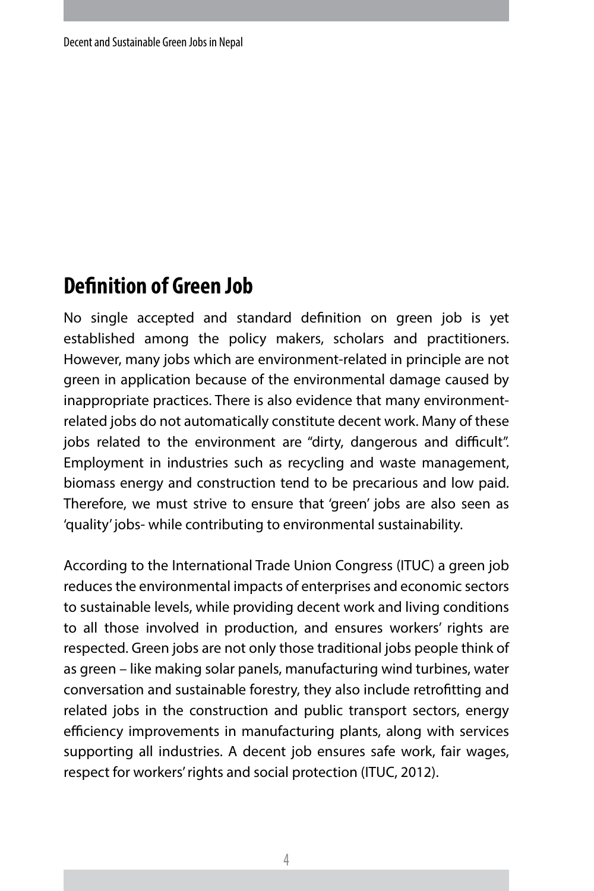## Definition of Green Job

No single accepted and standard definition on green job is yet established among the policy makers, scholars and practitioners. However, many jobs which are environment-related in principle are not green in application because of the environmental damage caused by inappropriate practices. There is also evidence that many environment-related jobs do not automatically constitute decent work. Many of these jobs related to the environment are "dirty, dangerous and difficult". Employment in industries such as recycling and waste management, biomass energy and construction tend to be precarious and low paid. Therefore, we must strive to ensure that 'green' jobs are also seen as 'quality' jobs- while contributing to environmental sustainability.

According to the International Trade Union Congress (ITUC) a green job reduces the environmental impacts of enterprises and economic sectors to sustainable levels, while providing decent work and living conditions to all those involved in production, and ensures workers' rights are respected. Green jobs are not only those traditional jobs people think of as green – like making solar panels, manufacturing wind turbines, water conversation and sustainable forestry, they also include retrofitting and related jobs in the construction and public transport sectors, energy efficiency improvements in manufacturing plants, along with services supporting all industries. A decent job ensures safe work, fair wages, respect for workers' rights and social protection (ITUC, 2012).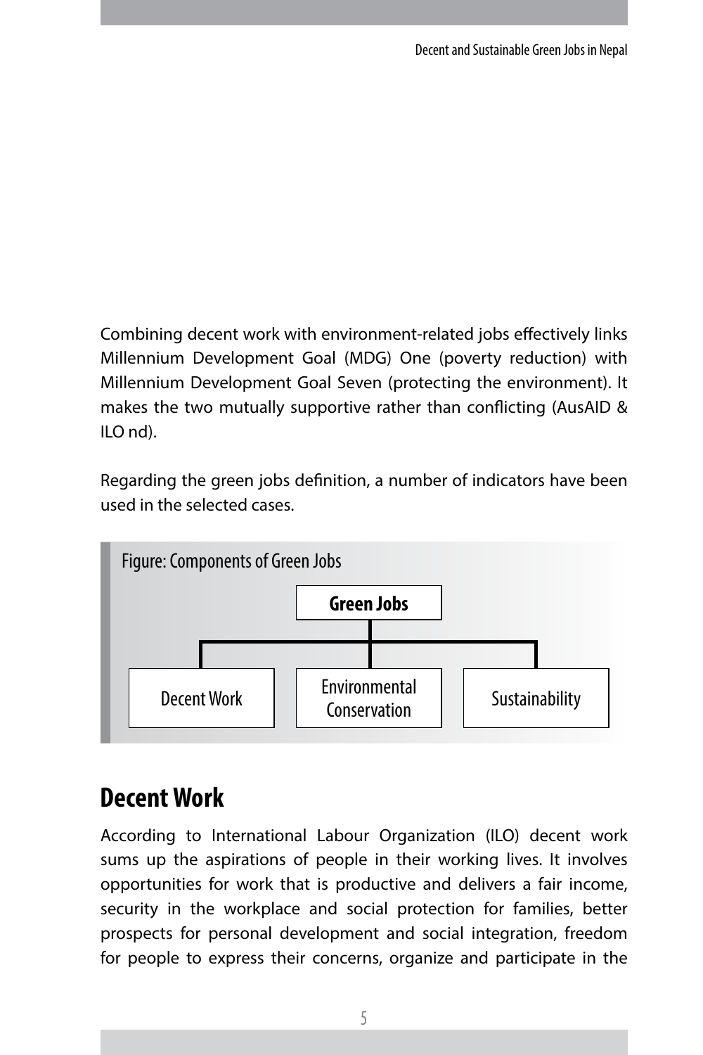Combining decent work with environment-related jobs effectively links Millennium Development Goal (MDG) One (poverty reduction) with Millennium Development Goal Seven (protecting the environment). It makes the two mutually supportive rather than conflicting (AusAID & ILO nd).

Regarding the green jobs definition, a number of indicators have been used in the selected cases.

Figure: Components of Green Jobs

- **Green Jobs**
  - Decent Work
  - Environmental Conservation
  - Sustainability

## Decent Work

According to International Labour Organization (ILO) decent work sums up the aspirations of people in their working lives. It involves opportunities for work that is productive and delivers a fair income, security in the workplace and social protection for families, better prospects for personal development and social integration, freedom for people to express their concerns, organize and participate in the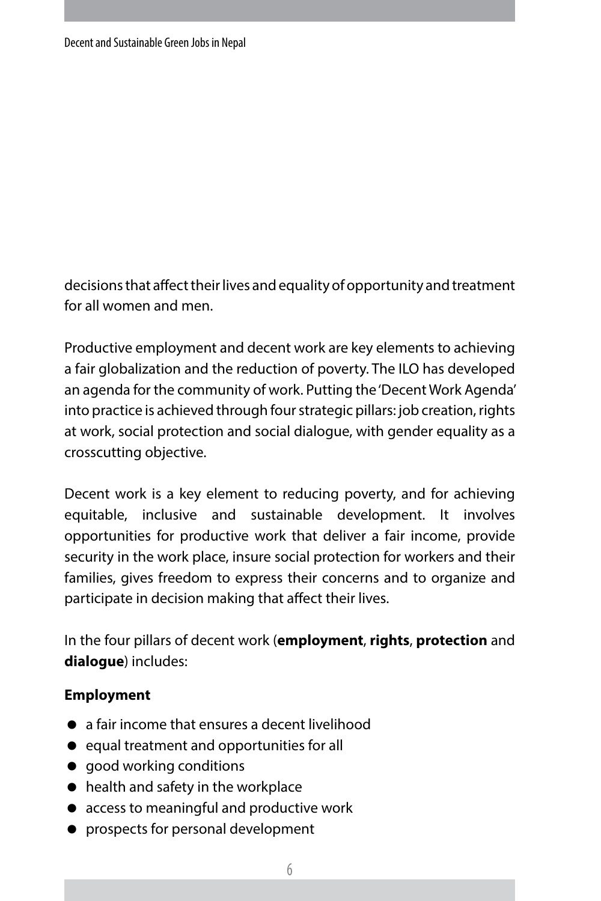decisions that affect their lives and equality of opportunity and treatment for all women and men.

Productive employment and decent work are key elements to achieving a fair globalization and the reduction of poverty. The ILO has developed an agenda for the community of work. Putting the 'Decent Work Agenda' into practice is achieved through four strategic pillars: job creation, rights at work, social protection and social dialogue, with gender equality as a crosscutting objective.

Decent work is a key element to reducing poverty, and for achieving equitable, inclusive and sustainable development. It involves opportunities for productive work that deliver a fair income, provide security in the work place, insure social protection for workers and their families, gives freedom to express their concerns and to organize and participate in decision making that affect their lives.

In the four pillars of decent work (**employment**, **rights**, **protection** and **dialogue**) includes:

**Employment**

- a fair income that ensures a decent livelihood
- equal treatment and opportunities for all
- good working conditions
- health and safety in the workplace
- access to meaningful and productive work
- prospects for personal development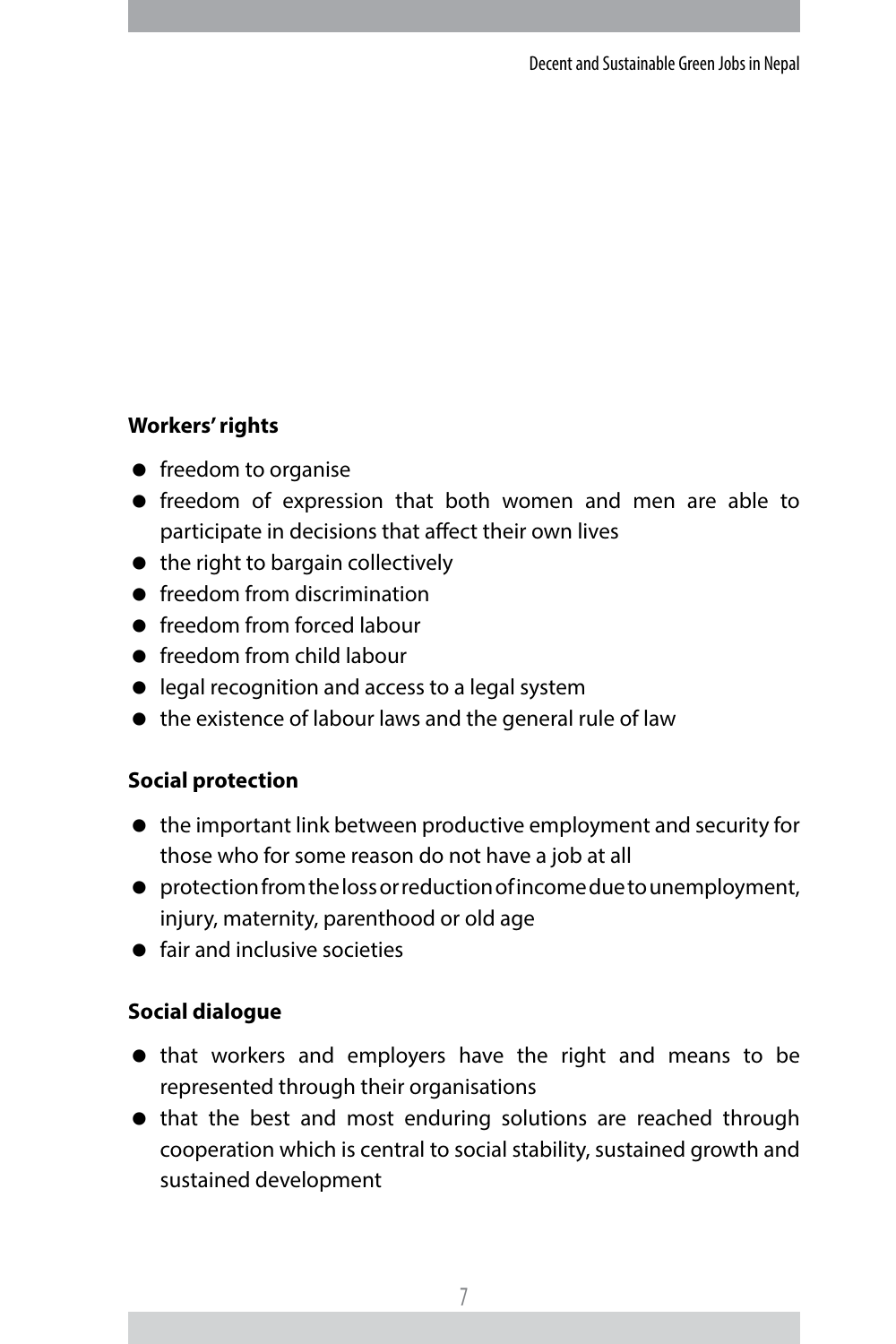**Workers' rights**

- freedom to organise
- freedom of expression that both women and men are able to participate in decisions that affect their own lives
- the right to bargain collectively
- freedom from discrimination
- freedom from forced labour
- freedom from child labour
- legal recognition and access to a legal system
- the existence of labour laws and the general rule of law

**Social protection**

- the important link between productive employment and security for those who for some reason do not have a job at all
- protection from the loss or reduction of income due to unemployment, injury, maternity, parenthood or old age
- fair and inclusive societies

**Social dialogue**

- that workers and employers have the right and means to be represented through their organisations
- that the best and most enduring solutions are reached through cooperation which is central to social stability, sustained growth and sustained development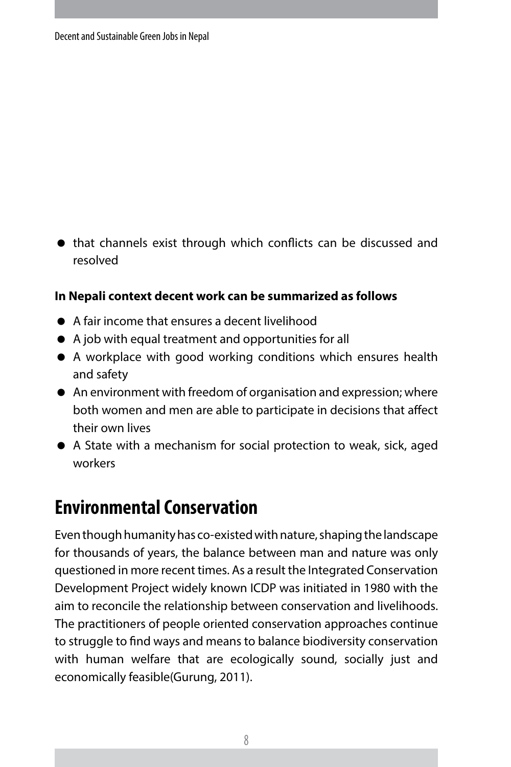- that channels exist through which conflicts can be discussed and resolved

**In Nepali context decent work can be summarized as follows**

- A fair income that ensures a decent livelihood
- A job with equal treatment and opportunities for all
- A workplace with good working conditions which ensures health and safety
- An environment with freedom of organisation and expression; where both women and men are able to participate in decisions that affect their own lives
- A State with a mechanism for social protection to weak, sick, aged workers

## Environmental Conservation

Even though humanity has co-existed with nature, shaping the landscape for thousands of years, the balance between man and nature was only questioned in more recent times. As a result the Integrated Conservation Development Project widely known ICDP was initiated in 1980 with the aim to reconcile the relationship between conservation and livelihoods. The practitioners of people oriented conservation approaches continue to struggle to find ways and means to balance biodiversity conservation with human welfare that are ecologically sound, socially just and economically feasible(Gurung, 2011).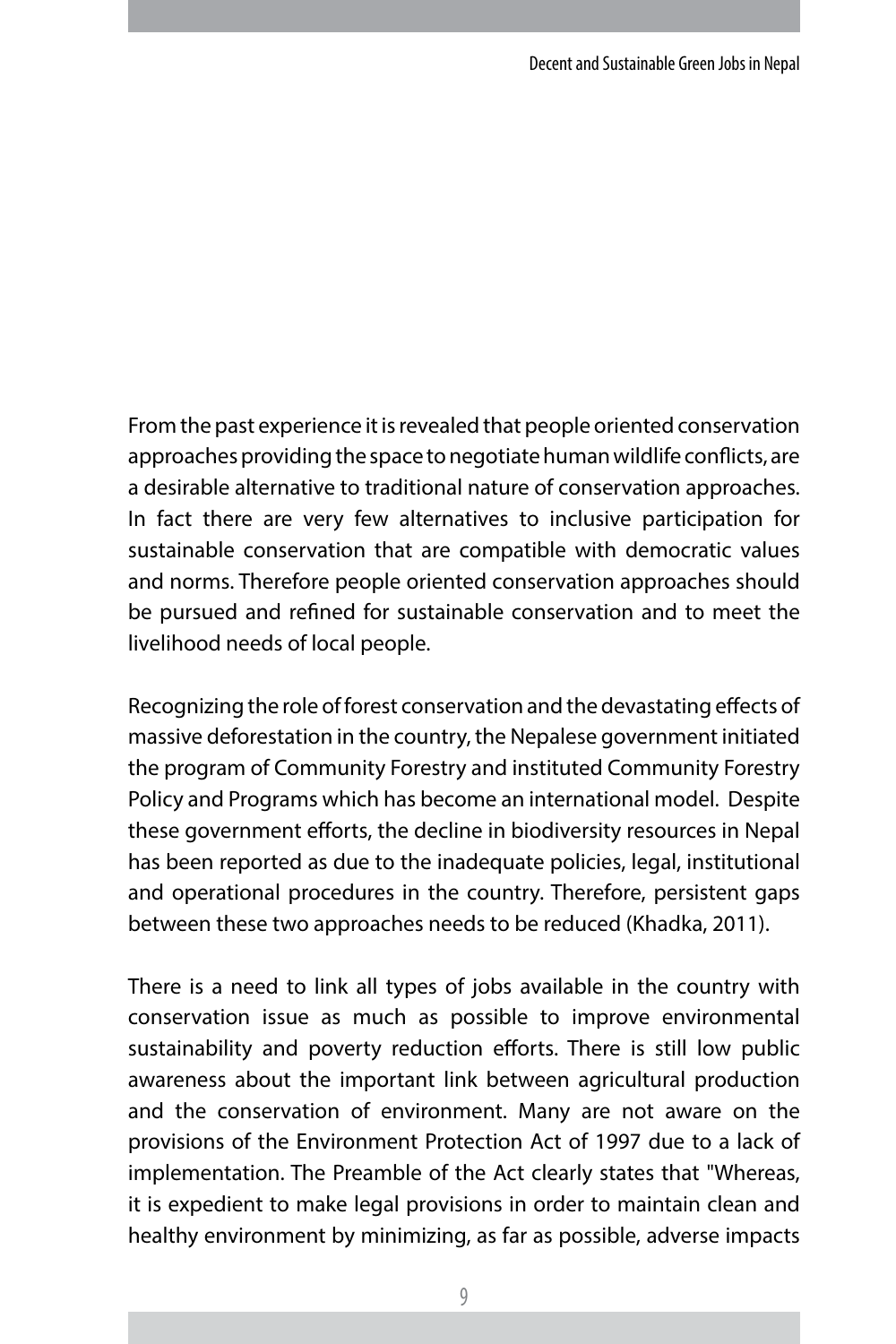From the past experience it is revealed that people oriented conservation approaches providing the space to negotiate human wildlife conflicts, are a desirable alternative to traditional nature of conservation approaches. In fact there are very few alternatives to inclusive participation for sustainable conservation that are compatible with democratic values and norms. Therefore people oriented conservation approaches should be pursued and refined for sustainable conservation and to meet the livelihood needs of local people.

Recognizing the role of forest conservation and the devastating effects of massive deforestation in the country, the Nepalese government initiated the program of Community Forestry and instituted Community Forestry Policy and Programs which has become an international model. Despite these government efforts, the decline in biodiversity resources in Nepal has been reported as due to the inadequate policies, legal, institutional and operational procedures in the country. Therefore, persistent gaps between these two approaches needs to be reduced (Khadka, 2011).

There is a need to link all types of jobs available in the country with conservation issue as much as possible to improve environmental sustainability and poverty reduction efforts. There is still low public awareness about the important link between agricultural production and the conservation of environment. Many are not aware on the provisions of the Environment Protection Act of 1997 due to a lack of implementation. The Preamble of the Act clearly states that "Whereas, it is expedient to make legal provisions in order to maintain clean and healthy environment by minimizing, as far as possible, adverse impacts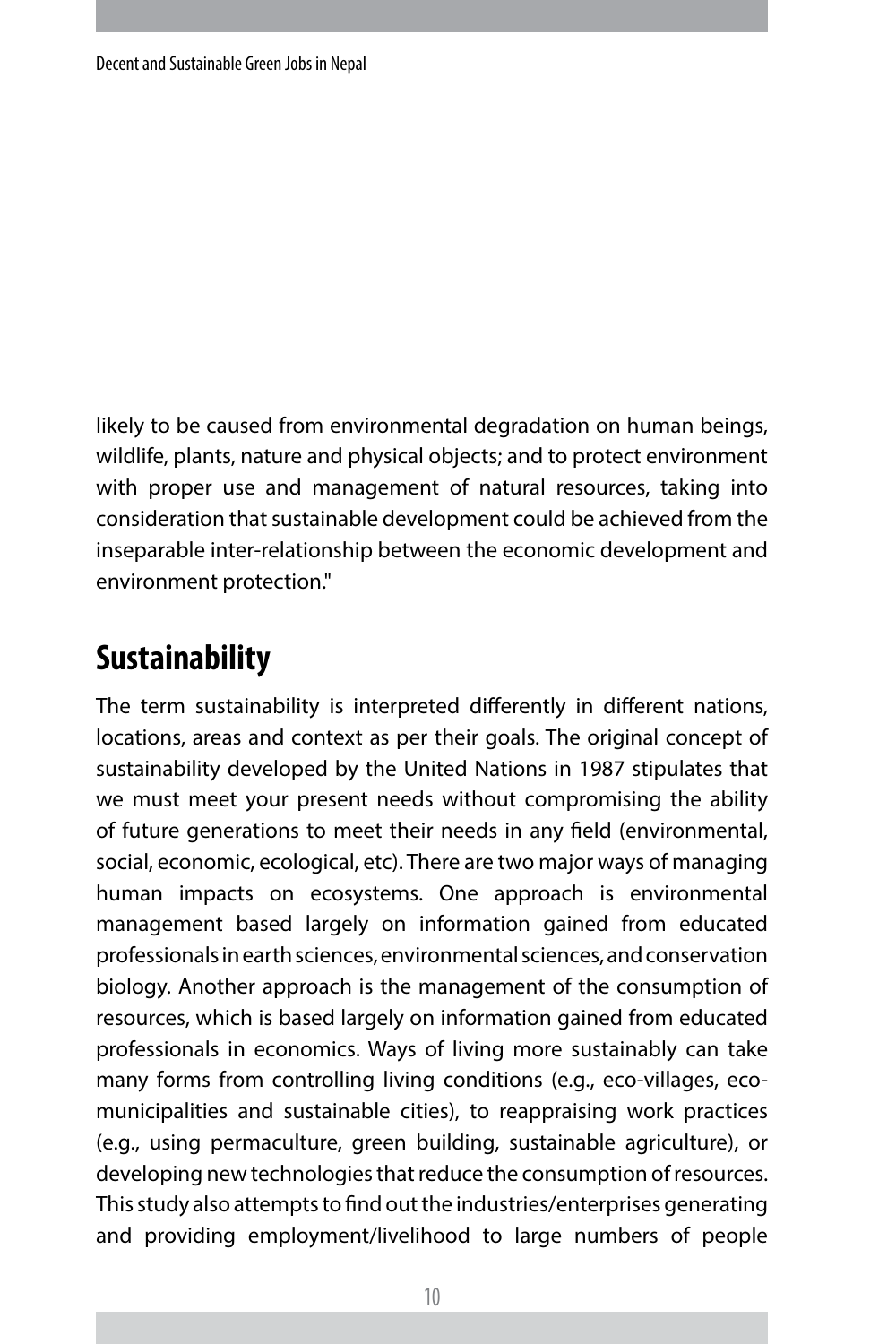likely to be caused from environmental degradation on human beings, wildlife, plants, nature and physical objects; and to protect environment with proper use and management of natural resources, taking into consideration that sustainable development could be achieved from the inseparable inter-relationship between the economic development and environment protection."

## Sustainability

The term sustainability is interpreted differently in different nations, locations, areas and context as per their goals. The original concept of sustainability developed by the United Nations in 1987 stipulates that we must meet your present needs without compromising the ability of future generations to meet their needs in any field (environmental, social, economic, ecological, etc). There are two major ways of managing human impacts on ecosystems. One approach is environmental management based largely on information gained from educated professionals in earth sciences, environmental sciences, and conservation biology. Another approach is the management of the consumption of resources, which is based largely on information gained from educated professionals in economics. Ways of living more sustainably can take many forms from controlling living conditions (e.g., eco-villages, eco-municipalities and sustainable cities), to reappraising work practices (e.g., using permaculture, green building, sustainable agriculture), or developing new technologies that reduce the consumption of resources. This study also attempts to find out the industries/enterprises generating and providing employment/livelihood to large numbers of people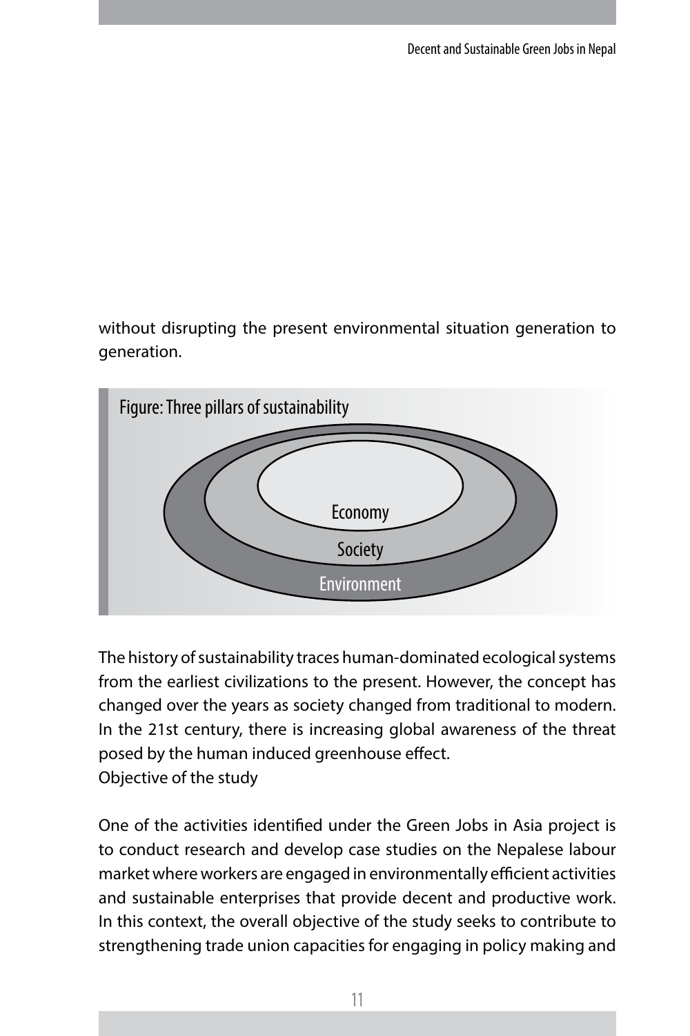without disrupting the present environmental situation generation to generation.

Figure: Three pillars of sustainability

Economy

Society

Environment

The history of sustainability traces human-dominated ecological systems from the earliest civilizations to the present. However, the concept has changed over the years as society changed from traditional to modern. In the 21st century, there is increasing global awareness of the threat posed by the human induced greenhouse effect.

Objective of the study

One of the activities identified under the Green Jobs in Asia project is to conduct research and develop case studies on the Nepalese labour market where workers are engaged in environmentally efficient activities and sustainable enterprises that provide decent and productive work. In this context, the overall objective of the study seeks to contribute to strengthening trade union capacities for engaging in policy making and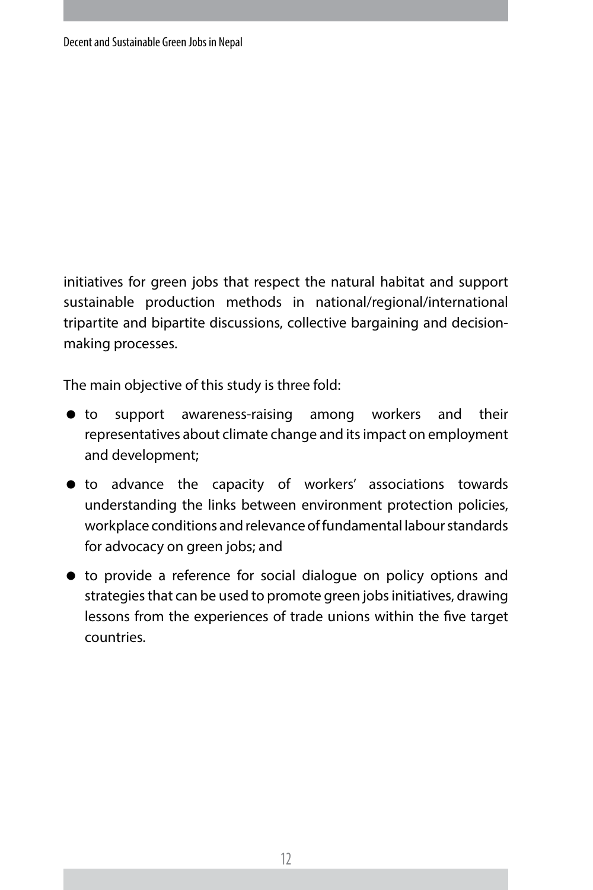initiatives for green jobs that respect the natural habitat and support sustainable production methods in national/regional/international tripartite and bipartite discussions, collective bargaining and decision-making processes.

The main objective of this study is three fold:

- to support awareness-raising among workers and their representatives about climate change and its impact on employment and development;
- to advance the capacity of workers' associations towards understanding the links between environment protection policies, workplace conditions and relevance of fundamental labour standards for advocacy on green jobs; and
- to provide a reference for social dialogue on policy options and strategies that can be used to promote green jobs initiatives, drawing lessons from the experiences of trade unions within the five target countries.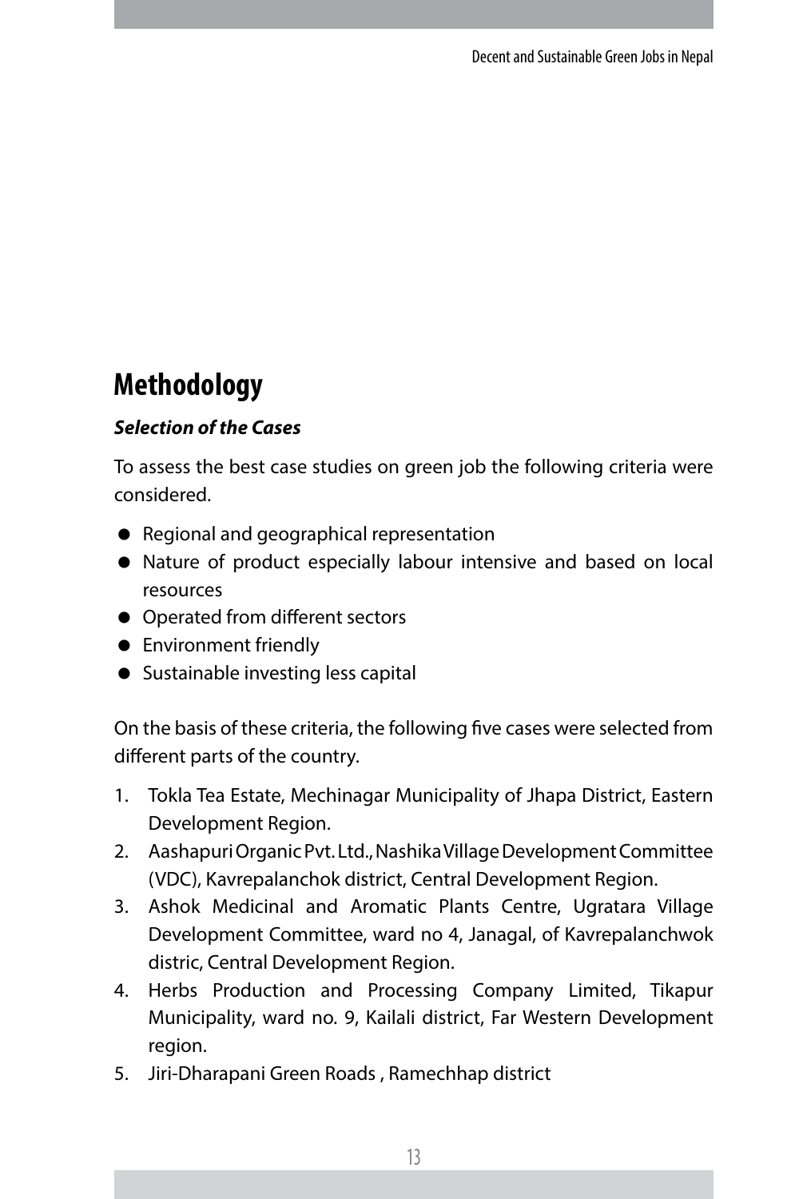# Methodology

***Selection of the Cases***

To assess the best case studies on green job the following criteria were considered.

- Regional and geographical representation
- Nature of product especially labour intensive and based on local resources
- Operated from different sectors
- Environment friendly
- Sustainable investing less capital

On the basis of these criteria, the following five cases were selected from different parts of the country.

1. Tokla Tea Estate, Mechinagar Municipality of Jhapa District, Eastern Development Region.
2. Aashapuri Organic Pvt. Ltd., Nashika Village Development Committee (VDC), Kavrepalanchok district, Central Development Region.
3. Ashok Medicinal and Aromatic Plants Centre, Ugratara Village Development Committee, ward no 4, Janagal, of Kavrepalanchwok distric, Central Development Region.
4. Herbs Production and Processing Company Limited, Tikapur Municipality, ward no. 9, Kailali district, Far Western Development region.
5. Jiri-Dharapani Green Roads , Ramechhap district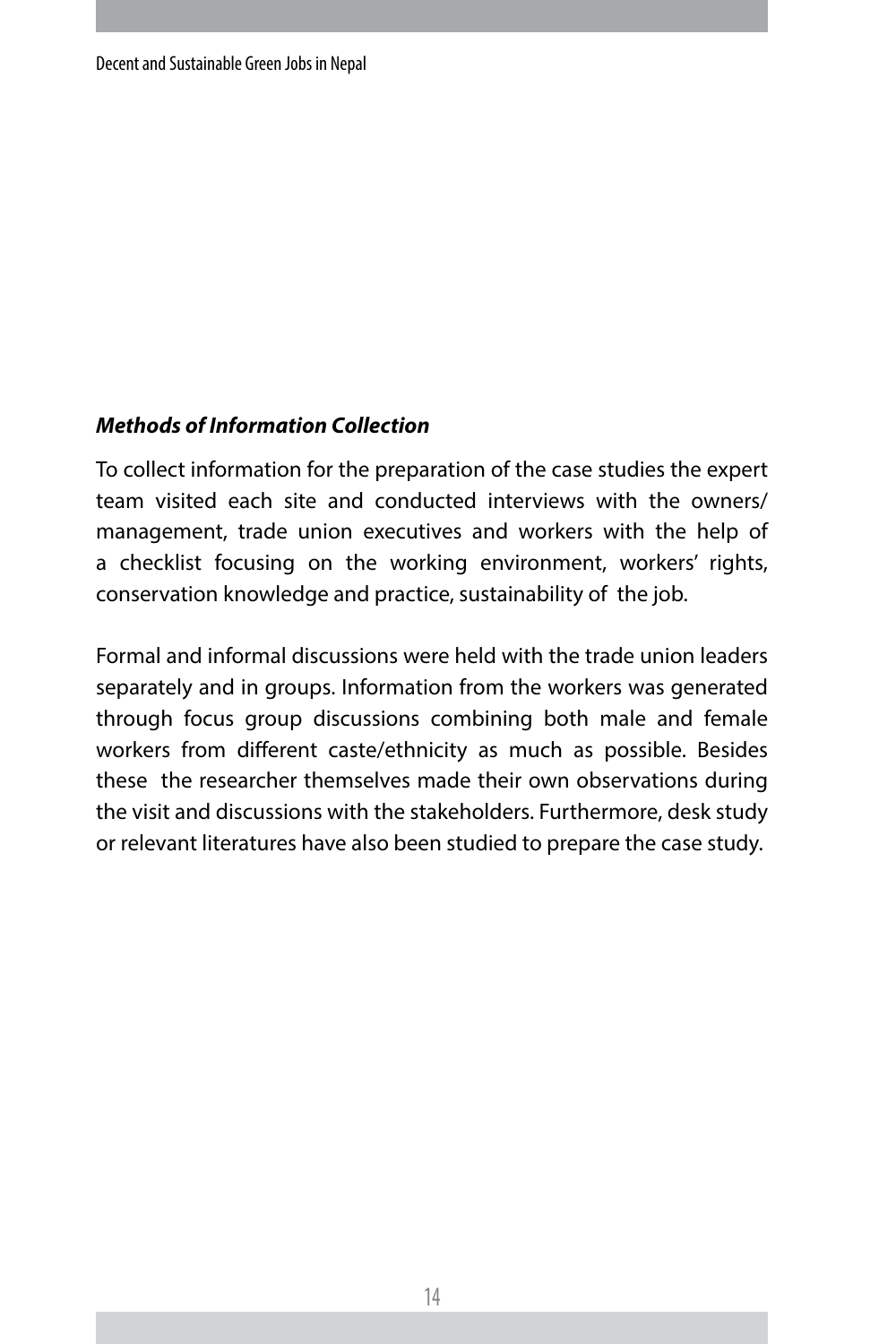***Methods of Information Collection***

To collect information for the preparation of the case studies the expert team visited each site and conducted interviews with the owners/ management, trade union executives and workers with the help of a checklist focusing on the working environment, workers' rights, conservation knowledge and practice, sustainability of the job.

Formal and informal discussions were held with the trade union leaders separately and in groups. Information from the workers was generated through focus group discussions combining both male and female workers from different caste/ethnicity as much as possible. Besides these the researcher themselves made their own observations during the visit and discussions with the stakeholders. Furthermore, desk study or relevant literatures have also been studied to prepare the case study.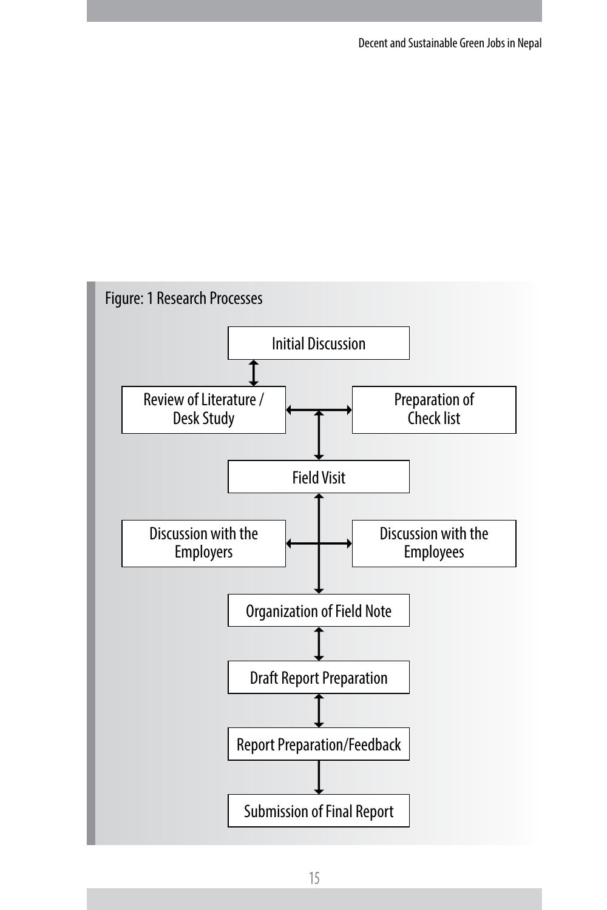Figure: 1 Research Processes

- Initial Discussion
- Review of Literature / Desk Study
- Preparation of Check list
- Field Visit
- Discussion with the Employers
- Discussion with the Employees
- Organization of Field Note
- Draft Report Preparation
- Report Preparation/Feedback
- Submission of Final Report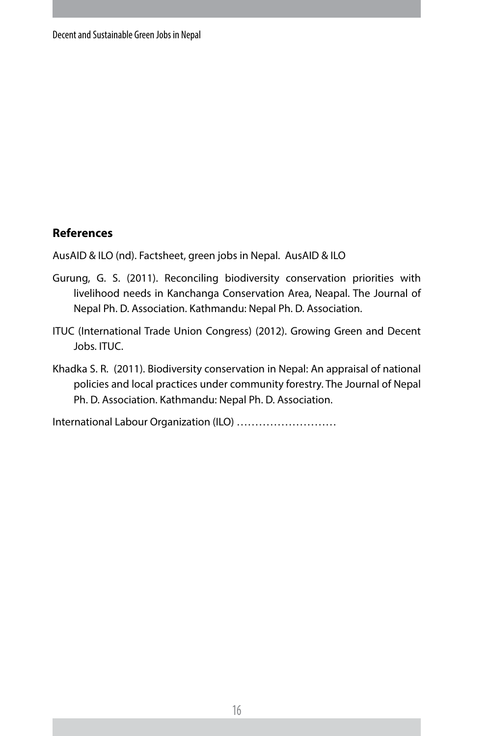## References

AusAID & ILO (nd). Factsheet, green jobs in Nepal. AusAID & ILO

Gurung, G. S. (2011). Reconciling biodiversity conservation priorities with livelihood needs in Kanchanga Conservation Area, Neapal. The Journal of Nepal Ph. D. Association. Kathmandu: Nepal Ph. D. Association.

ITUC (International Trade Union Congress) (2012). Growing Green and Decent Jobs. ITUC.

Khadka S. R. (2011). Biodiversity conservation in Nepal: An appraisal of national policies and local practices under community forestry. The Journal of Nepal Ph. D. Association. Kathmandu: Nepal Ph. D. Association.

International Labour Organization (ILO) ………………………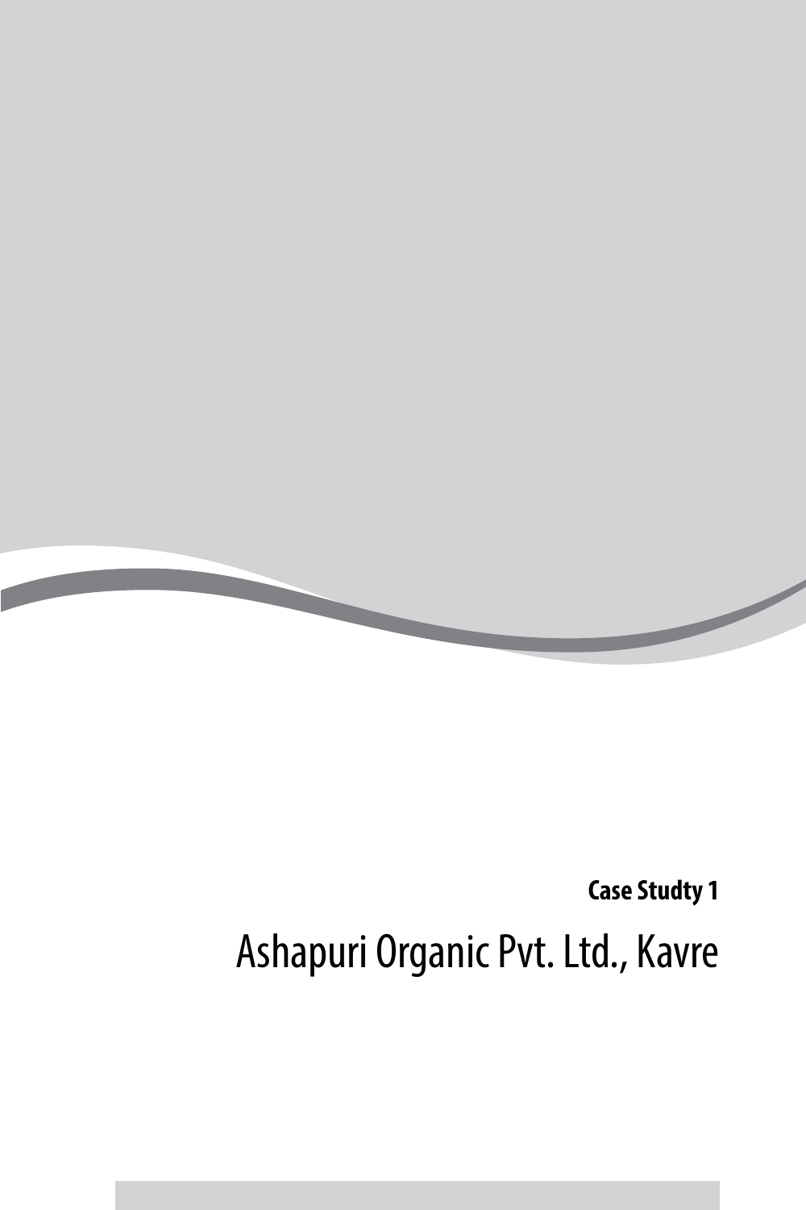**Case Studty 1**

# Ashapuri Organic Pvt. Ltd., Kavre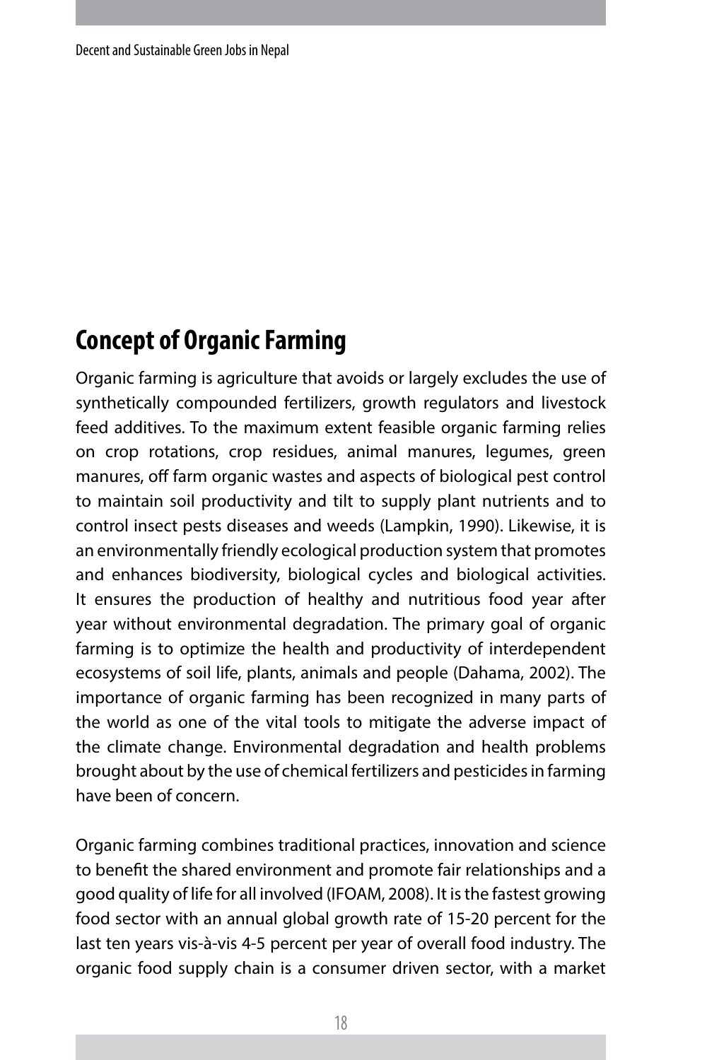## Concept of Organic Farming

Organic farming is agriculture that avoids or largely excludes the use of synthetically compounded fertilizers, growth regulators and livestock feed additives. To the maximum extent feasible organic farming relies on crop rotations, crop residues, animal manures, legumes, green manures, off farm organic wastes and aspects of biological pest control to maintain soil productivity and tilt to supply plant nutrients and to control insect pests diseases and weeds (Lampkin, 1990). Likewise, it is an environmentally friendly ecological production system that promotes and enhances biodiversity, biological cycles and biological activities. It ensures the production of healthy and nutritious food year after year without environmental degradation. The primary goal of organic farming is to optimize the health and productivity of interdependent ecosystems of soil life, plants, animals and people (Dahama, 2002). The importance of organic farming has been recognized in many parts of the world as one of the vital tools to mitigate the adverse impact of the climate change. Environmental degradation and health problems brought about by the use of chemical fertilizers and pesticides in farming have been of concern.

Organic farming combines traditional practices, innovation and science to benefit the shared environment and promote fair relationships and a good quality of life for all involved (IFOAM, 2008). It is the fastest growing food sector with an annual global growth rate of 15-20 percent for the last ten years vis-à-vis 4-5 percent per year of overall food industry. The organic food supply chain is a consumer driven sector, with a market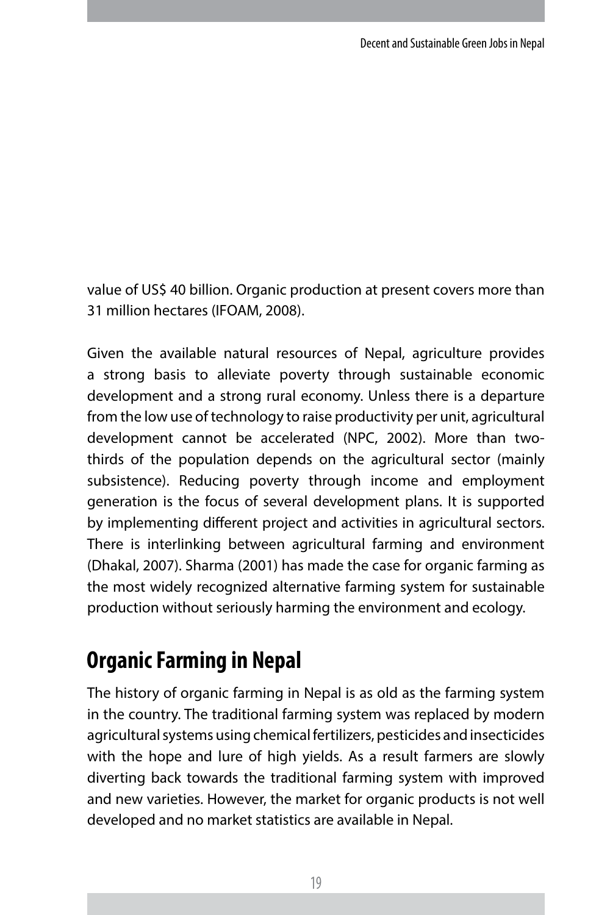value of US$ 40 billion. Organic production at present covers more than 31 million hectares (IFOAM, 2008).

Given the available natural resources of Nepal, agriculture provides a strong basis to alleviate poverty through sustainable economic development and a strong rural economy. Unless there is a departure from the low use of technology to raise productivity per unit, agricultural development cannot be accelerated (NPC, 2002). More than two-thirds of the population depends on the agricultural sector (mainly subsistence). Reducing poverty through income and employment generation is the focus of several development plans. It is supported by implementing different project and activities in agricultural sectors. There is interlinking between agricultural farming and environment (Dhakal, 2007). Sharma (2001) has made the case for organic farming as the most widely recognized alternative farming system for sustainable production without seriously harming the environment and ecology.

## Organic Farming in Nepal

The history of organic farming in Nepal is as old as the farming system in the country. The traditional farming system was replaced by modern agricultural systems using chemical fertilizers, pesticides and insecticides with the hope and lure of high yields. As a result farmers are slowly diverting back towards the traditional farming system with improved and new varieties. However, the market for organic products is not well developed and no market statistics are available in Nepal.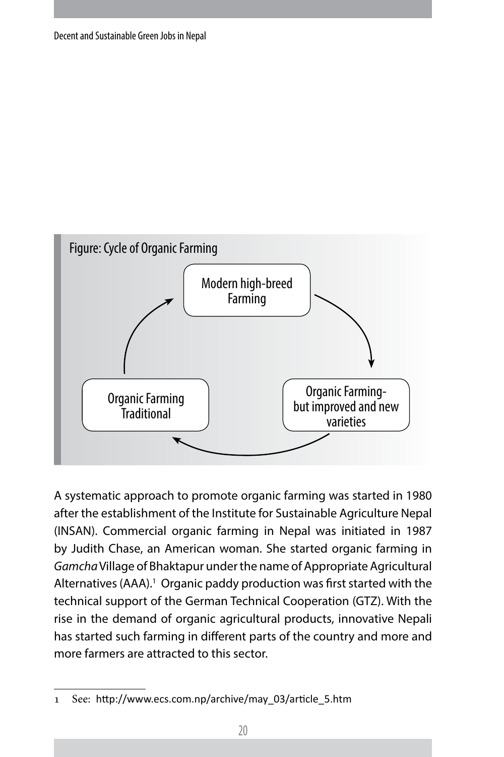Figure: Cycle of Organic Farming

Modern high-breed Farming → Organic Farming- but improved and new varieties → Organic Farming Traditional → Modern high-breed Farming

A systematic approach to promote organic farming was started in 1980 after the establishment of the Institute for Sustainable Agriculture Nepal (INSAN). Commercial organic farming in Nepal was initiated in 1987 by Judith Chase, an American woman. She started organic farming in *Gamcha* Village of Bhaktapur under the name of Appropriate Agricultural Alternatives (AAA).[1] Organic paddy production was first started with the technical support of the German Technical Cooperation (GTZ). With the rise in the demand of organic agricultural products, innovative Nepali has started such farming in different parts of the country and more and more farmers are attracted to this sector.

1 See: http://www.ecs.com.np/archive/may_03/article_5.htm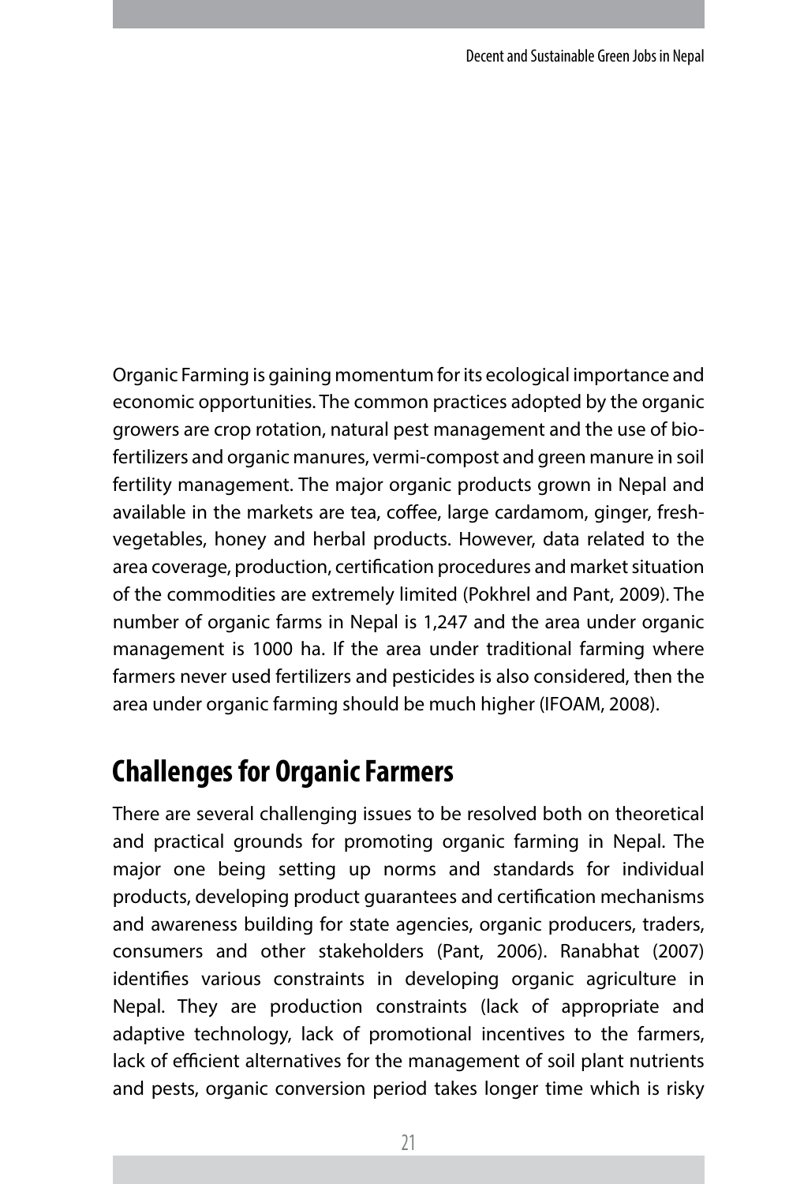Organic Farming is gaining momentum for its ecological importance and economic opportunities. The common practices adopted by the organic growers are crop rotation, natural pest management and the use of bio-fertilizers and organic manures, vermi-compost and green manure in soil fertility management. The major organic products grown in Nepal and available in the markets are tea, coffee, large cardamom, ginger, fresh-vegetables, honey and herbal products. However, data related to the area coverage, production, certification procedures and market situation of the commodities are extremely limited (Pokhrel and Pant, 2009). The number of organic farms in Nepal is 1,247 and the area under organic management is 1000 ha. If the area under traditional farming where farmers never used fertilizers and pesticides is also considered, then the area under organic farming should be much higher (IFOAM, 2008).

## Challenges for Organic Farmers

There are several challenging issues to be resolved both on theoretical and practical grounds for promoting organic farming in Nepal. The major one being setting up norms and standards for individual products, developing product guarantees and certification mechanisms and awareness building for state agencies, organic producers, traders, consumers and other stakeholders (Pant, 2006). Ranabhat (2007) identifies various constraints in developing organic agriculture in Nepal. They are production constraints (lack of appropriate and adaptive technology, lack of promotional incentives to the farmers, lack of efficient alternatives for the management of soil plant nutrients and pests, organic conversion period takes longer time which is risky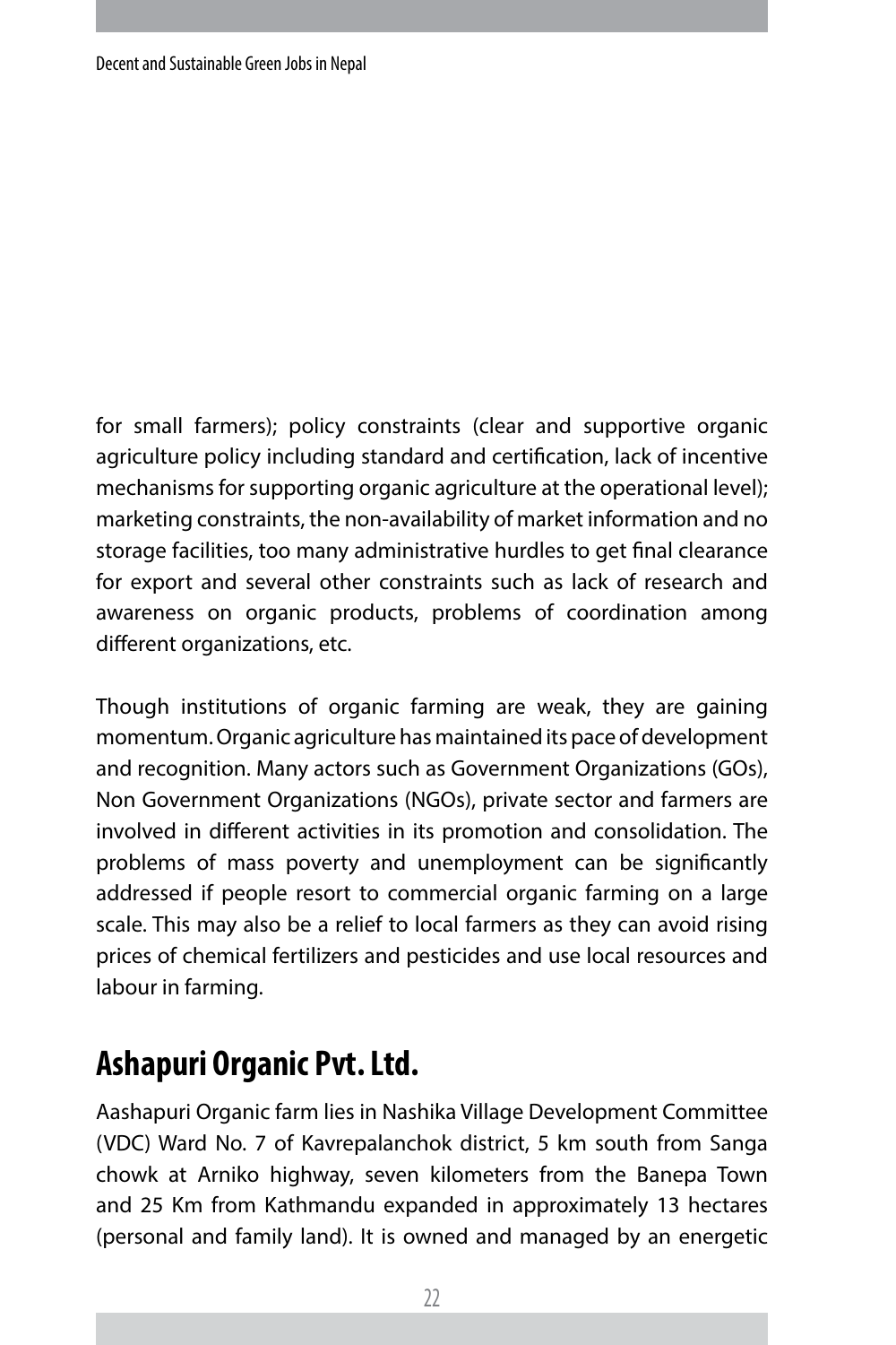for small farmers); policy constraints (clear and supportive organic agriculture policy including standard and certification, lack of incentive mechanisms for supporting organic agriculture at the operational level); marketing constraints, the non-availability of market information and no storage facilities, too many administrative hurdles to get final clearance for export and several other constraints such as lack of research and awareness on organic products, problems of coordination among different organizations, etc.

Though institutions of organic farming are weak, they are gaining momentum. Organic agriculture has maintained its pace of development and recognition. Many actors such as Government Organizations (GOs), Non Government Organizations (NGOs), private sector and farmers are involved in different activities in its promotion and consolidation. The problems of mass poverty and unemployment can be significantly addressed if people resort to commercial organic farming on a large scale. This may also be a relief to local farmers as they can avoid rising prices of chemical fertilizers and pesticides and use local resources and labour in farming.

## Ashapuri Organic Pvt. Ltd.

Aashapuri Organic farm lies in Nashika Village Development Committee (VDC) Ward No. 7 of Kavrepalanchok district, 5 km south from Sanga chowk at Arniko highway, seven kilometers from the Banepa Town and 25 Km from Kathmandu expanded in approximately 13 hectares (personal and family land). It is owned and managed by an energetic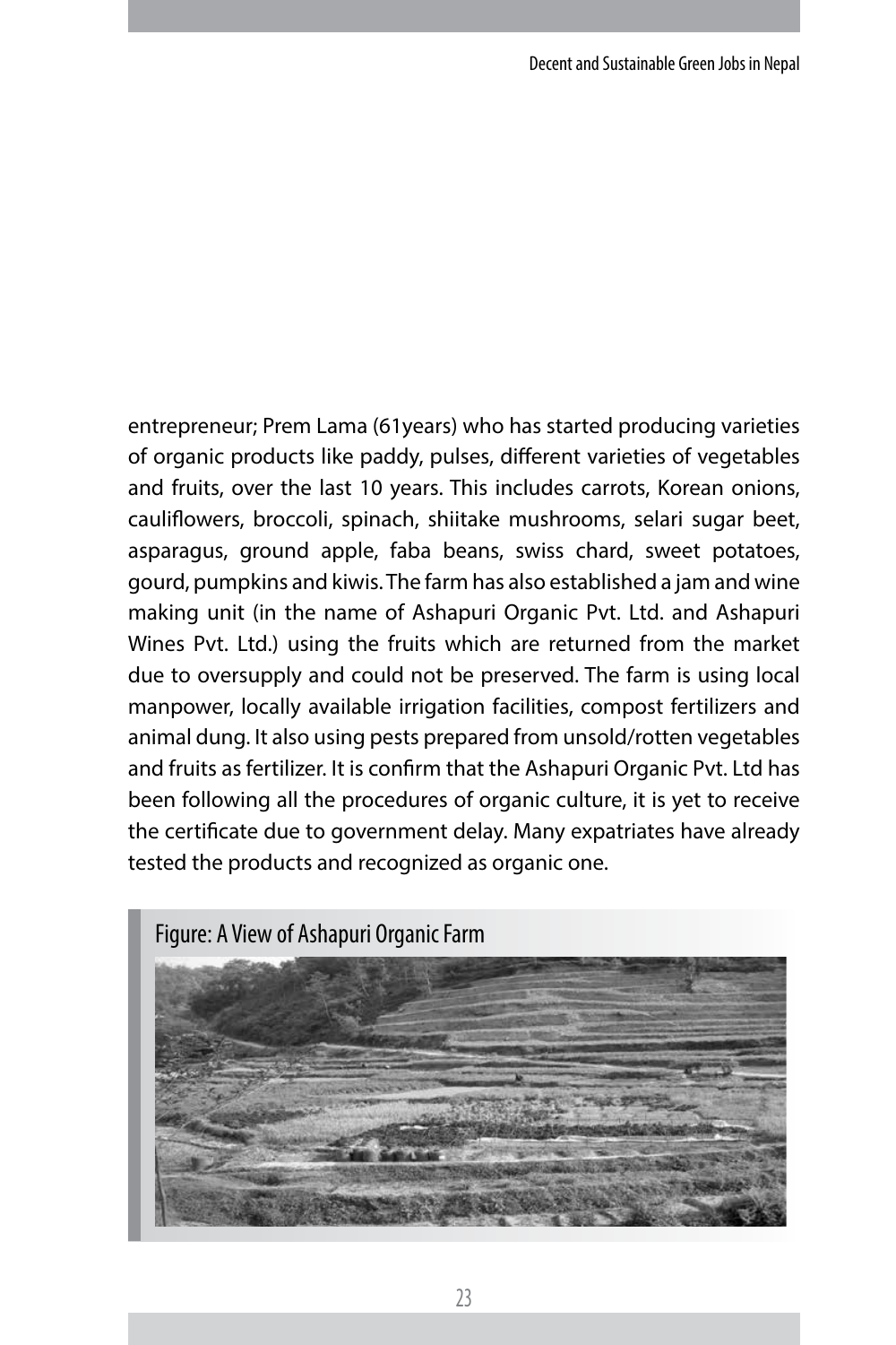entrepreneur; Prem Lama (61years) who has started producing varieties of organic products like paddy, pulses, different varieties of vegetables and fruits, over the last 10 years. This includes carrots, Korean onions, cauliflowers, broccoli, spinach, shiitake mushrooms, selari sugar beet, asparagus, ground apple, faba beans, swiss chard, sweet potatoes, gourd, pumpkins and kiwis. The farm has also established a jam and wine making unit (in the name of Ashapuri Organic Pvt. Ltd. and Ashapuri Wines Pvt. Ltd.) using the fruits which are returned from the market due to oversupply and could not be preserved. The farm is using local manpower, locally available irrigation facilities, compost fertilizers and animal dung. It also using pests prepared from unsold/rotten vegetables and fruits as fertilizer. It is confirm that the Ashapuri Organic Pvt. Ltd has been following all the procedures of organic culture, it is yet to receive the certificate due to government delay. Many expatriates have already tested the products and recognized as organic one.

Figure: A View of Ashapuri Organic Farm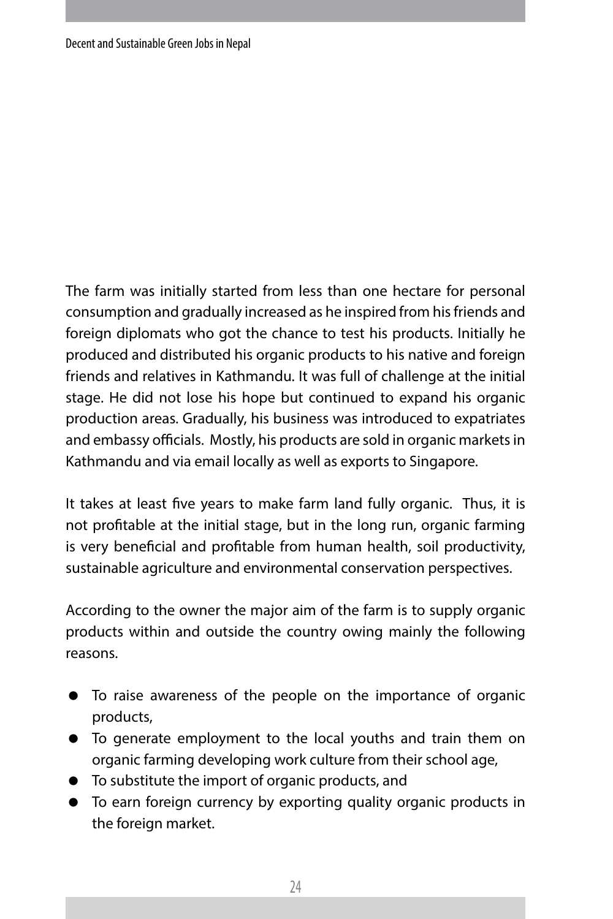The farm was initially started from less than one hectare for personal consumption and gradually increased as he inspired from his friends and foreign diplomats who got the chance to test his products. Initially he produced and distributed his organic products to his native and foreign friends and relatives in Kathmandu. It was full of challenge at the initial stage. He did not lose his hope but continued to expand his organic production areas. Gradually, his business was introduced to expatriates and embassy officials. Mostly, his products are sold in organic markets in Kathmandu and via email locally as well as exports to Singapore.

It takes at least five years to make farm land fully organic. Thus, it is not profitable at the initial stage, but in the long run, organic farming is very beneficial and profitable from human health, soil productivity, sustainable agriculture and environmental conservation perspectives.

According to the owner the major aim of the farm is to supply organic products within and outside the country owing mainly the following reasons.

- To raise awareness of the people on the importance of organic products,
- To generate employment to the local youths and train them on organic farming developing work culture from their school age,
- To substitute the import of organic products, and
- To earn foreign currency by exporting quality organic products in the foreign market.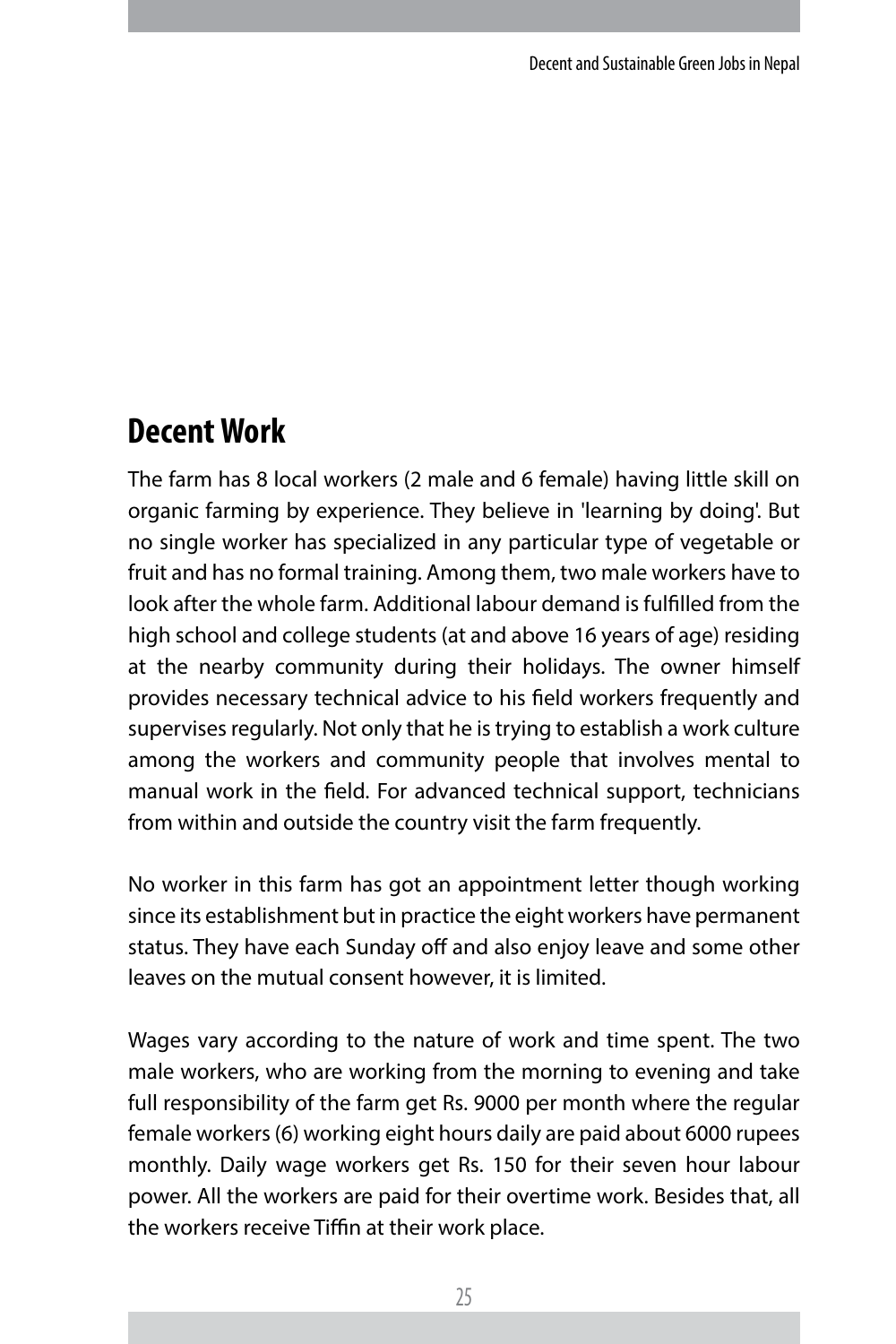## Decent Work

The farm has 8 local workers (2 male and 6 female) having little skill on organic farming by experience. They believe in 'learning by doing'. But no single worker has specialized in any particular type of vegetable or fruit and has no formal training. Among them, two male workers have to look after the whole farm. Additional labour demand is fulfilled from the high school and college students (at and above 16 years of age) residing at the nearby community during their holidays. The owner himself provides necessary technical advice to his field workers frequently and supervises regularly. Not only that he is trying to establish a work culture among the workers and community people that involves mental to manual work in the field. For advanced technical support, technicians from within and outside the country visit the farm frequently.

No worker in this farm has got an appointment letter though working since its establishment but in practice the eight workers have permanent status. They have each Sunday off and also enjoy leave and some other leaves on the mutual consent however, it is limited.

Wages vary according to the nature of work and time spent. The two male workers, who are working from the morning to evening and take full responsibility of the farm get Rs. 9000 per month where the regular female workers (6) working eight hours daily are paid about 6000 rupees monthly. Daily wage workers get Rs. 150 for their seven hour labour power. All the workers are paid for their overtime work. Besides that, all the workers receive Tiffin at their work place.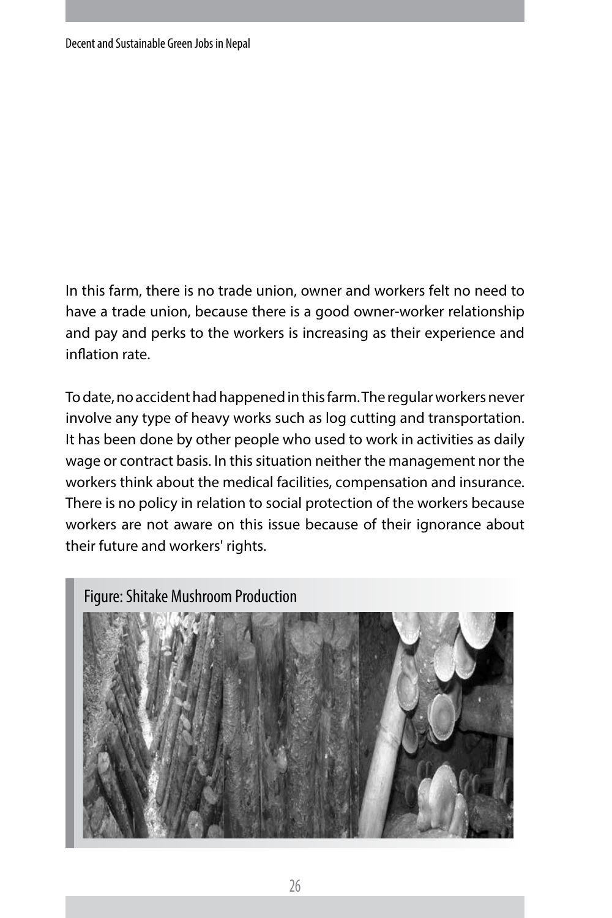In this farm, there is no trade union, owner and workers felt no need to have a trade union, because there is a good owner-worker relationship and pay and perks to the workers is increasing as their experience and inflation rate.

To date, no accident had happened in this farm. The regular workers never involve any type of heavy works such as log cutting and transportation. It has been done by other people who used to work in activities as daily wage or contract basis. In this situation neither the management nor the workers think about the medical facilities, compensation and insurance. There is no policy in relation to social protection of the workers because workers are not aware on this issue because of their ignorance about their future and workers' rights.

Figure: Shitake Mushroom Production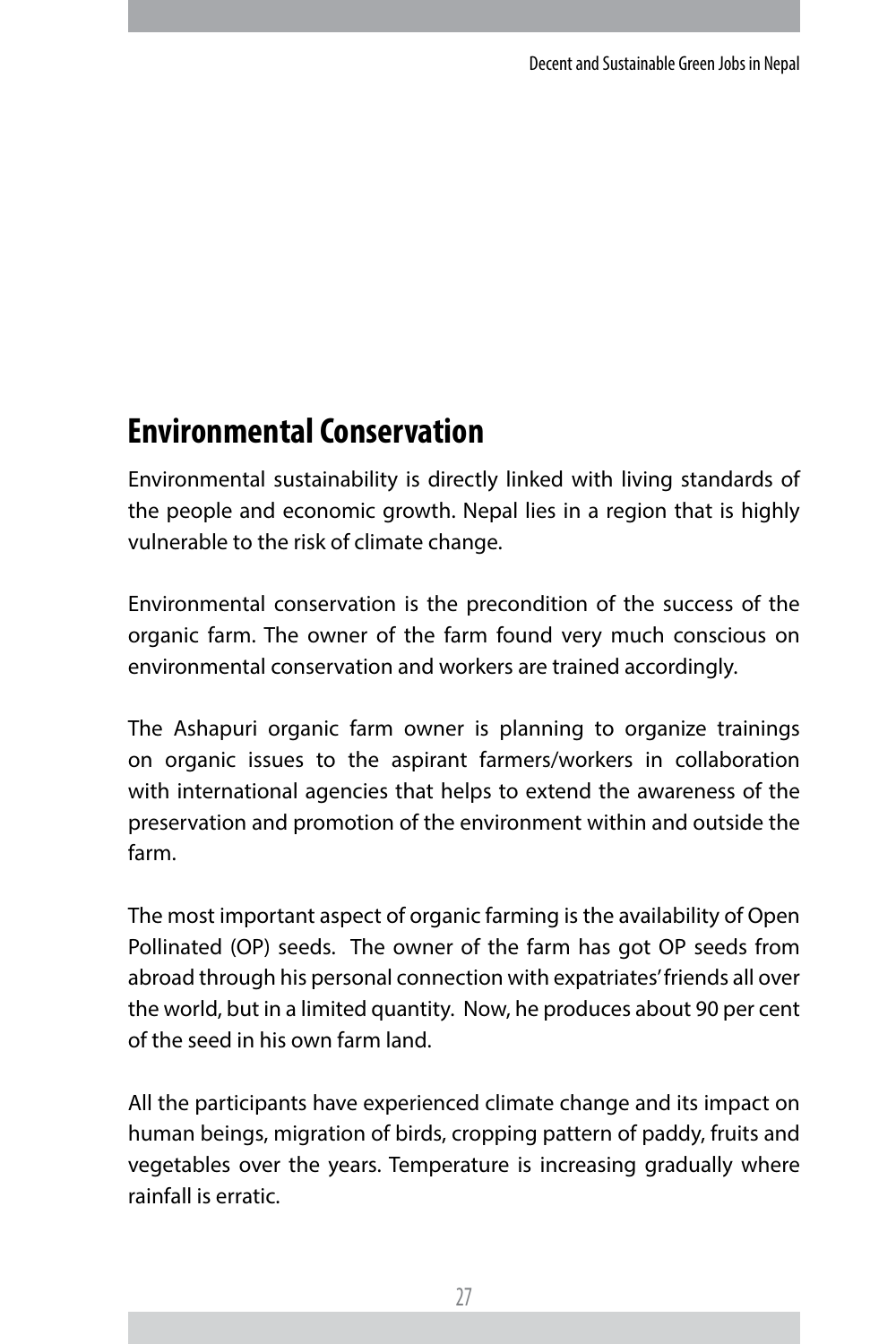## Environmental Conservation

Environmental sustainability is directly linked with living standards of the people and economic growth. Nepal lies in a region that is highly vulnerable to the risk of climate change.

Environmental conservation is the precondition of the success of the organic farm. The owner of the farm found very much conscious on environmental conservation and workers are trained accordingly.

The Ashapuri organic farm owner is planning to organize trainings on organic issues to the aspirant farmers/workers in collaboration with international agencies that helps to extend the awareness of the preservation and promotion of the environment within and outside the farm.

The most important aspect of organic farming is the availability of Open Pollinated (OP) seeds. The owner of the farm has got OP seeds from abroad through his personal connection with expatriates' friends all over the world, but in a limited quantity. Now, he produces about 90 per cent of the seed in his own farm land.

All the participants have experienced climate change and its impact on human beings, migration of birds, cropping pattern of paddy, fruits and vegetables over the years. Temperature is increasing gradually where rainfall is erratic.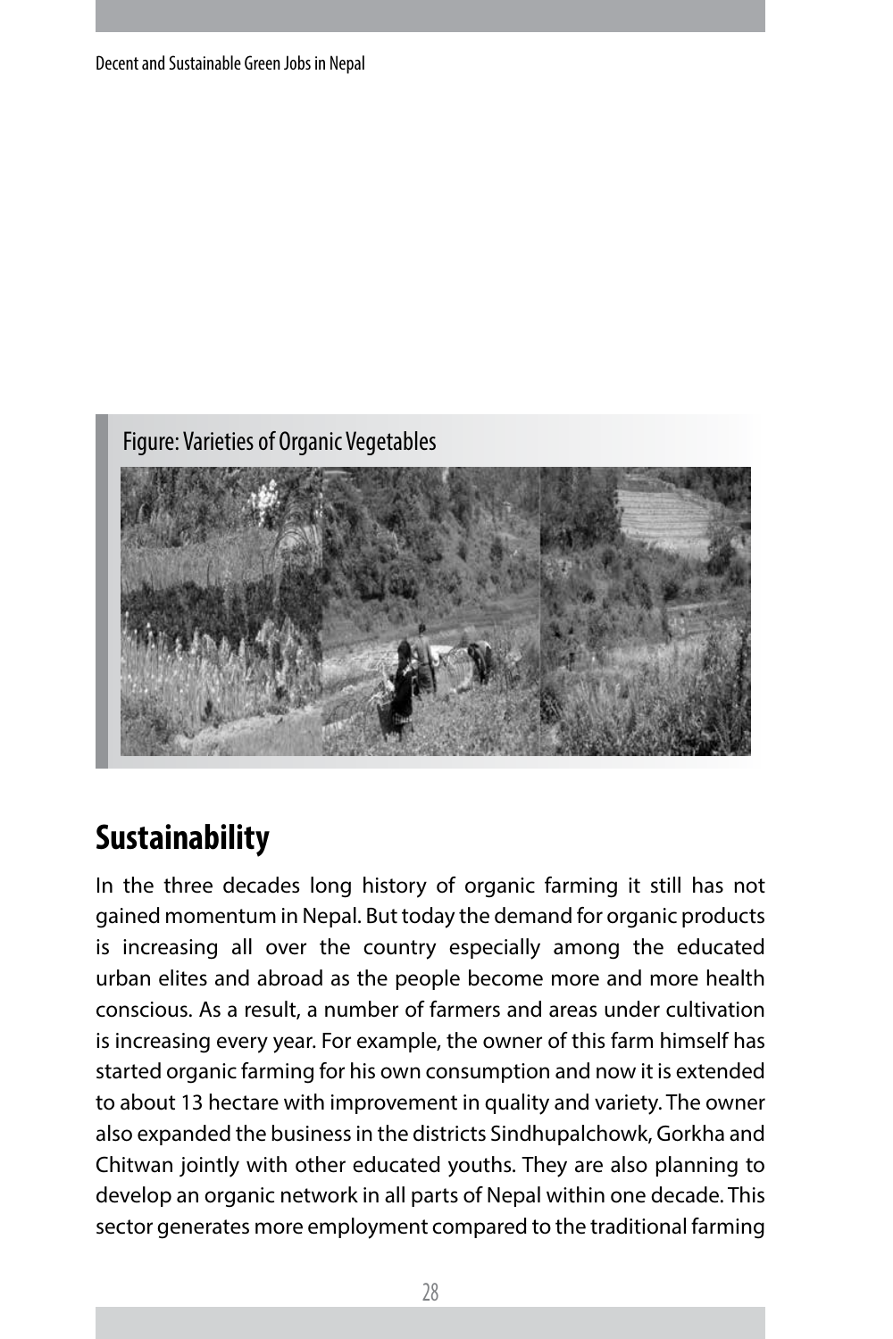Figure: Varieties of Organic Vegetables

## Sustainability

In the three decades long history of organic farming it still has not gained momentum in Nepal. But today the demand for organic products is increasing all over the country especially among the educated urban elites and abroad as the people become more and more health conscious. As a result, a number of farmers and areas under cultivation is increasing every year. For example, the owner of this farm himself has started organic farming for his own consumption and now it is extended to about 13 hectare with improvement in quality and variety. The owner also expanded the business in the districts Sindhupalchowk, Gorkha and Chitwan jointly with other educated youths. They are also planning to develop an organic network in all parts of Nepal within one decade. This sector generates more employment compared to the traditional farming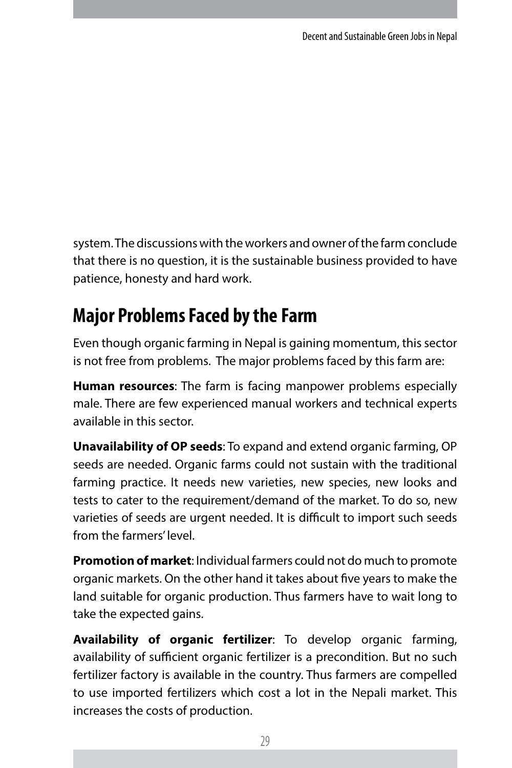system. The discussions with the workers and owner of the farm conclude that there is no question, it is the sustainable business provided to have patience, honesty and hard work.

## Major Problems Faced by the Farm

Even though organic farming in Nepal is gaining momentum, this sector is not free from problems. The major problems faced by this farm are:

**Human resources**: The farm is facing manpower problems especially male. There are few experienced manual workers and technical experts available in this sector.

**Unavailability of OP seeds**: To expand and extend organic farming, OP seeds are needed. Organic farms could not sustain with the traditional farming practice. It needs new varieties, new species, new looks and tests to cater to the requirement/demand of the market. To do so, new varieties of seeds are urgent needed. It is difficult to import such seeds from the farmers' level.

**Promotion of market**: Individual farmers could not do much to promote organic markets. On the other hand it takes about five years to make the land suitable for organic production. Thus farmers have to wait long to take the expected gains.

**Availability of organic fertilizer**: To develop organic farming, availability of sufficient organic fertilizer is a precondition. But no such fertilizer factory is available in the country. Thus farmers are compelled to use imported fertilizers which cost a lot in the Nepali market. This increases the costs of production.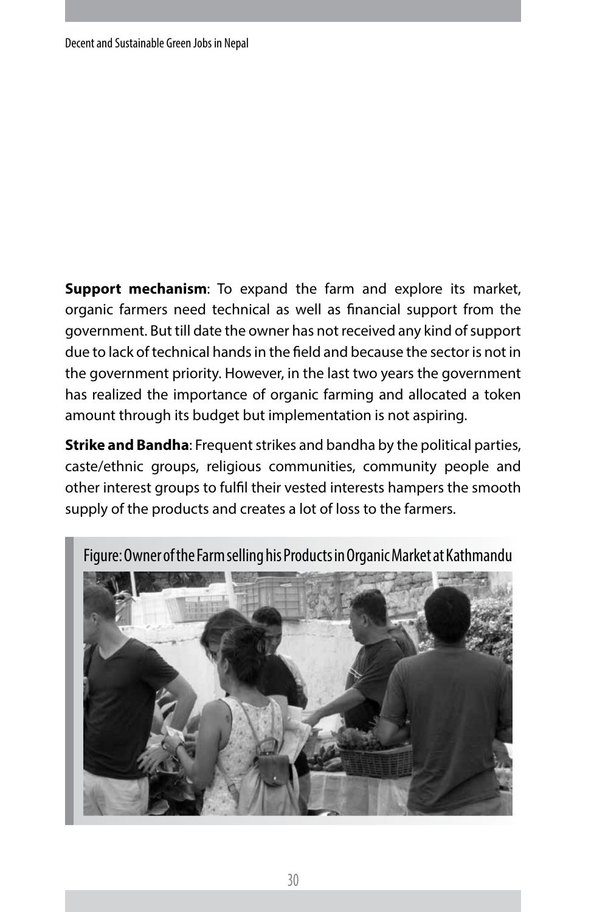**Support mechanism**: To expand the farm and explore its market, organic farmers need technical as well as financial support from the government. But till date the owner has not received any kind of support due to lack of technical hands in the field and because the sector is not in the government priority. However, in the last two years the government has realized the importance of organic farming and allocated a token amount through its budget but implementation is not aspiring.

**Strike and Bandha**: Frequent strikes and bandha by the political parties, caste/ethnic groups, religious communities, community people and other interest groups to fulfil their vested interests hampers the smooth supply of the products and creates a lot of loss to the farmers.

Figure: Owner of the Farm selling his Products in Organic Market at Kathmandu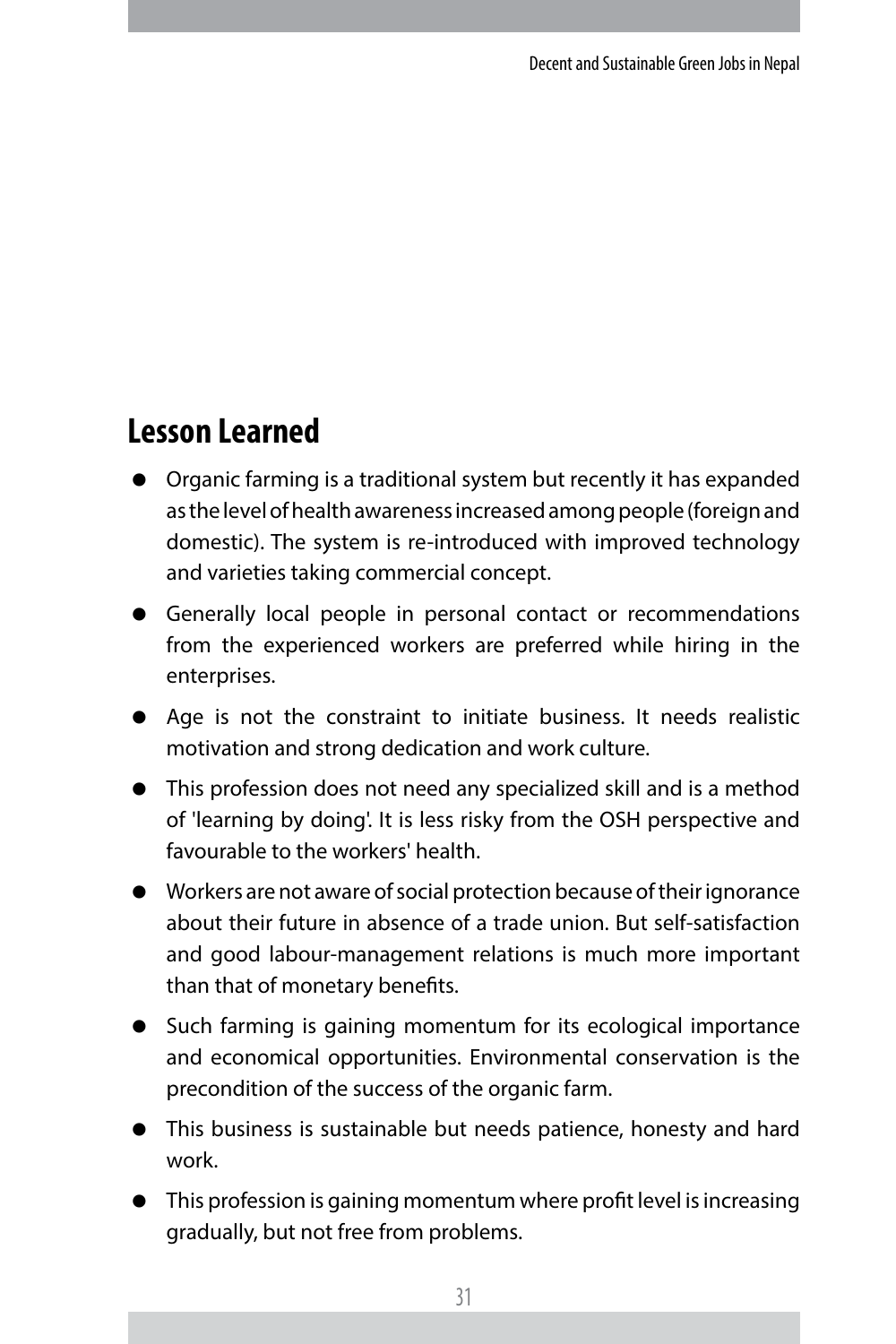## Lesson Learned

- Organic farming is a traditional system but recently it has expanded as the level of health awareness increased among people (foreign and domestic). The system is re-introduced with improved technology and varieties taking commercial concept.
- Generally local people in personal contact or recommendations from the experienced workers are preferred while hiring in the enterprises.
- Age is not the constraint to initiate business. It needs realistic motivation and strong dedication and work culture.
- This profession does not need any specialized skill and is a method of 'learning by doing'. It is less risky from the OSH perspective and favourable to the workers' health.
- Workers are not aware of social protection because of their ignorance about their future in absence of a trade union. But self-satisfaction and good labour-management relations is much more important than that of monetary benefits.
- Such farming is gaining momentum for its ecological importance and economical opportunities. Environmental conservation is the precondition of the success of the organic farm.
- This business is sustainable but needs patience, honesty and hard work.
- This profession is gaining momentum where profit level is increasing gradually, but not free from problems.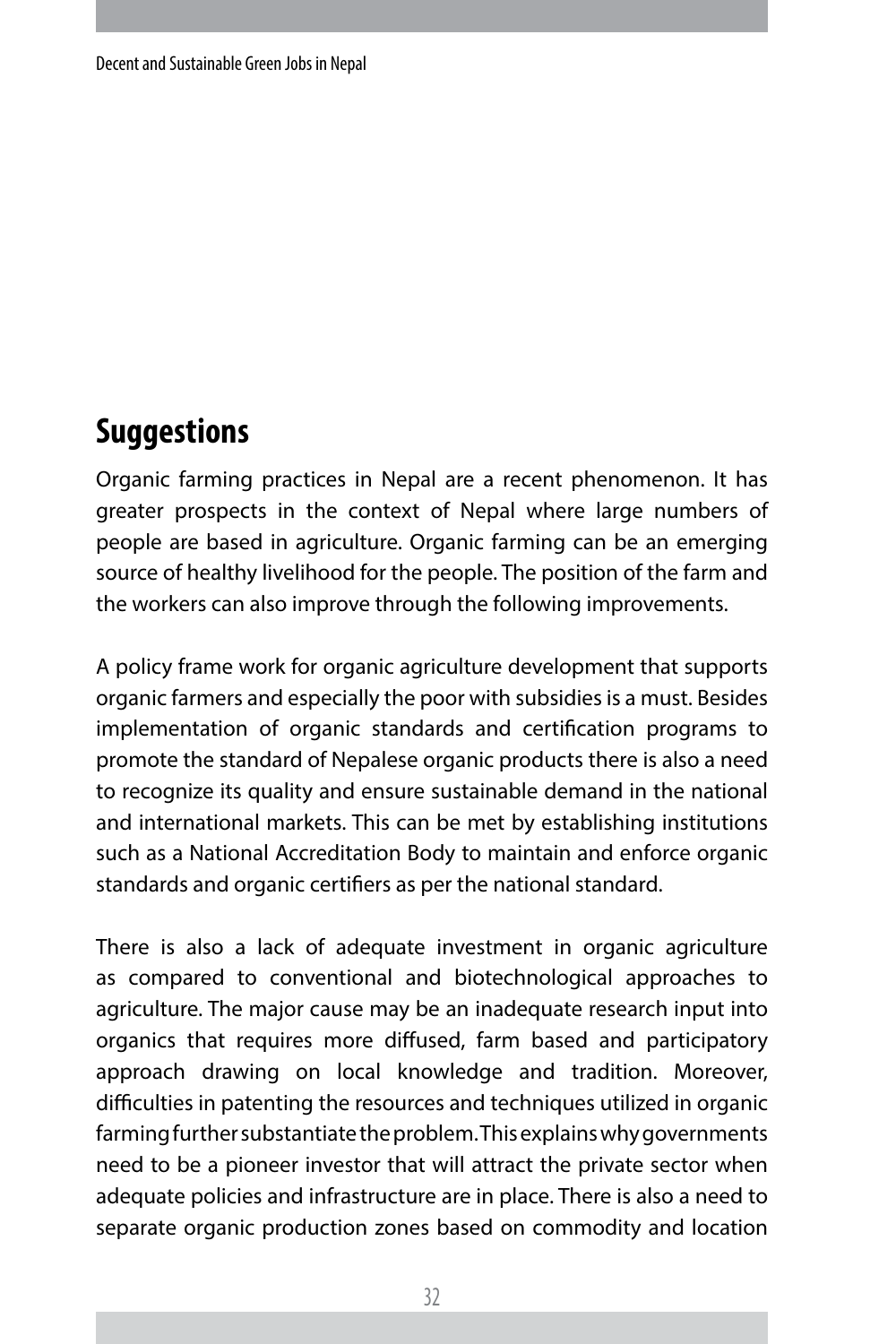## Suggestions

Organic farming practices in Nepal are a recent phenomenon. It has greater prospects in the context of Nepal where large numbers of people are based in agriculture. Organic farming can be an emerging source of healthy livelihood for the people. The position of the farm and the workers can also improve through the following improvements.

A policy frame work for organic agriculture development that supports organic farmers and especially the poor with subsidies is a must. Besides implementation of organic standards and certification programs to promote the standard of Nepalese organic products there is also a need to recognize its quality and ensure sustainable demand in the national and international markets. This can be met by establishing institutions such as a National Accreditation Body to maintain and enforce organic standards and organic certifiers as per the national standard.

There is also a lack of adequate investment in organic agriculture as compared to conventional and biotechnological approaches to agriculture. The major cause may be an inadequate research input into organics that requires more diffused, farm based and participatory approach drawing on local knowledge and tradition. Moreover, difficulties in patenting the resources and techniques utilized in organic farming further substantiate the problem. This explains why governments need to be a pioneer investor that will attract the private sector when adequate policies and infrastructure are in place. There is also a need to separate organic production zones based on commodity and location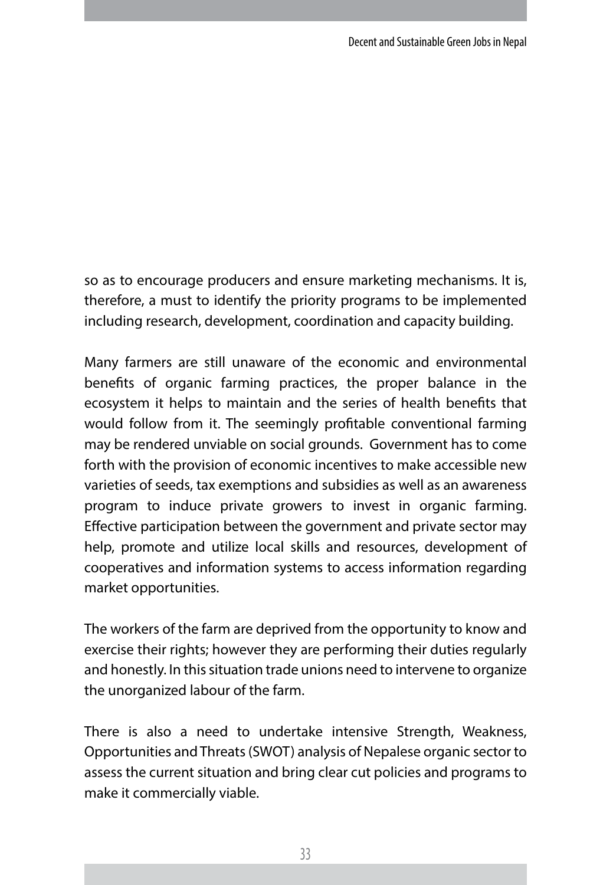so as to encourage producers and ensure marketing mechanisms. It is, therefore, a must to identify the priority programs to be implemented including research, development, coordination and capacity building.

Many farmers are still unaware of the economic and environmental benefits of organic farming practices, the proper balance in the ecosystem it helps to maintain and the series of health benefits that would follow from it. The seemingly profitable conventional farming may be rendered unviable on social grounds. Government has to come forth with the provision of economic incentives to make accessible new varieties of seeds, tax exemptions and subsidies as well as an awareness program to induce private growers to invest in organic farming. Effective participation between the government and private sector may help, promote and utilize local skills and resources, development of cooperatives and information systems to access information regarding market opportunities.

The workers of the farm are deprived from the opportunity to know and exercise their rights; however they are performing their duties regularly and honestly. In this situation trade unions need to intervene to organize the unorganized labour of the farm.

There is also a need to undertake intensive Strength, Weakness, Opportunities and Threats (SWOT) analysis of Nepalese organic sector to assess the current situation and bring clear cut policies and programs to make it commercially viable.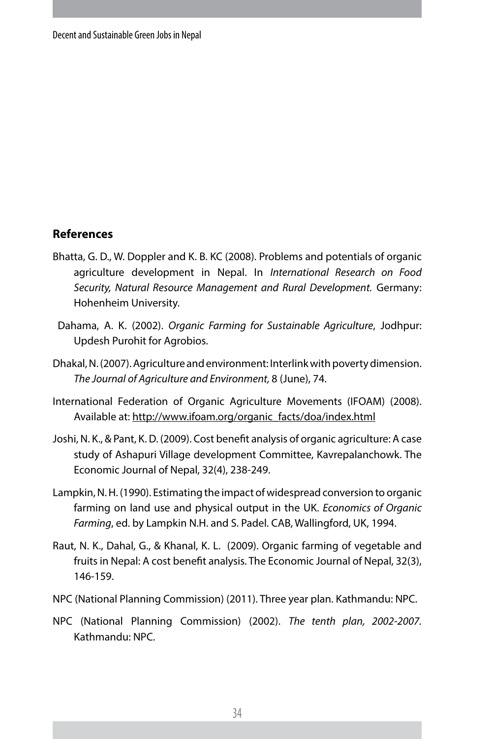## References

Bhatta, G. D., W. Doppler and K. B. KC (2008). Problems and potentials of organic agriculture development in Nepal. In *International Research on Food Security, Natural Resource Management and Rural Development.* Germany: Hohenheim University.

Dahama, A. K. (2002). *Organic Farming for Sustainable Agriculture*, Jodhpur: Updesh Purohit for Agrobios.

Dhakal, N. (2007). Agriculture and environment: Interlink with poverty dimension. *The Journal of Agriculture and Environment,* 8 (June), 74.

International Federation of Organic Agriculture Movements (IFOAM) (2008). Available at: http://www.ifoam.org/organic_facts/doa/index.html

Joshi, N. K., & Pant, K. D. (2009). Cost benefit analysis of organic agriculture: A case study of Ashapuri Village development Committee, Kavrepalanchowk. The Economic Journal of Nepal, 32(4), 238-249.

Lampkin, N. H. (1990). Estimating the impact of widespread conversion to organic farming on land use and physical output in the UK. *Economics of Organic Farming*, ed. by Lampkin N.H. and S. Padel. CAB, Wallingford, UK, 1994.

Raut, N. K., Dahal, G., & Khanal, K. L. (2009). Organic farming of vegetable and fruits in Nepal: A cost benefit analysis. The Economic Journal of Nepal, 32(3), 146-159.

NPC (National Planning Commission) (2011). Three year plan. Kathmandu: NPC.

NPC (National Planning Commission) (2002). *The tenth plan, 2002-2007.* Kathmandu: NPC.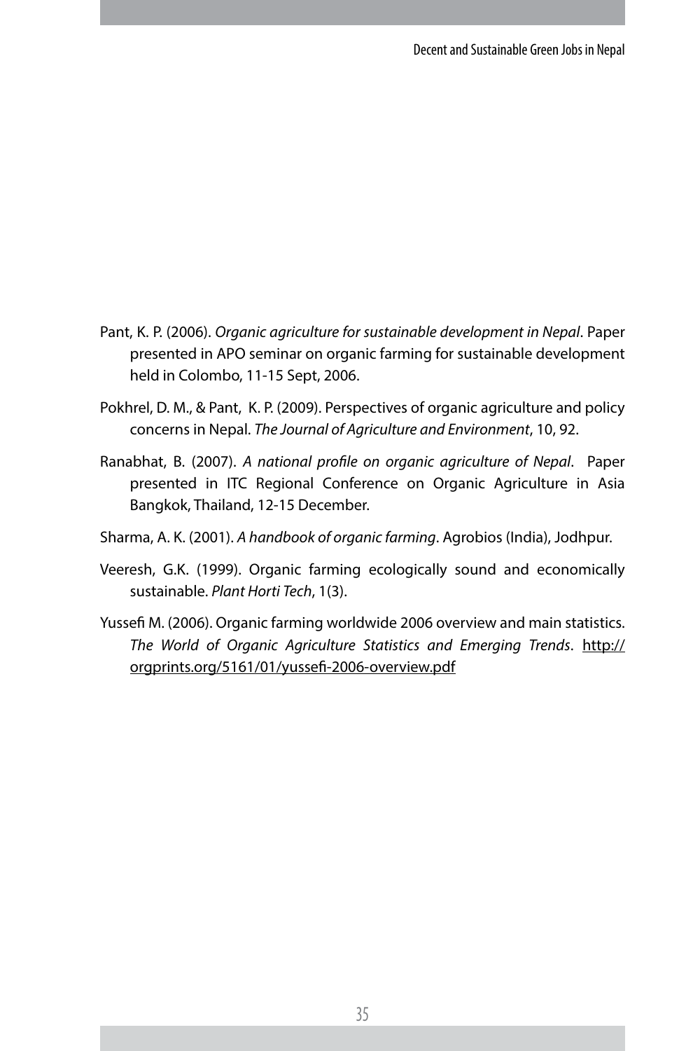Pant, K. P. (2006). *Organic agriculture for sustainable development in Nepal*. Paper presented in APO seminar on organic farming for sustainable development held in Colombo, 11-15 Sept, 2006.

Pokhrel, D. M., & Pant, K. P. (2009). Perspectives of organic agriculture and policy concerns in Nepal. *The Journal of Agriculture and Environment*, 10, 92.

Ranabhat, B. (2007). *A national profile on organic agriculture of Nepal*. Paper presented in ITC Regional Conference on Organic Agriculture in Asia Bangkok, Thailand, 12-15 December.

Sharma, A. K. (2001). *A handbook of organic farming*. Agrobios (India), Jodhpur.

Veeresh, G.K. (1999). Organic farming ecologically sound and economically sustainable. *Plant Horti Tech*, 1(3).

Yussefi M. (2006). Organic farming worldwide 2006 overview and main statistics. *The World of Organic Agriculture Statistics and Emerging Trends*. http://orgprints.org/5161/01/yussefi-2006-overview.pdf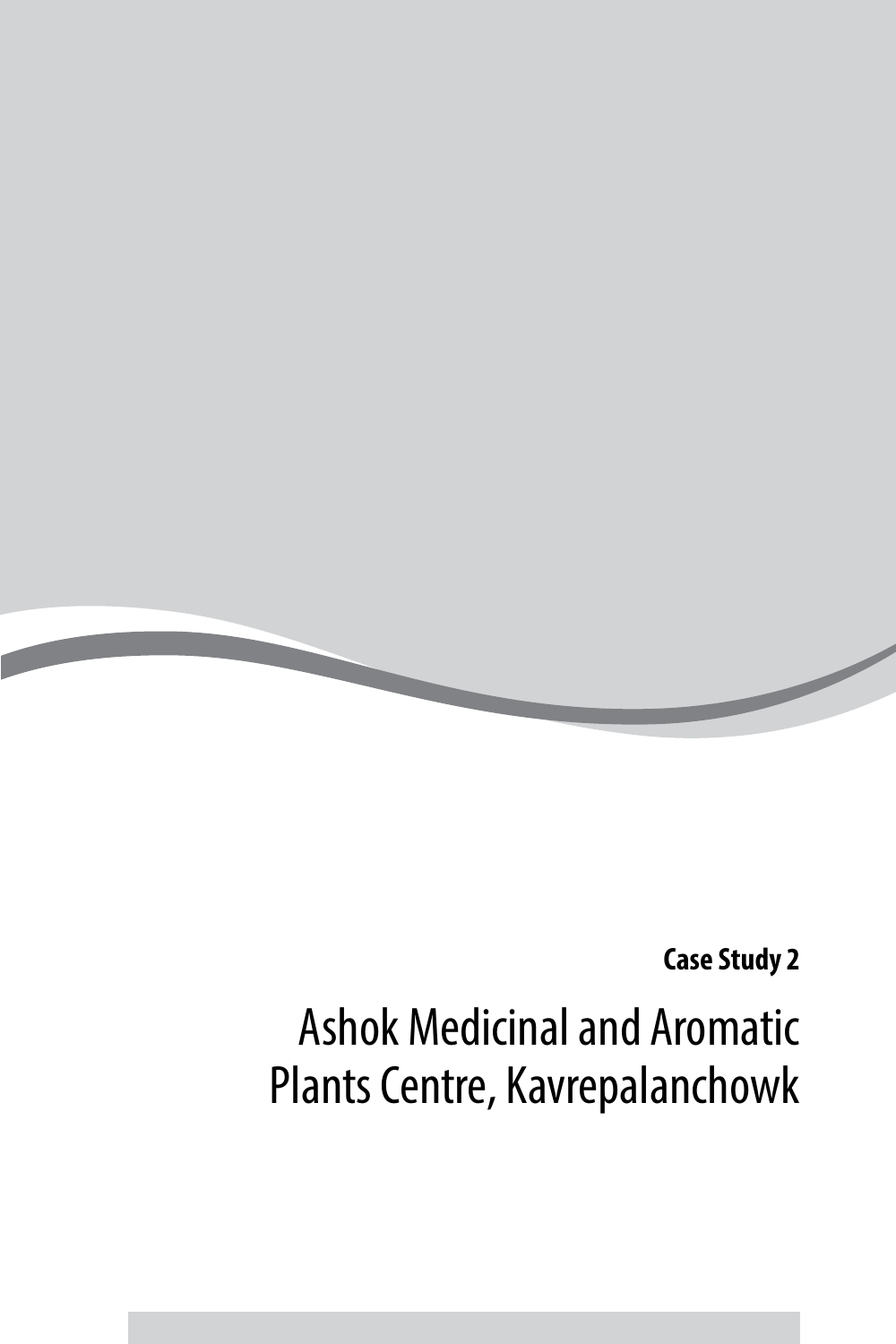**Case Study 2**

# Ashok Medicinal and Aromatic Plants Centre, Kavrepalanchowk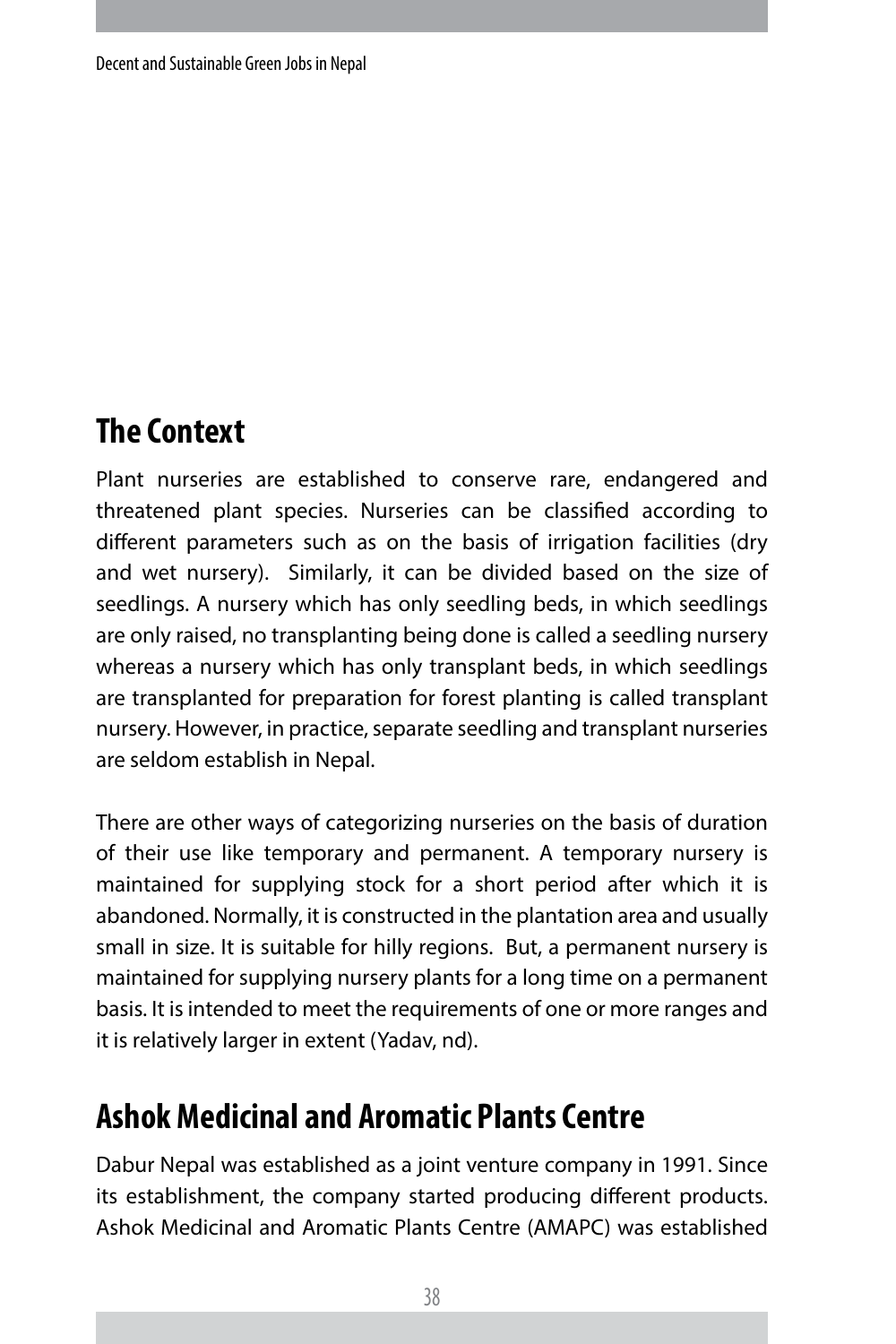## The Context

Plant nurseries are established to conserve rare, endangered and threatened plant species. Nurseries can be classified according to different parameters such as on the basis of irrigation facilities (dry and wet nursery). Similarly, it can be divided based on the size of seedlings. A nursery which has only seedling beds, in which seedlings are only raised, no transplanting being done is called a seedling nursery whereas a nursery which has only transplant beds, in which seedlings are transplanted for preparation for forest planting is called transplant nursery. However, in practice, separate seedling and transplant nurseries are seldom establish in Nepal.

There are other ways of categorizing nurseries on the basis of duration of their use like temporary and permanent. A temporary nursery is maintained for supplying stock for a short period after which it is abandoned. Normally, it is constructed in the plantation area and usually small in size. It is suitable for hilly regions. But, a permanent nursery is maintained for supplying nursery plants for a long time on a permanent basis. It is intended to meet the requirements of one or more ranges and it is relatively larger in extent (Yadav, nd).

## Ashok Medicinal and Aromatic Plants Centre

Dabur Nepal was established as a joint venture company in 1991. Since its establishment, the company started producing different products. Ashok Medicinal and Aromatic Plants Centre (AMAPC) was established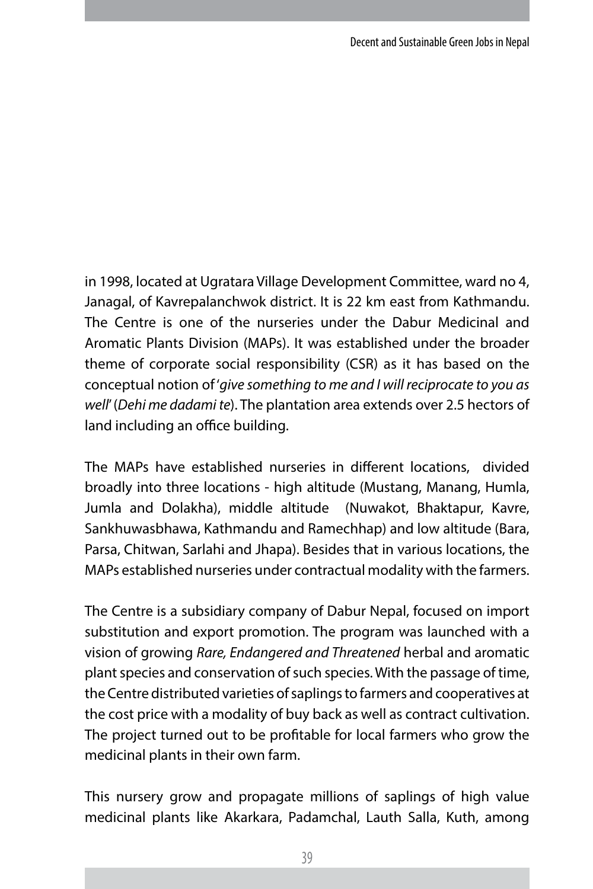in 1998, located at Ugratara Village Development Committee, ward no 4, Janagal, of Kavrepalanchwok district. It is 22 km east from Kathmandu. The Centre is one of the nurseries under the Dabur Medicinal and Aromatic Plants Division (MAPs). It was established under the broader theme of corporate social responsibility (CSR) as it has based on the conceptual notion of '*give something to me and I will reciprocate to you as well*' (*Dehi me dadami te*). The plantation area extends over 2.5 hectors of land including an office building.

The MAPs have established nurseries in different locations, divided broadly into three locations - high altitude (Mustang, Manang, Humla, Jumla and Dolakha), middle altitude (Nuwakot, Bhaktapur, Kavre, Sankhuwasbhawa, Kathmandu and Ramechhap) and low altitude (Bara, Parsa, Chitwan, Sarlahi and Jhapa). Besides that in various locations, the MAPs established nurseries under contractual modality with the farmers.

The Centre is a subsidiary company of Dabur Nepal, focused on import substitution and export promotion. The program was launched with a vision of growing *Rare, Endangered and Threatened* herbal and aromatic plant species and conservation of such species. With the passage of time, the Centre distributed varieties of saplings to farmers and cooperatives at the cost price with a modality of buy back as well as contract cultivation. The project turned out to be profitable for local farmers who grow the medicinal plants in their own farm.

This nursery grow and propagate millions of saplings of high value medicinal plants like Akarkara, Padamchal, Lauth Salla, Kuth, among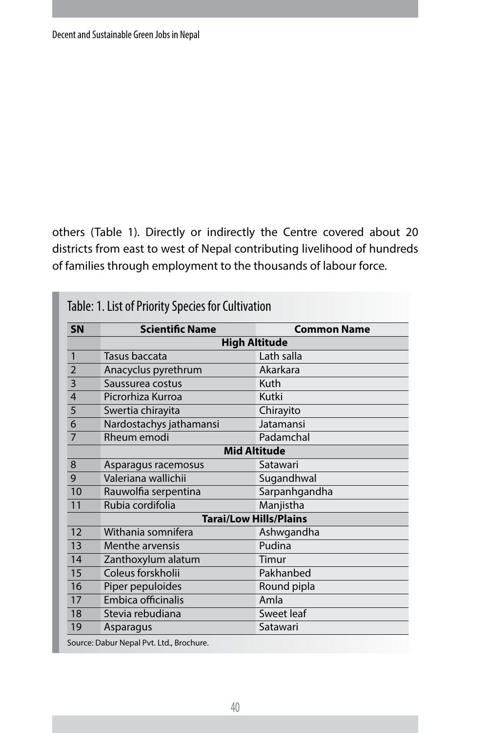others (Table 1). Directly or indirectly the Centre covered about 20 districts from east to west of Nepal contributing livelihood of hundreds of families through employment to the thousands of labour force.

Table: 1. List of Priority Species for Cultivation

| SN | Scientific Name | Common Name |
|---|---|---|
| | **High Altitude** | |
| 1 | Tasus baccata | Lath salla |
| 2 | Anacyclus pyrethrum | Akarkara |
| 3 | Saussurea costus | Kuth |
| 4 | Picrorhiza Kurroa | Kutki |
| 5 | Swertia chirayita | Chirayito |
| 6 | Nardostachys jathamansi | Jatamansi |
| 7 | Rheum emodi | Padamchal |
| | **Mid Altitude** | |
| 8 | Asparagus racemosus | Satawari |
| 9 | Valeriana wallichii | Sugandhwal |
| 10 | Rauwolfia serpentina | Sarpanhgandha |
| 11 | Rubia cordifolia | Manjistha |
| | **Tarai/Low Hills/Plains** | |
| 12 | Withania somnifera | Ashwgandha |
| 13 | Menthe arvensis | Pudina |
| 14 | Zanthoxylum alatum | Timur |
| 15 | Coleus forskholii | Pakhanbed |
| 16 | Piper pepuloides | Round pipla |
| 17 | Embica officinalis | Amla |
| 18 | Stevia rebudiana | Sweet leaf |
| 19 | Asparagus | Satawari |

Source: Dabur Nepal Pvt. Ltd., Brochure.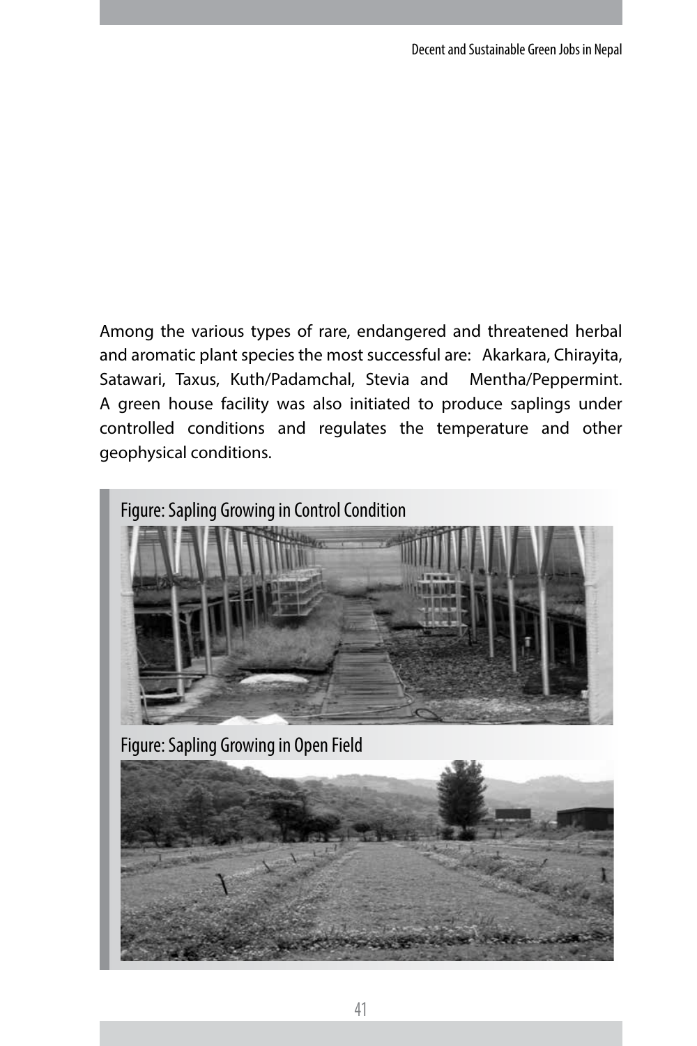Among the various types of rare, endangered and threatened herbal and aromatic plant species the most successful are: Akarkara, Chirayita, Satawari, Taxus, Kuth/Padamchal, Stevia and Mentha/Peppermint. A green house facility was also initiated to produce saplings under controlled conditions and regulates the temperature and other geophysical conditions.

Figure: Sapling Growing in Control Condition

Figure: Sapling Growing in Open Field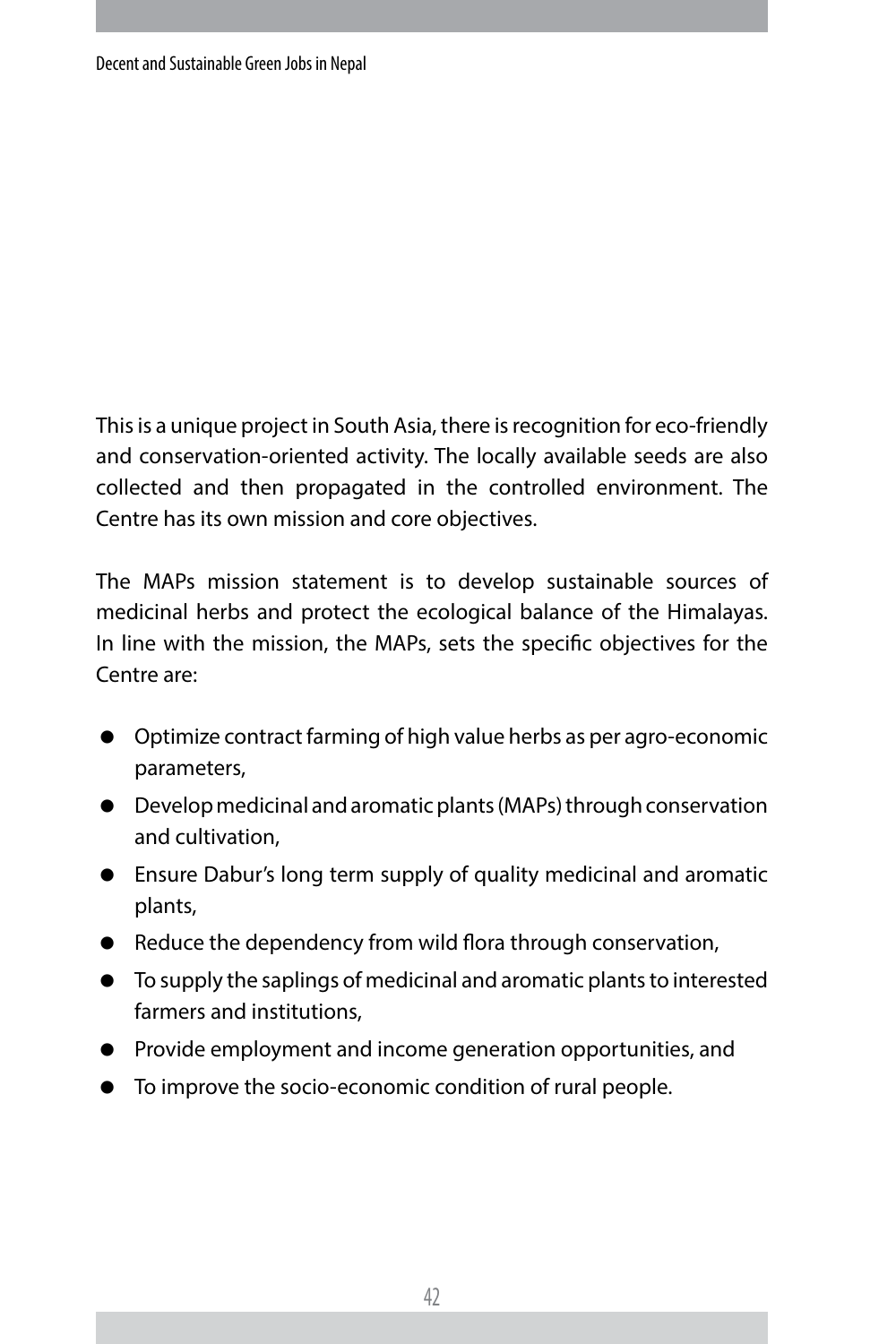This is a unique project in South Asia, there is recognition for eco-friendly and conservation-oriented activity. The locally available seeds are also collected and then propagated in the controlled environment. The Centre has its own mission and core objectives.

The MAPs mission statement is to develop sustainable sources of medicinal herbs and protect the ecological balance of the Himalayas. In line with the mission, the MAPs, sets the specific objectives for the Centre are:

- Optimize contract farming of high value herbs as per agro-economic parameters,
- Develop medicinal and aromatic plants (MAPs) through conservation and cultivation,
- Ensure Dabur's long term supply of quality medicinal and aromatic plants,
- Reduce the dependency from wild flora through conservation,
- To supply the saplings of medicinal and aromatic plants to interested farmers and institutions,
- Provide employment and income generation opportunities, and
- To improve the socio-economic condition of rural people.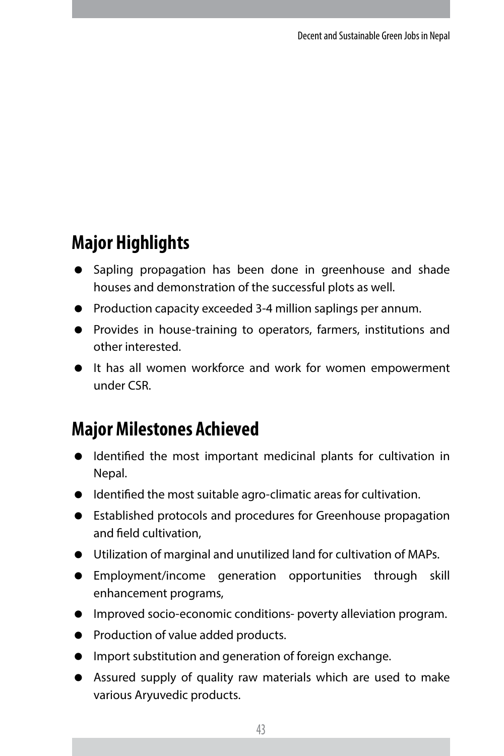## Major Highlights

- Sapling propagation has been done in greenhouse and shade houses and demonstration of the successful plots as well.
- Production capacity exceeded 3-4 million saplings per annum.
- Provides in house-training to operators, farmers, institutions and other interested.
- It has all women workforce and work for women empowerment under CSR.

## Major Milestones Achieved

- Identified the most important medicinal plants for cultivation in Nepal.
- Identified the most suitable agro-climatic areas for cultivation.
- Established protocols and procedures for Greenhouse propagation and field cultivation,
- Utilization of marginal and unutilized land for cultivation of MAPs.
- Employment/income generation opportunities through skill enhancement programs,
- Improved socio-economic conditions- poverty alleviation program.
- Production of value added products.
- Import substitution and generation of foreign exchange.
- Assured supply of quality raw materials which are used to make various Aryuvedic products.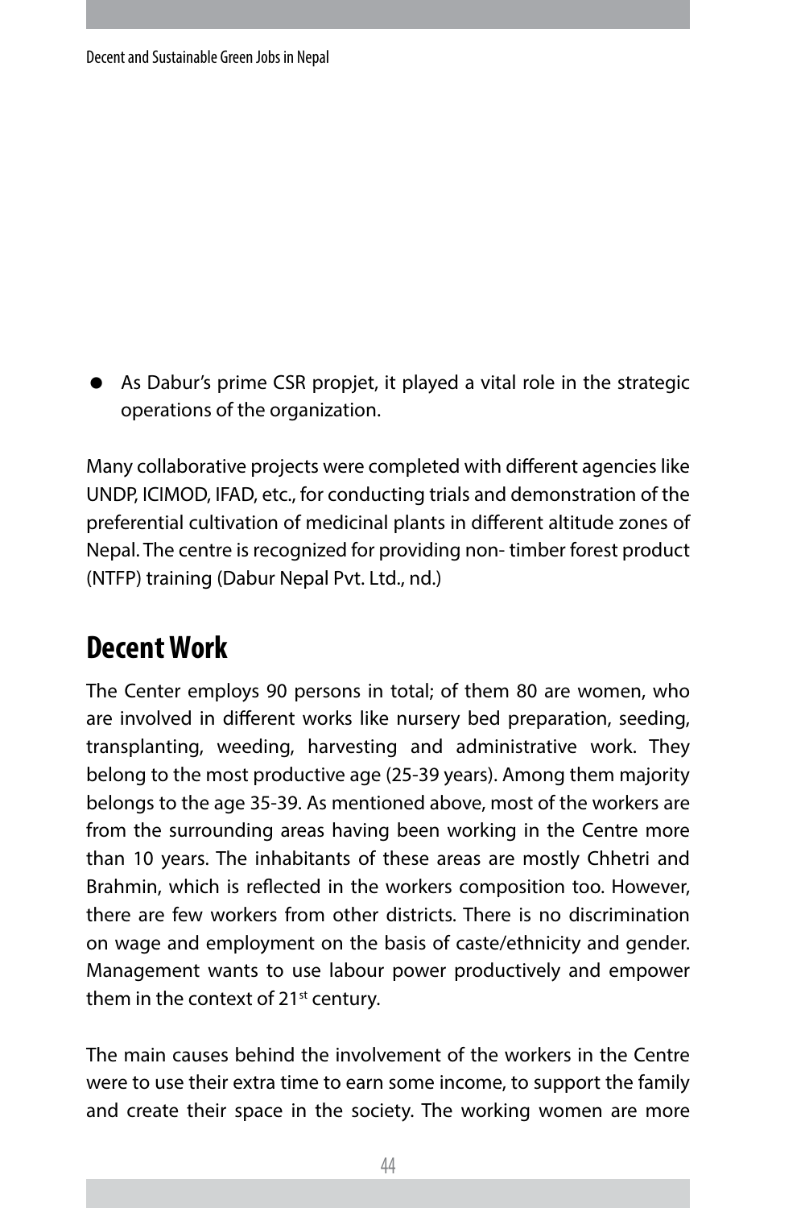- As Dabur's prime CSR propjet, it played a vital role in the strategic operations of the organization.

Many collaborative projects were completed with different agencies like UNDP, ICIMOD, IFAD, etc., for conducting trials and demonstration of the preferential cultivation of medicinal plants in different altitude zones of Nepal. The centre is recognized for providing non- timber forest product (NTFP) training (Dabur Nepal Pvt. Ltd., nd.)

## Decent Work

The Center employs 90 persons in total; of them 80 are women, who are involved in different works like nursery bed preparation, seeding, transplanting, weeding, harvesting and administrative work. They belong to the most productive age (25-39 years). Among them majority belongs to the age 35-39. As mentioned above, most of the workers are from the surrounding areas having been working in the Centre more than 10 years. The inhabitants of these areas are mostly Chhetri and Brahmin, which is reflected in the workers composition too. However, there are few workers from other districts. There is no discrimination on wage and employment on the basis of caste/ethnicity and gender. Management wants to use labour power productively and empower them in the context of 21st century.

The main causes behind the involvement of the workers in the Centre were to use their extra time to earn some income, to support the family and create their space in the society. The working women are more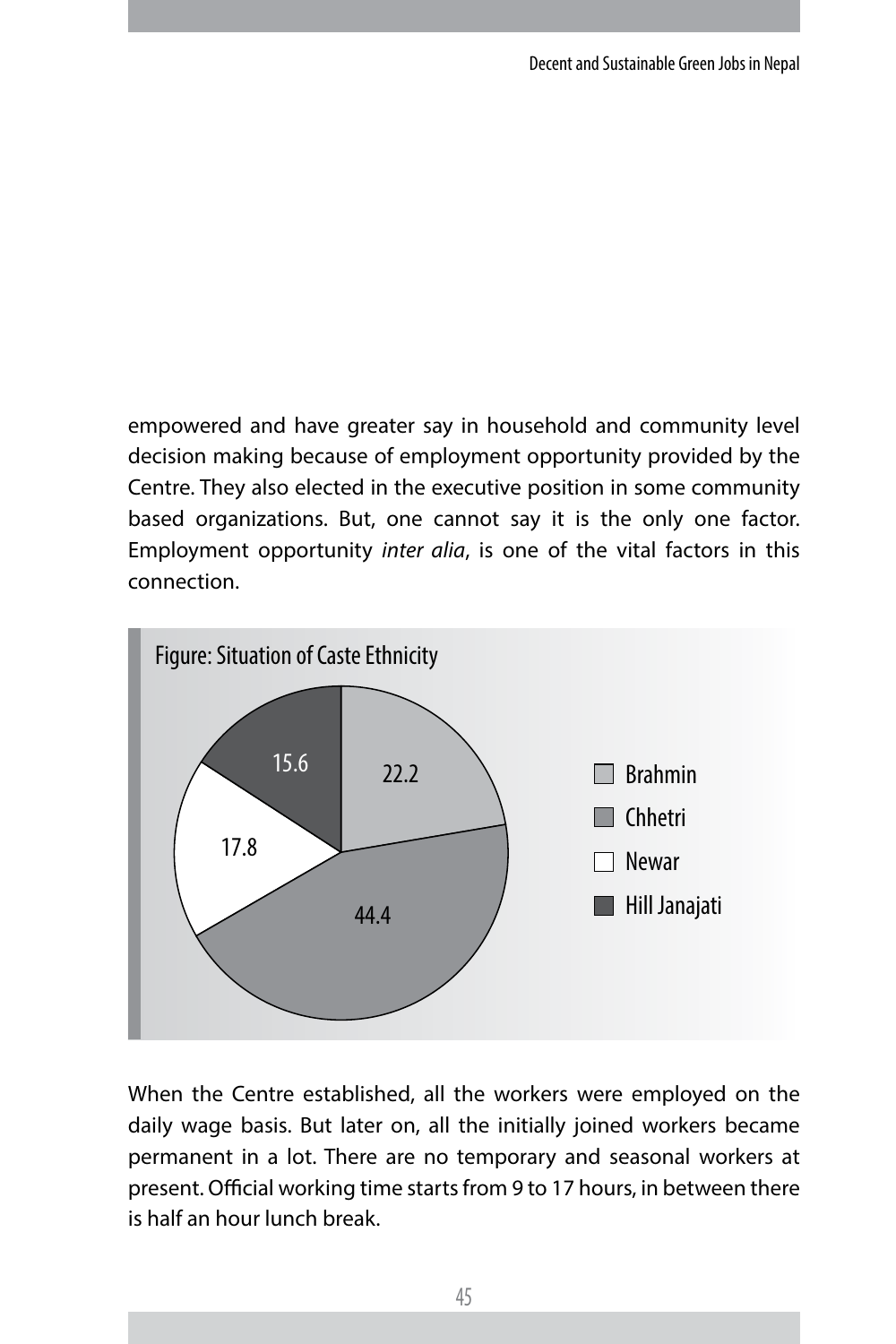empowered and have greater say in household and community level decision making because of employment opportunity provided by the Centre. They also elected in the executive position in some community based organizations. But, one cannot say it is the only one factor. Employment opportunity *inter alia*, is one of the vital factors in this connection.

Figure: Situation of Caste Ethnicity

| Caste/Ethnicity | Percent |
| --- | --- |
| Brahmin | 22.2 |
| Chhetri | 44.4 |
| Newar | 17.8 |
| Hill Janajati | 15.6 |

When the Centre established, all the workers were employed on the daily wage basis. But later on, all the initially joined workers became permanent in a lot. There are no temporary and seasonal workers at present. Official working time starts from 9 to 17 hours, in between there is half an hour lunch break.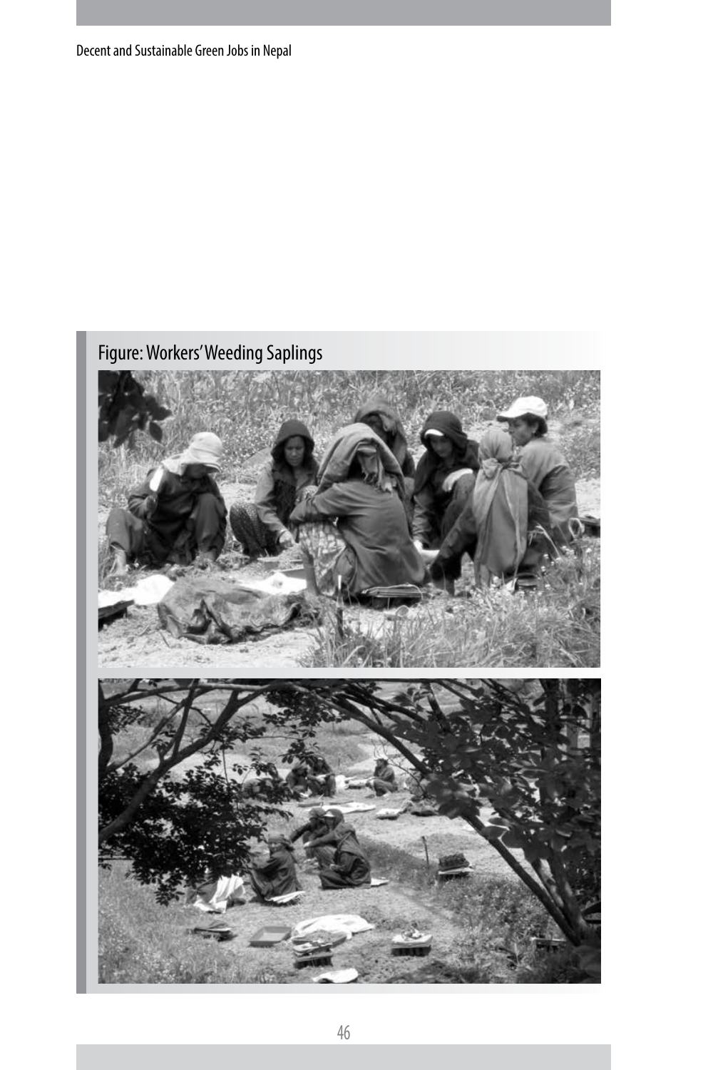Figure: Workers' Weeding Saplings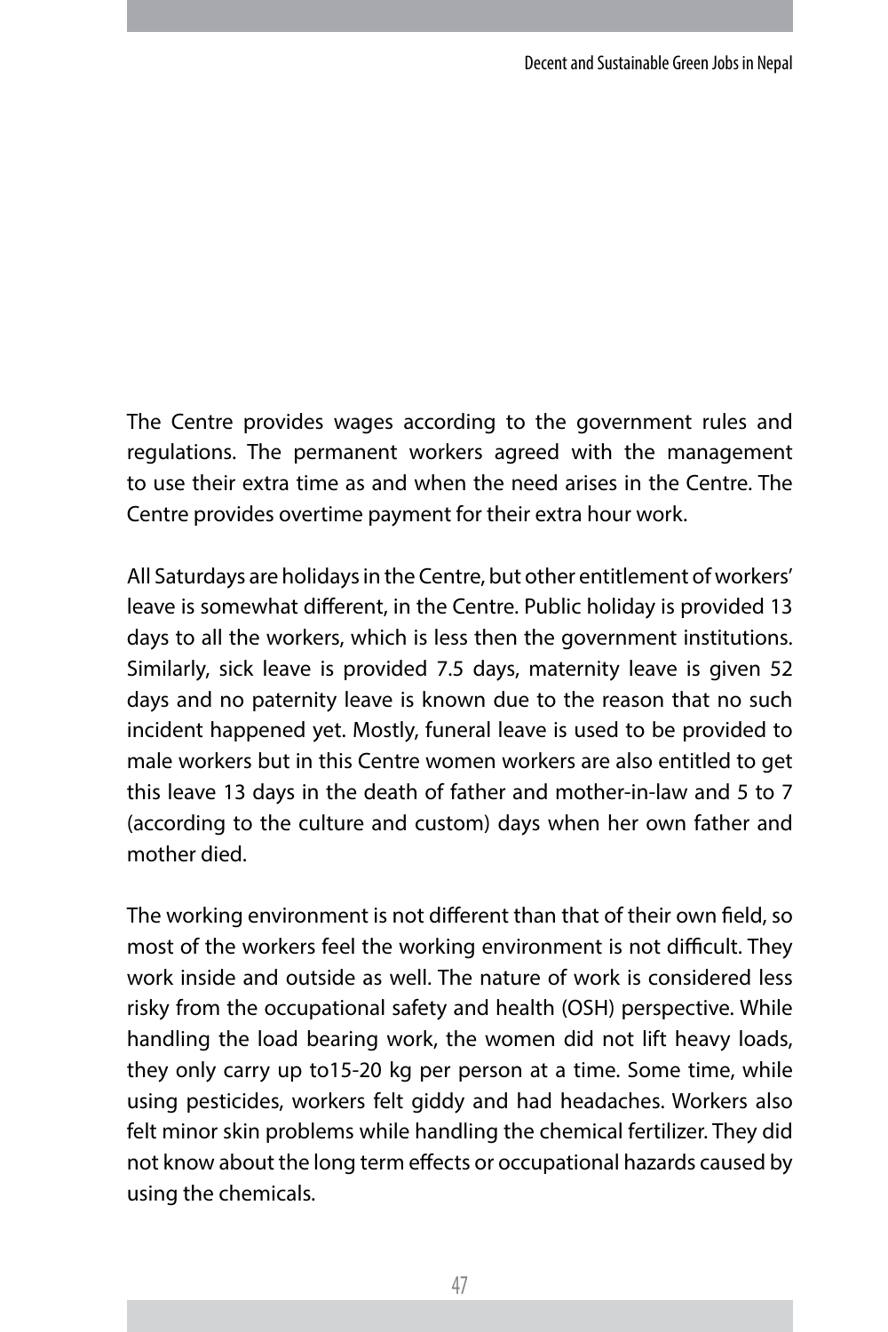The Centre provides wages according to the government rules and regulations. The permanent workers agreed with the management to use their extra time as and when the need arises in the Centre. The Centre provides overtime payment for their extra hour work.

All Saturdays are holidays in the Centre, but other entitlement of workers' leave is somewhat different, in the Centre. Public holiday is provided 13 days to all the workers, which is less then the government institutions. Similarly, sick leave is provided 7.5 days, maternity leave is given 52 days and no paternity leave is known due to the reason that no such incident happened yet. Mostly, funeral leave is used to be provided to male workers but in this Centre women workers are also entitled to get this leave 13 days in the death of father and mother-in-law and 5 to 7 (according to the culture and custom) days when her own father and mother died.

The working environment is not different than that of their own field, so most of the workers feel the working environment is not difficult. They work inside and outside as well. The nature of work is considered less risky from the occupational safety and health (OSH) perspective. While handling the load bearing work, the women did not lift heavy loads, they only carry up to15-20 kg per person at a time. Some time, while using pesticides, workers felt giddy and had headaches. Workers also felt minor skin problems while handling the chemical fertilizer. They did not know about the long term effects or occupational hazards caused by using the chemicals.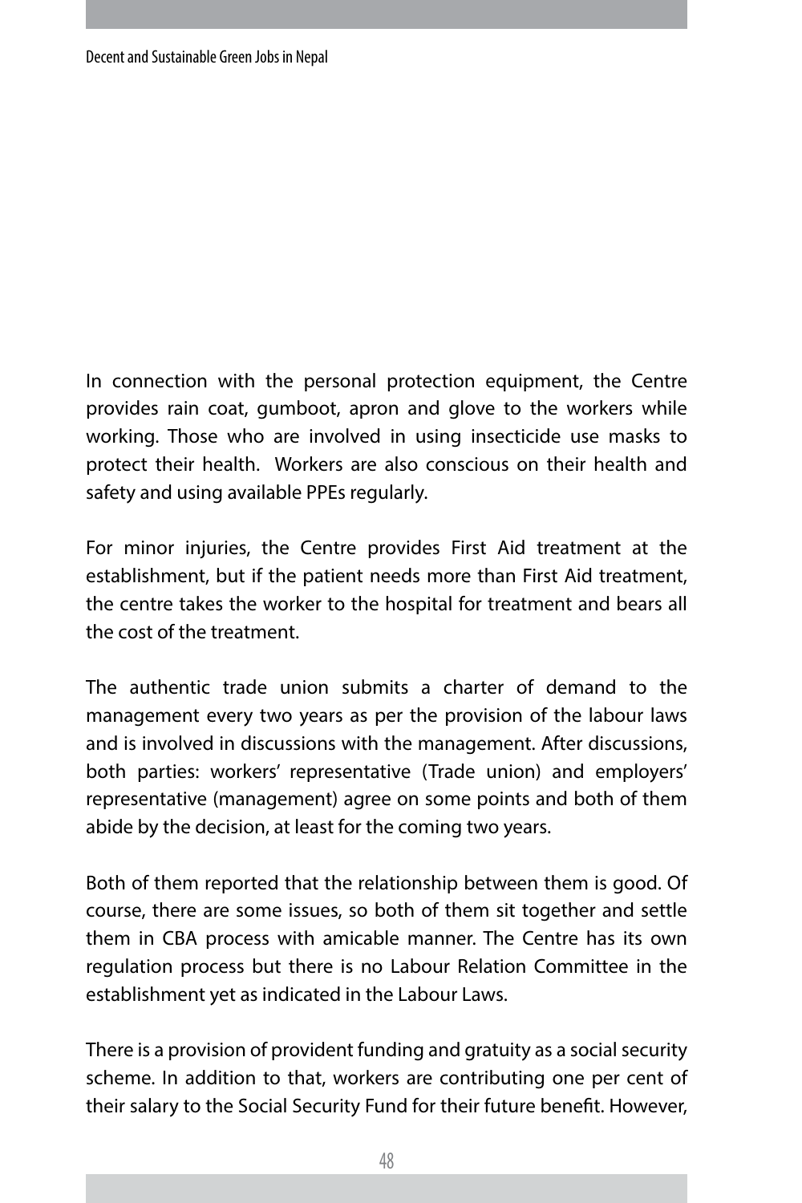In connection with the personal protection equipment, the Centre provides rain coat, gumboot, apron and glove to the workers while working. Those who are involved in using insecticide use masks to protect their health. Workers are also conscious on their health and safety and using available PPEs regularly.

For minor injuries, the Centre provides First Aid treatment at the establishment, but if the patient needs more than First Aid treatment, the centre takes the worker to the hospital for treatment and bears all the cost of the treatment.

The authentic trade union submits a charter of demand to the management every two years as per the provision of the labour laws and is involved in discussions with the management. After discussions, both parties: workers' representative (Trade union) and employers' representative (management) agree on some points and both of them abide by the decision, at least for the coming two years.

Both of them reported that the relationship between them is good. Of course, there are some issues, so both of them sit together and settle them in CBA process with amicable manner. The Centre has its own regulation process but there is no Labour Relation Committee in the establishment yet as indicated in the Labour Laws.

There is a provision of provident funding and gratuity as a social security scheme. In addition to that, workers are contributing one per cent of their salary to the Social Security Fund for their future benefit. However,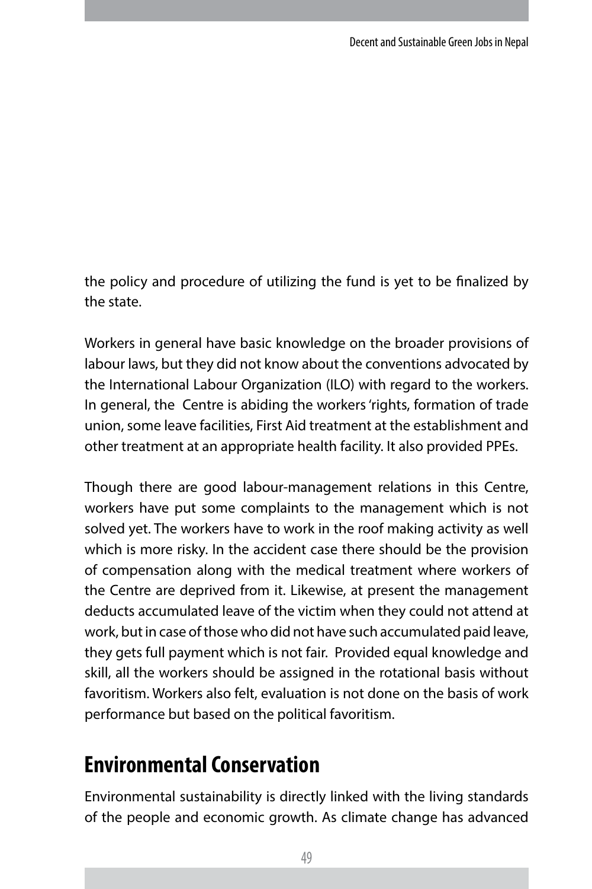the policy and procedure of utilizing the fund is yet to be finalized by the state.

Workers in general have basic knowledge on the broader provisions of labour laws, but they did not know about the conventions advocated by the International Labour Organization (ILO) with regard to the workers. In general, the Centre is abiding the workers 'rights, formation of trade union, some leave facilities, First Aid treatment at the establishment and other treatment at an appropriate health facility. It also provided PPEs.

Though there are good labour-management relations in this Centre, workers have put some complaints to the management which is not solved yet. The workers have to work in the roof making activity as well which is more risky. In the accident case there should be the provision of compensation along with the medical treatment where workers of the Centre are deprived from it. Likewise, at present the management deducts accumulated leave of the victim when they could not attend at work, but in case of those who did not have such accumulated paid leave, they gets full payment which is not fair. Provided equal knowledge and skill, all the workers should be assigned in the rotational basis without favoritism. Workers also felt, evaluation is not done on the basis of work performance but based on the political favoritism.

## Environmental Conservation

Environmental sustainability is directly linked with the living standards of the people and economic growth. As climate change has advanced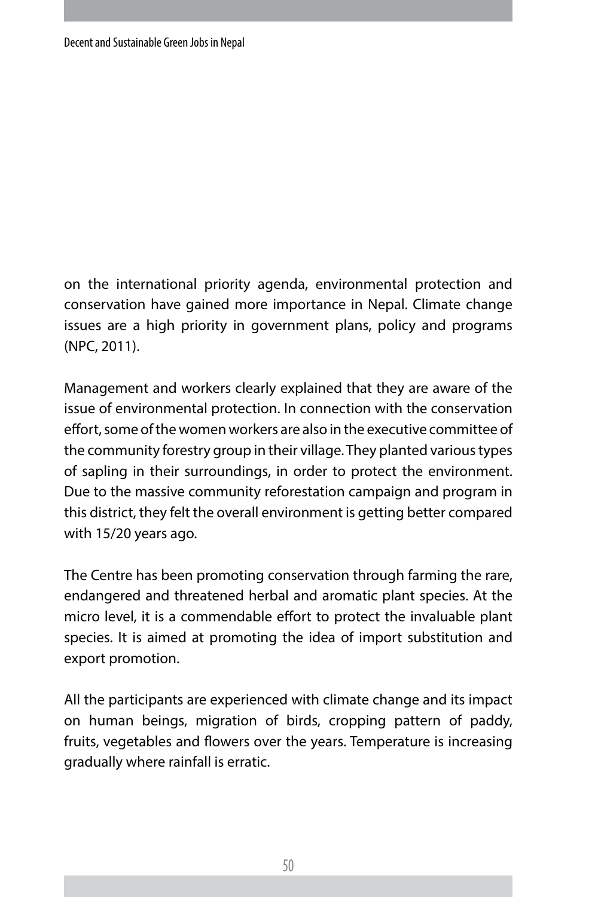on the international priority agenda, environmental protection and conservation have gained more importance in Nepal. Climate change issues are a high priority in government plans, policy and programs (NPC, 2011).

Management and workers clearly explained that they are aware of the issue of environmental protection. In connection with the conservation effort, some of the women workers are also in the executive committee of the community forestry group in their village. They planted various types of sapling in their surroundings, in order to protect the environment. Due to the massive community reforestation campaign and program in this district, they felt the overall environment is getting better compared with 15/20 years ago.

The Centre has been promoting conservation through farming the rare, endangered and threatened herbal and aromatic plant species. At the micro level, it is a commendable effort to protect the invaluable plant species. It is aimed at promoting the idea of import substitution and export promotion.

All the participants are experienced with climate change and its impact on human beings, migration of birds, cropping pattern of paddy, fruits, vegetables and flowers over the years. Temperature is increasing gradually where rainfall is erratic.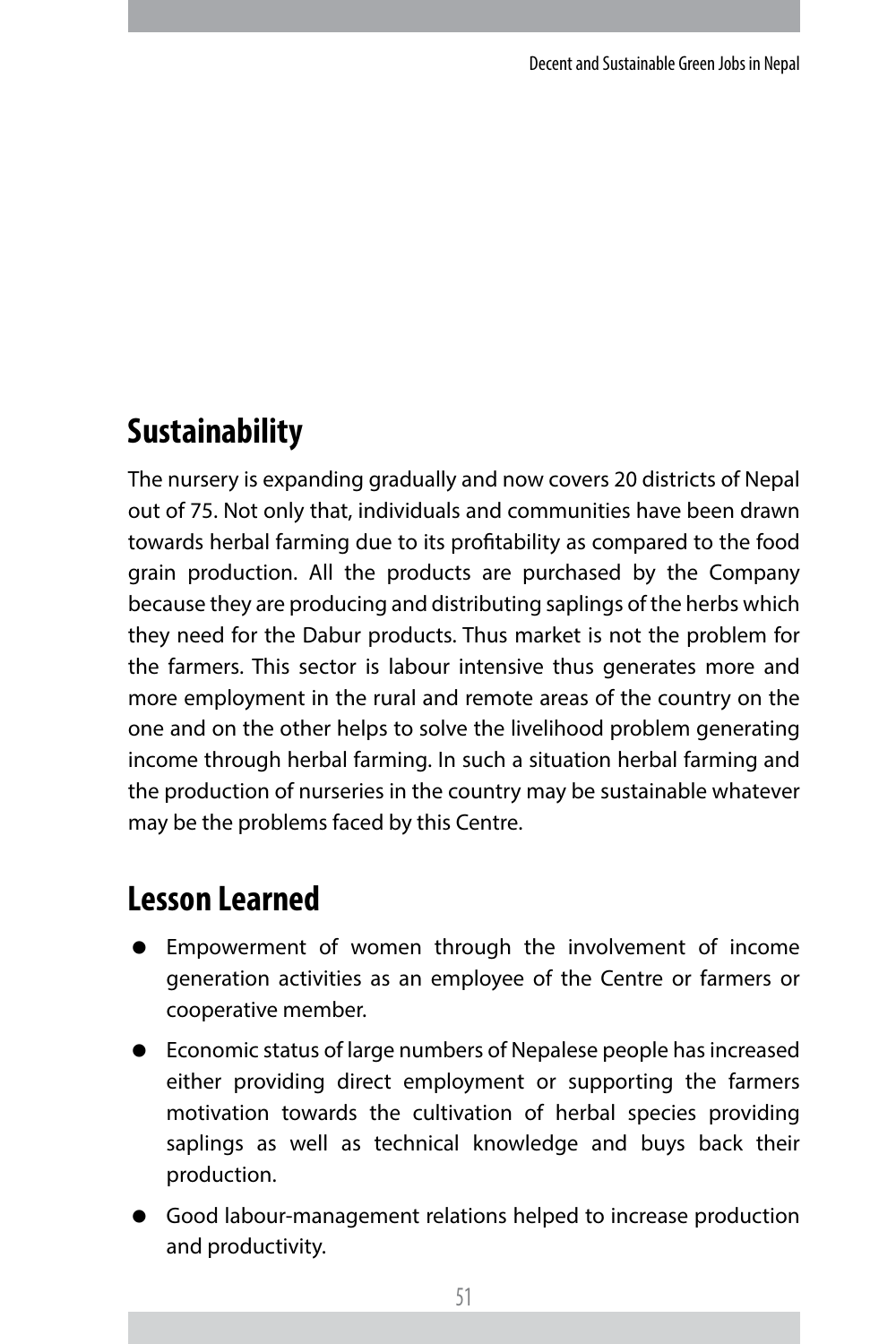## Sustainability

The nursery is expanding gradually and now covers 20 districts of Nepal out of 75. Not only that, individuals and communities have been drawn towards herbal farming due to its profitability as compared to the food grain production. All the products are purchased by the Company because they are producing and distributing saplings of the herbs which they need for the Dabur products. Thus market is not the problem for the farmers. This sector is labour intensive thus generates more and more employment in the rural and remote areas of the country on the one and on the other helps to solve the livelihood problem generating income through herbal farming. In such a situation herbal farming and the production of nurseries in the country may be sustainable whatever may be the problems faced by this Centre.

## Lesson Learned

- Empowerment of women through the involvement of income generation activities as an employee of the Centre or farmers or cooperative member.
- Economic status of large numbers of Nepalese people has increased either providing direct employment or supporting the farmers motivation towards the cultivation of herbal species providing saplings as well as technical knowledge and buys back their production.
- Good labour-management relations helped to increase production and productivity.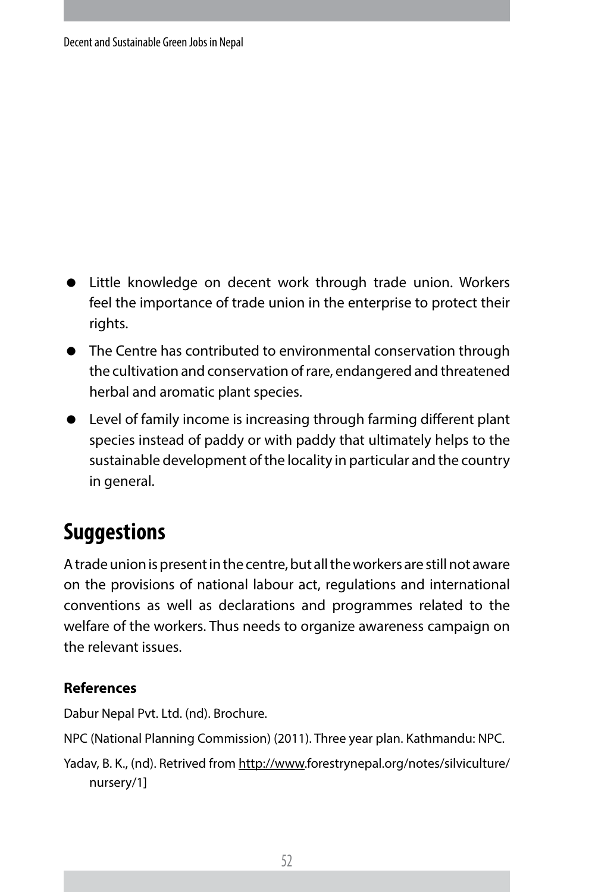- Little knowledge on decent work through trade union. Workers feel the importance of trade union in the enterprise to protect their rights.
- The Centre has contributed to environmental conservation through the cultivation and conservation of rare, endangered and threatened herbal and aromatic plant species.
- Level of family income is increasing through farming different plant species instead of paddy or with paddy that ultimately helps to the sustainable development of the locality in particular and the country in general.

## Suggestions

A trade union is present in the centre, but all the workers are still not aware on the provisions of national labour act, regulations and international conventions as well as declarations and programmes related to the welfare of the workers. Thus needs to organize awareness campaign on the relevant issues.

**References**

Dabur Nepal Pvt. Ltd. (nd). Brochure.

NPC (National Planning Commission) (2011). Three year plan. Kathmandu: NPC.

Yadav, B. K., (nd). Retrived from http://www.forestrynepal.org/notes/silviculture/nursery/1]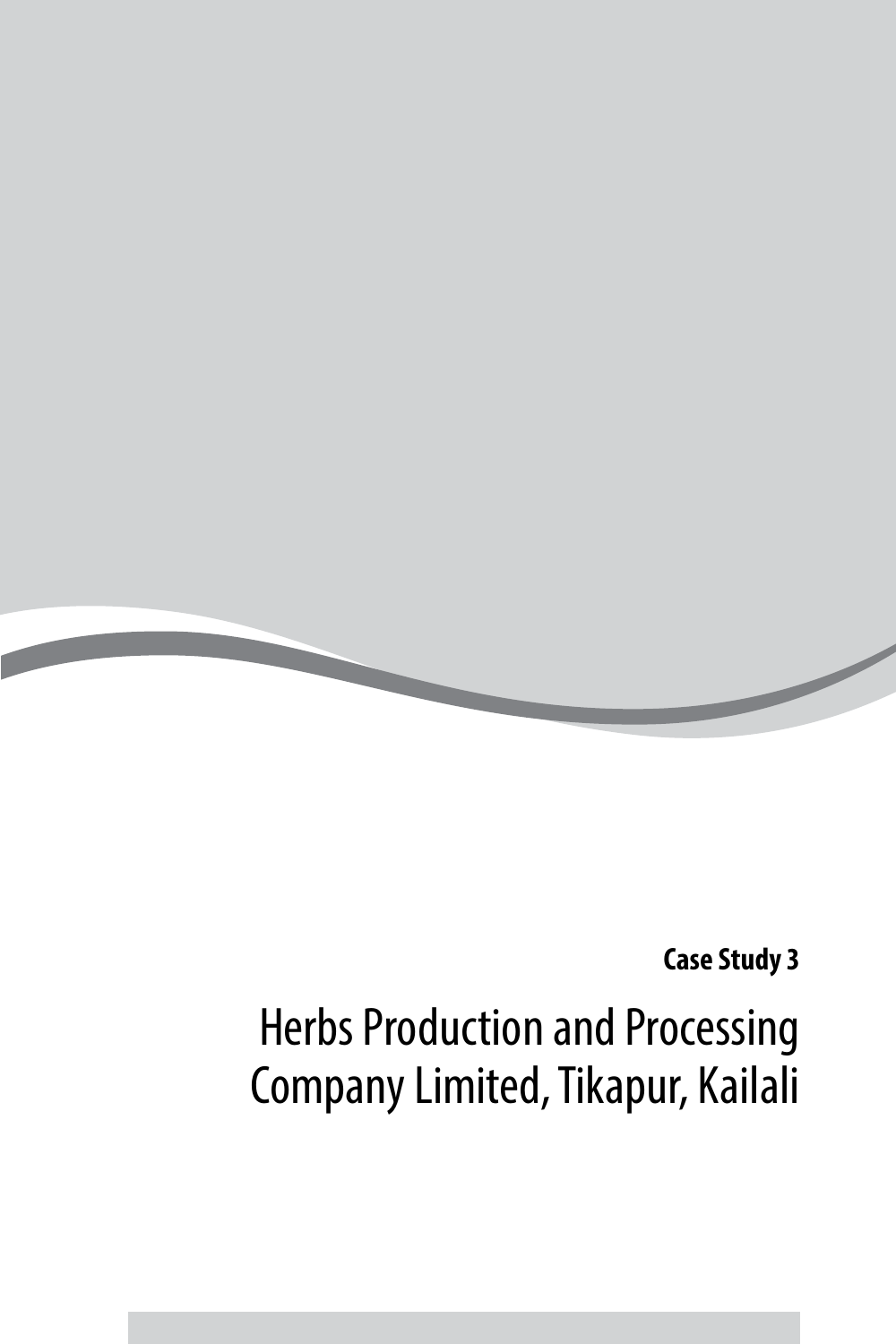**Case Study 3**

# Herbs Production and Processing Company Limited, Tikapur, Kailali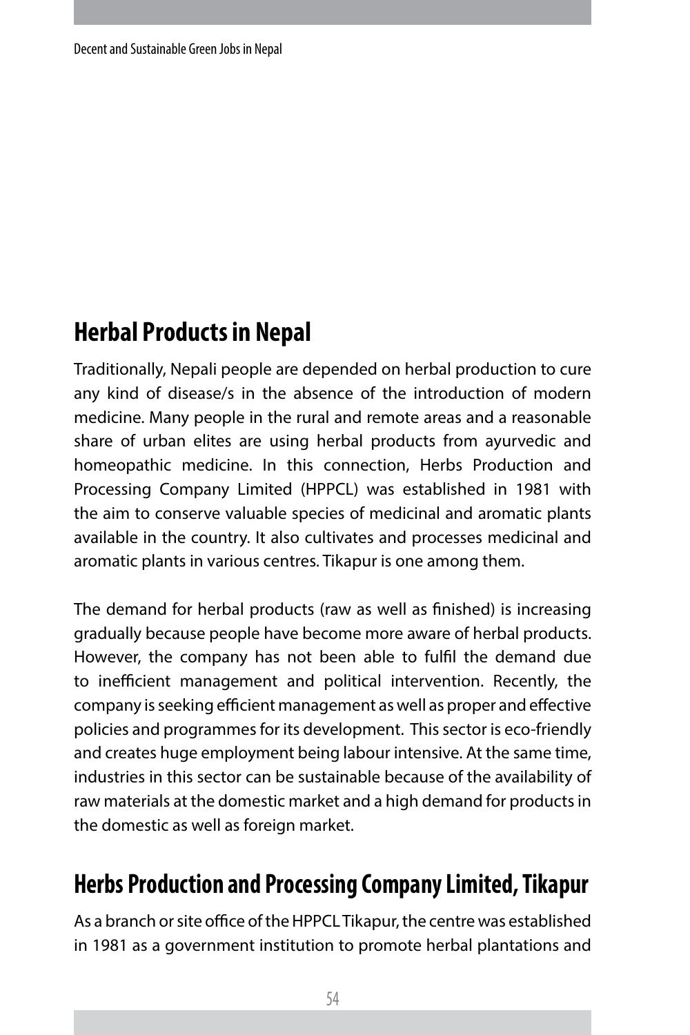## Herbal Products in Nepal

Traditionally, Nepali people are depended on herbal production to cure any kind of disease/s in the absence of the introduction of modern medicine. Many people in the rural and remote areas and a reasonable share of urban elites are using herbal products from ayurvedic and homeopathic medicine. In this connection, Herbs Production and Processing Company Limited (HPPCL) was established in 1981 with the aim to conserve valuable species of medicinal and aromatic plants available in the country. It also cultivates and processes medicinal and aromatic plants in various centres. Tikapur is one among them.

The demand for herbal products (raw as well as finished) is increasing gradually because people have become more aware of herbal products. However, the company has not been able to fulfil the demand due to inefficient management and political intervention. Recently, the company is seeking efficient management as well as proper and effective policies and programmes for its development. This sector is eco-friendly and creates huge employment being labour intensive. At the same time, industries in this sector can be sustainable because of the availability of raw materials at the domestic market and a high demand for products in the domestic as well as foreign market.

## Herbs Production and Processing Company Limited, Tikapur

As a branch or site office of the HPPCL Tikapur, the centre was established in 1981 as a government institution to promote herbal plantations and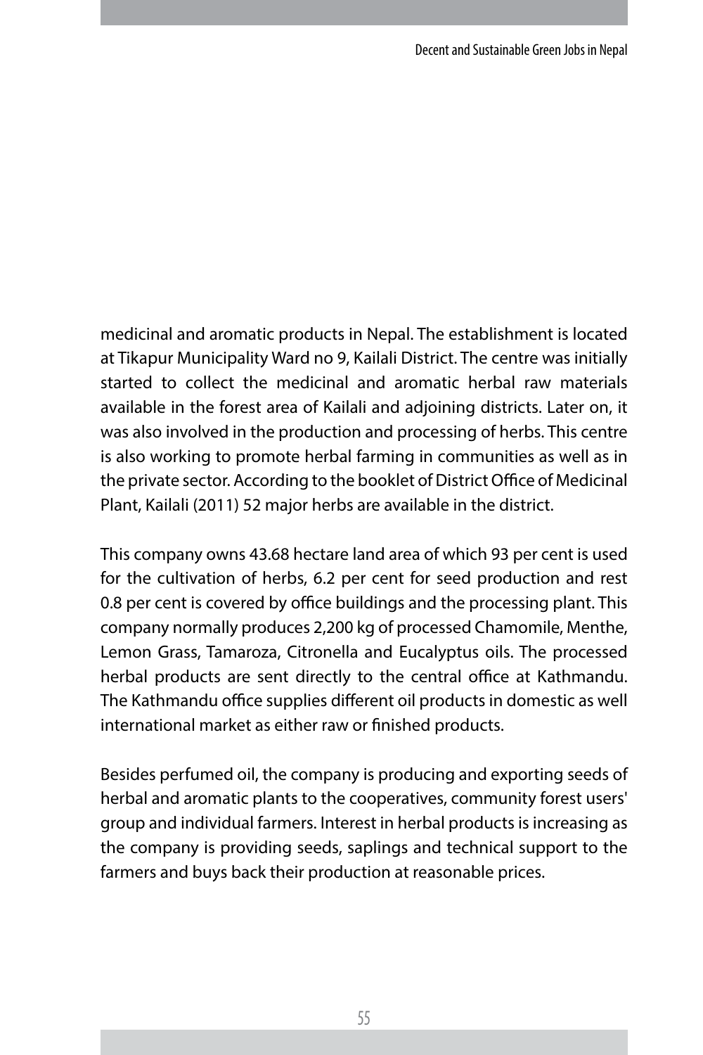medicinal and aromatic products in Nepal. The establishment is located at Tikapur Municipality Ward no 9, Kailali District. The centre was initially started to collect the medicinal and aromatic herbal raw materials available in the forest area of Kailali and adjoining districts. Later on, it was also involved in the production and processing of herbs. This centre is also working to promote herbal farming in communities as well as in the private sector. According to the booklet of District Office of Medicinal Plant, Kailali (2011) 52 major herbs are available in the district.

This company owns 43.68 hectare land area of which 93 per cent is used for the cultivation of herbs, 6.2 per cent for seed production and rest 0.8 per cent is covered by office buildings and the processing plant. This company normally produces 2,200 kg of processed Chamomile, Menthe, Lemon Grass, Tamaroza, Citronella and Eucalyptus oils. The processed herbal products are sent directly to the central office at Kathmandu. The Kathmandu office supplies different oil products in domestic as well international market as either raw or finished products.

Besides perfumed oil, the company is producing and exporting seeds of herbal and aromatic plants to the cooperatives, community forest users' group and individual farmers. Interest in herbal products is increasing as the company is providing seeds, saplings and technical support to the farmers and buys back their production at reasonable prices.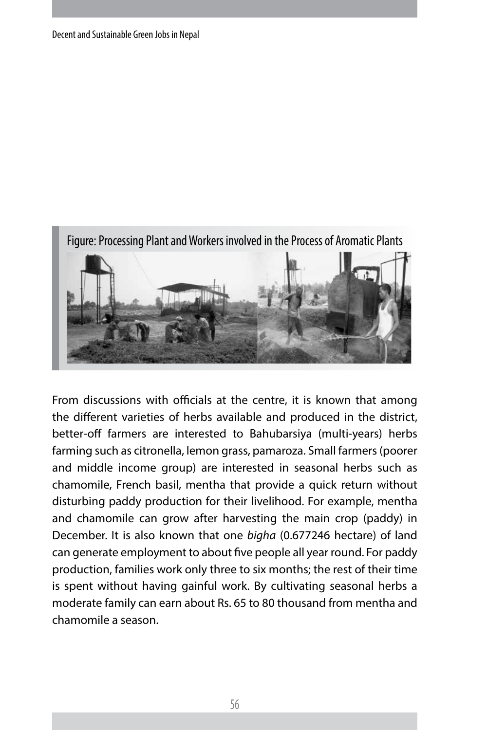Figure: Processing Plant and Workers involved in the Process of Aromatic Plants

From discussions with officials at the centre, it is known that among the different varieties of herbs available and produced in the district, better-off farmers are interested to Bahubarsiya (multi-years) herbs farming such as citronella, lemon grass, pamaroza. Small farmers (poorer and middle income group) are interested in seasonal herbs such as chamomile, French basil, mentha that provide a quick return without disturbing paddy production for their livelihood. For example, mentha and chamomile can grow after harvesting the main crop (paddy) in December. It is also known that one *bigha* (0.677246 hectare) of land can generate employment to about five people all year round. For paddy production, families work only three to six months; the rest of their time is spent without having gainful work. By cultivating seasonal herbs a moderate family can earn about Rs. 65 to 80 thousand from mentha and chamomile a season.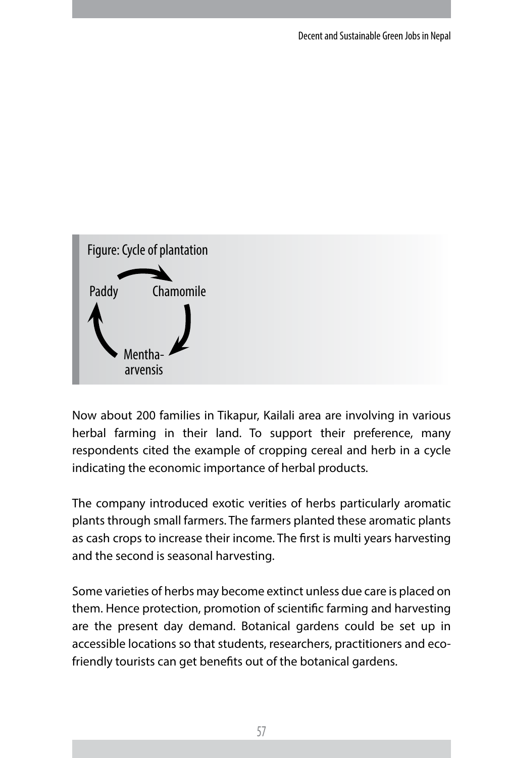Figure: Cycle of plantation

Paddy → Chamomile → Mentha-arvensis → Paddy

Now about 200 families in Tikapur, Kailali area are involving in various herbal farming in their land. To support their preference, many respondents cited the example of cropping cereal and herb in a cycle indicating the economic importance of herbal products.

The company introduced exotic verities of herbs particularly aromatic plants through small farmers. The farmers planted these aromatic plants as cash crops to increase their income. The first is multi years harvesting and the second is seasonal harvesting.

Some varieties of herbs may become extinct unless due care is placed on them. Hence protection, promotion of scientific farming and harvesting are the present day demand. Botanical gardens could be set up in accessible locations so that students, researchers, practitioners and eco-friendly tourists can get benefits out of the botanical gardens.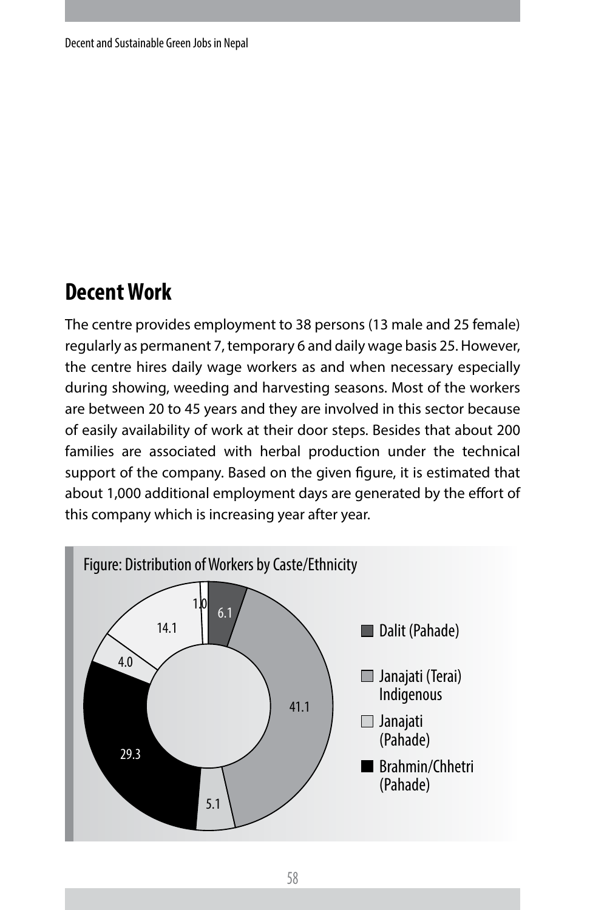## Decent Work

The centre provides employment to 38 persons (13 male and 25 female) regularly as permanent 7, temporary 6 and daily wage basis 25. However, the centre hires daily wage workers as and when necessary especially during showing, weeding and harvesting seasons. Most of the workers are between 20 to 45 years and they are involved in this sector because of easily availability of work at their door steps. Besides that about 200 families are associated with herbal production under the technical support of the company. Based on the given figure, it is estimated that about 1,000 additional employment days are generated by the effort of this company which is increasing year after year.

Figure: Distribution of Workers by Caste/Ethnicity

| Segment | Value |
|---|---|
| Dalit (Pahade) | 6.1 |
| Janajati (Terai) Indigenous | 41.1 |
| (unlabelled) | 5.1 |
| Brahmin/Chhetri (Pahade) | 29.3 |
| (unlabelled) | 4.0 |
| Janajati (Pahade) | 14.1 |
| (unlabelled) | 1.0 |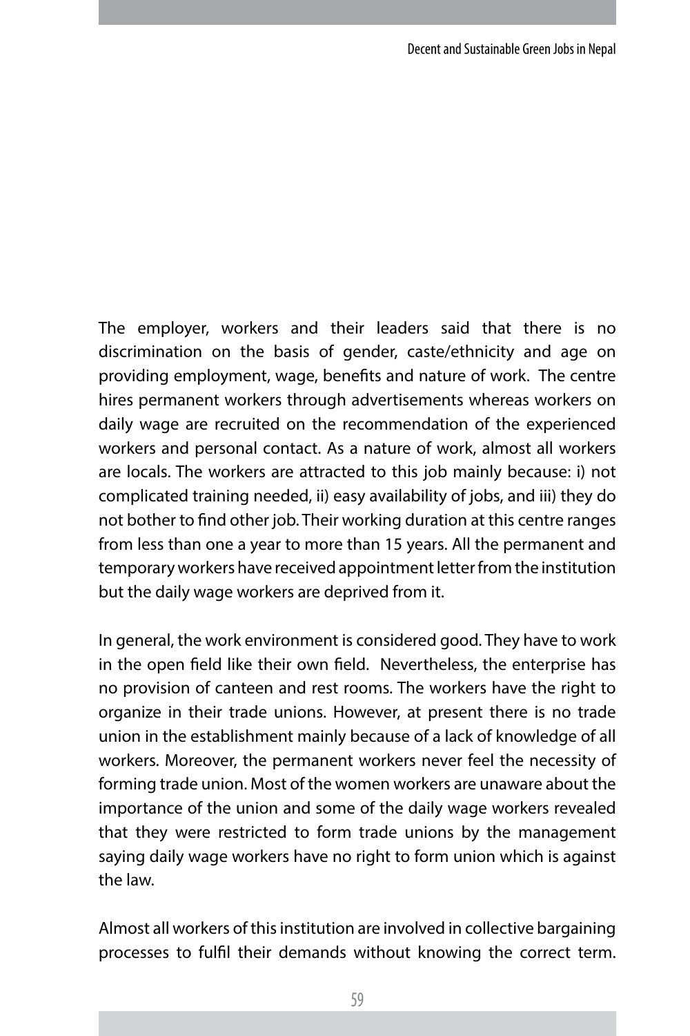The employer, workers and their leaders said that there is no discrimination on the basis of gender, caste/ethnicity and age on providing employment, wage, benefits and nature of work. The centre hires permanent workers through advertisements whereas workers on daily wage are recruited on the recommendation of the experienced workers and personal contact. As a nature of work, almost all workers are locals. The workers are attracted to this job mainly because: i) not complicated training needed, ii) easy availability of jobs, and iii) they do not bother to find other job. Their working duration at this centre ranges from less than one a year to more than 15 years. All the permanent and temporary workers have received appointment letter from the institution but the daily wage workers are deprived from it.

In general, the work environment is considered good. They have to work in the open field like their own field. Nevertheless, the enterprise has no provision of canteen and rest rooms. The workers have the right to organize in their trade unions. However, at present there is no trade union in the establishment mainly because of a lack of knowledge of all workers. Moreover, the permanent workers never feel the necessity of forming trade union. Most of the women workers are unaware about the importance of the union and some of the daily wage workers revealed that they were restricted to form trade unions by the management saying daily wage workers have no right to form union which is against the law.

Almost all workers of this institution are involved in collective bargaining processes to fulfil their demands without knowing the correct term.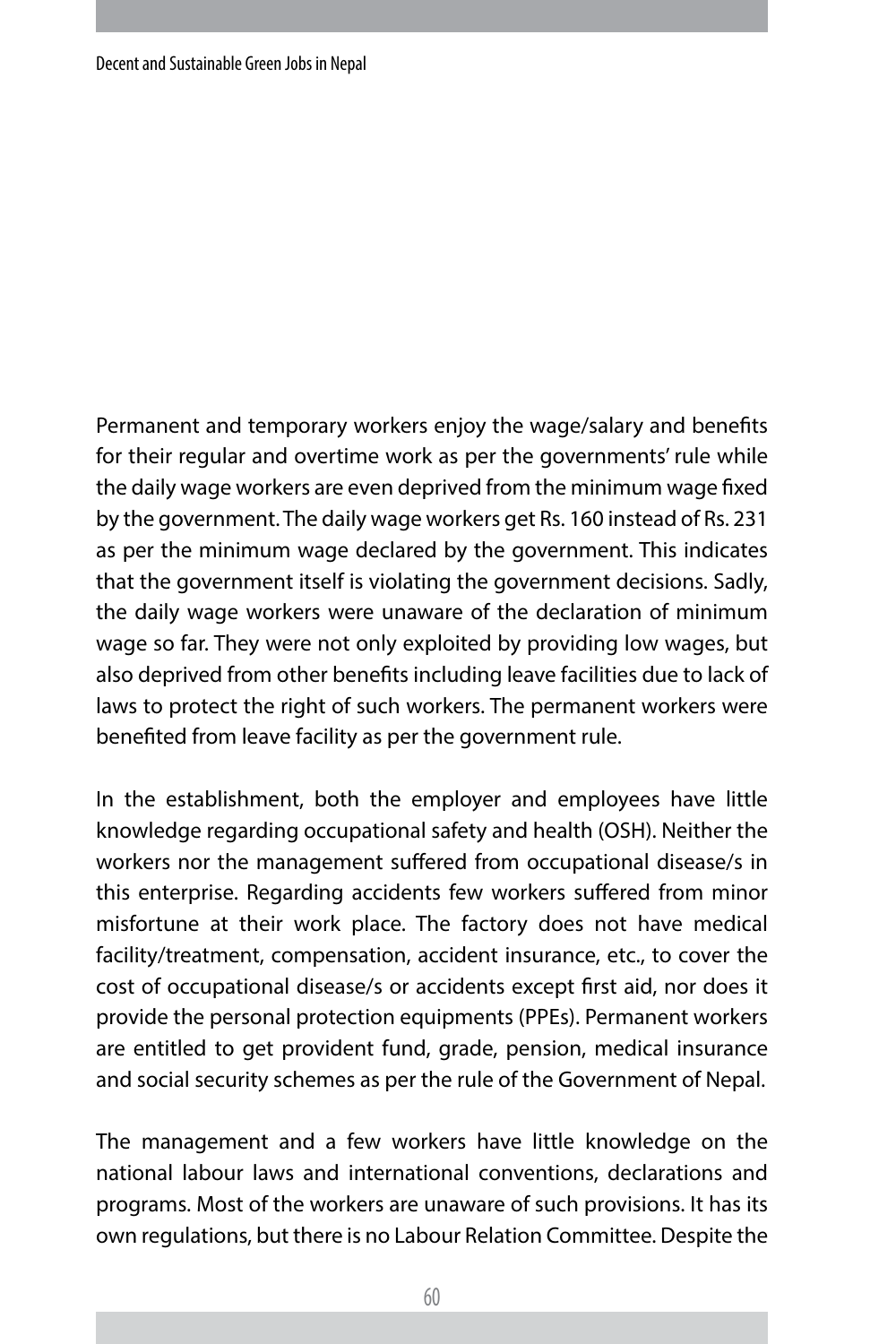Permanent and temporary workers enjoy the wage/salary and benefits for their regular and overtime work as per the governments' rule while the daily wage workers are even deprived from the minimum wage fixed by the government. The daily wage workers get Rs. 160 instead of Rs. 231 as per the minimum wage declared by the government. This indicates that the government itself is violating the government decisions. Sadly, the daily wage workers were unaware of the declaration of minimum wage so far. They were not only exploited by providing low wages, but also deprived from other benefits including leave facilities due to lack of laws to protect the right of such workers. The permanent workers were benefited from leave facility as per the government rule.

In the establishment, both the employer and employees have little knowledge regarding occupational safety and health (OSH). Neither the workers nor the management suffered from occupational disease/s in this enterprise. Regarding accidents few workers suffered from minor misfortune at their work place. The factory does not have medical facility/treatment, compensation, accident insurance, etc., to cover the cost of occupational disease/s or accidents except first aid, nor does it provide the personal protection equipments (PPEs). Permanent workers are entitled to get provident fund, grade, pension, medical insurance and social security schemes as per the rule of the Government of Nepal.

The management and a few workers have little knowledge on the national labour laws and international conventions, declarations and programs. Most of the workers are unaware of such provisions. It has its own regulations, but there is no Labour Relation Committee. Despite the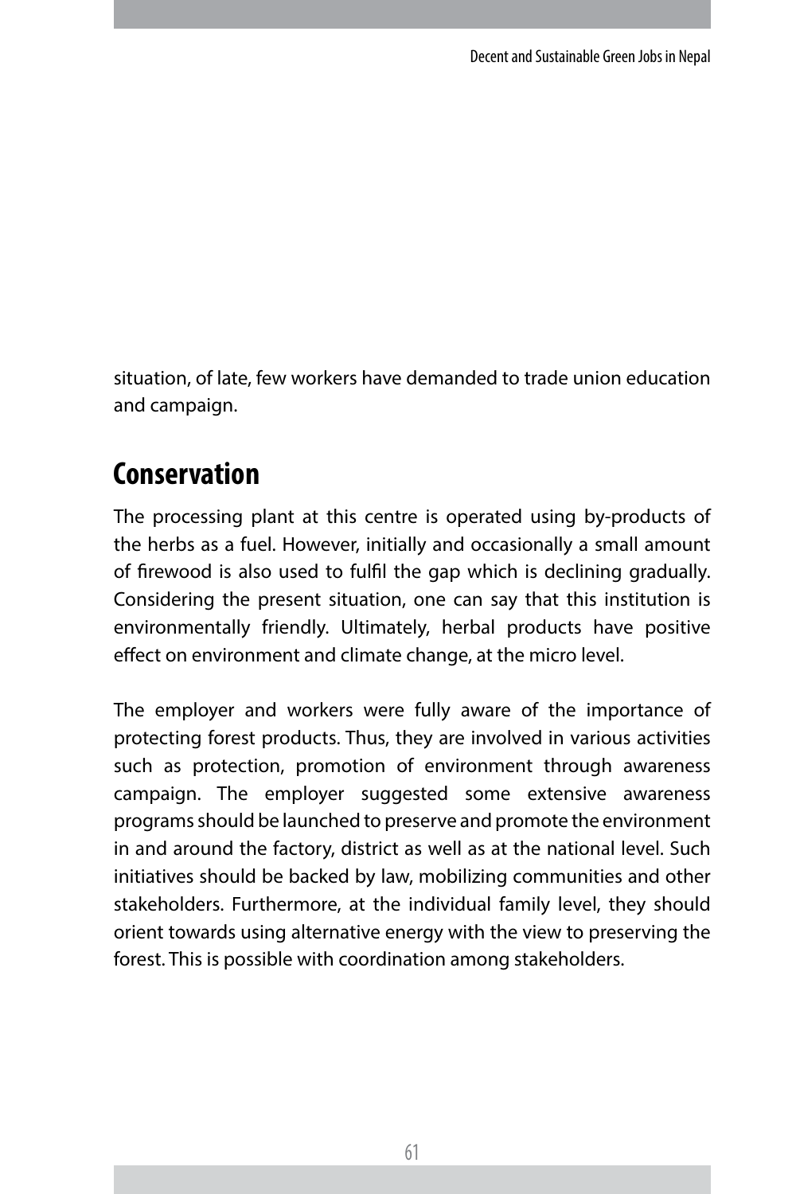situation, of late, few workers have demanded to trade union education and campaign.

## Conservation

The processing plant at this centre is operated using by-products of the herbs as a fuel. However, initially and occasionally a small amount of firewood is also used to fulfil the gap which is declining gradually. Considering the present situation, one can say that this institution is environmentally friendly. Ultimately, herbal products have positive effect on environment and climate change, at the micro level.

The employer and workers were fully aware of the importance of protecting forest products. Thus, they are involved in various activities such as protection, promotion of environment through awareness campaign. The employer suggested some extensive awareness programs should be launched to preserve and promote the environment in and around the factory, district as well as at the national level. Such initiatives should be backed by law, mobilizing communities and other stakeholders. Furthermore, at the individual family level, they should orient towards using alternative energy with the view to preserving the forest. This is possible with coordination among stakeholders.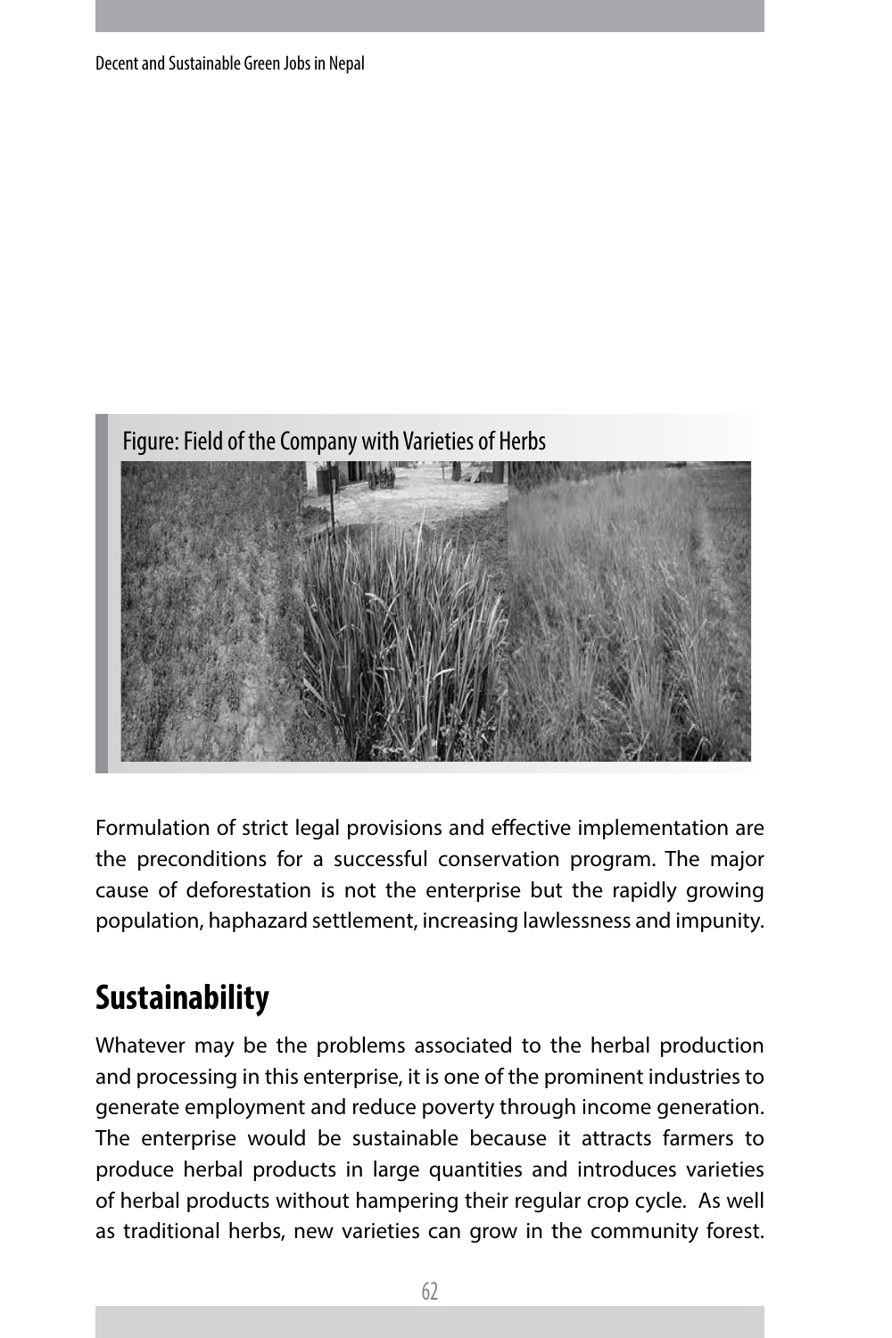Figure: Field of the Company with Varieties of Herbs

Formulation of strict legal provisions and effective implementation are the preconditions for a successful conservation program. The major cause of deforestation is not the enterprise but the rapidly growing population, haphazard settlement, increasing lawlessness and impunity.

## Sustainability

Whatever may be the problems associated to the herbal production and processing in this enterprise, it is one of the prominent industries to generate employment and reduce poverty through income generation. The enterprise would be sustainable because it attracts farmers to produce herbal products in large quantities and introduces varieties of herbal products without hampering their regular crop cycle. As well as traditional herbs, new varieties can grow in the community forest.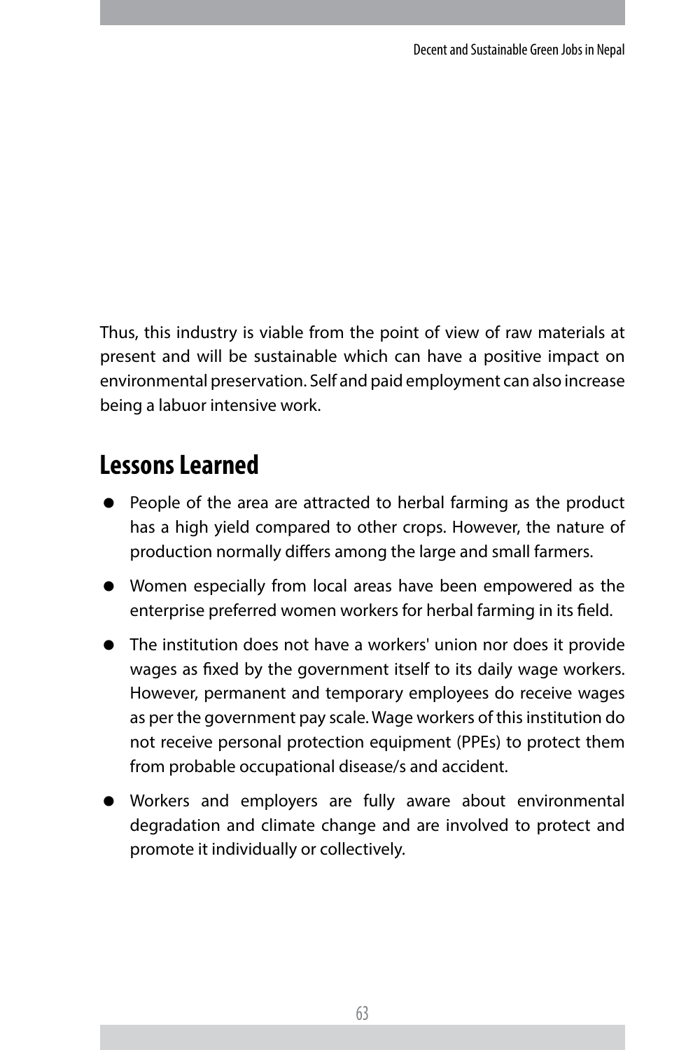Thus, this industry is viable from the point of view of raw materials at present and will be sustainable which can have a positive impact on environmental preservation. Self and paid employment can also increase being a labuor intensive work.

## Lessons Learned

- People of the area are attracted to herbal farming as the product has a high yield compared to other crops. However, the nature of production normally differs among the large and small farmers.
- Women especially from local areas have been empowered as the enterprise preferred women workers for herbal farming in its field.
- The institution does not have a workers' union nor does it provide wages as fixed by the government itself to its daily wage workers. However, permanent and temporary employees do receive wages as per the government pay scale. Wage workers of this institution do not receive personal protection equipment (PPEs) to protect them from probable occupational disease/s and accident.
- Workers and employers are fully aware about environmental degradation and climate change and are involved to protect and promote it individually or collectively.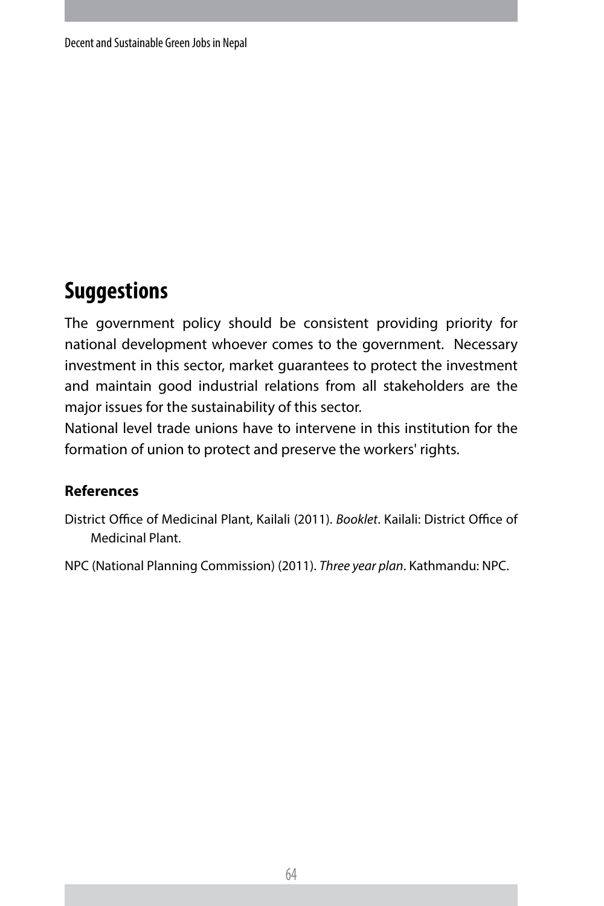## Suggestions

The government policy should be consistent providing priority for national development whoever comes to the government. Necessary investment in this sector, market guarantees to protect the investment and maintain good industrial relations from all stakeholders are the major issues for the sustainability of this sector.

National level trade unions have to intervene in this institution for the formation of union to protect and preserve the workers' rights.

### References

District Office of Medicinal Plant, Kailali (2011). *Booklet*. Kailali: District Office of Medicinal Plant.

NPC (National Planning Commission) (2011). *Three year plan*. Kathmandu: NPC.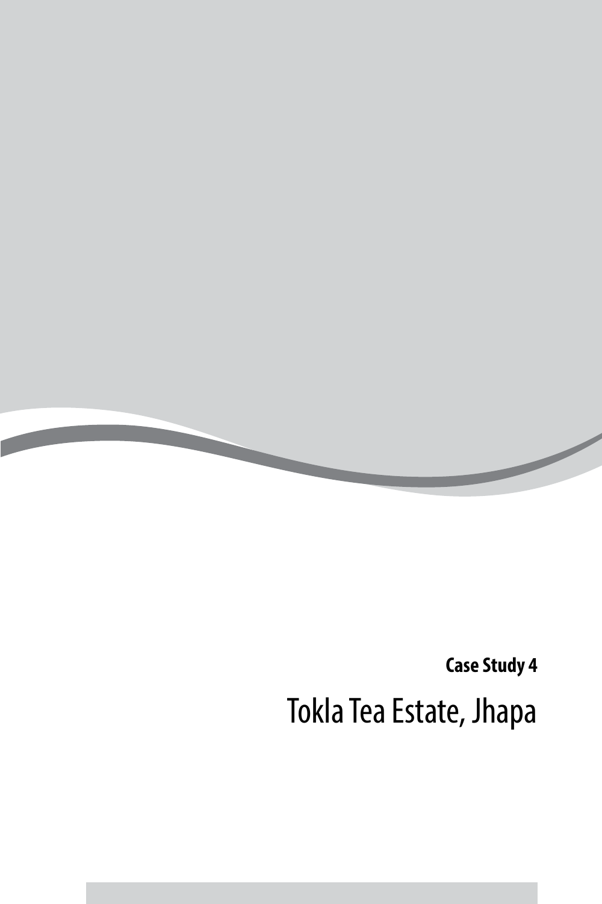**Case Study 4**

# Tokla Tea Estate, Jhapa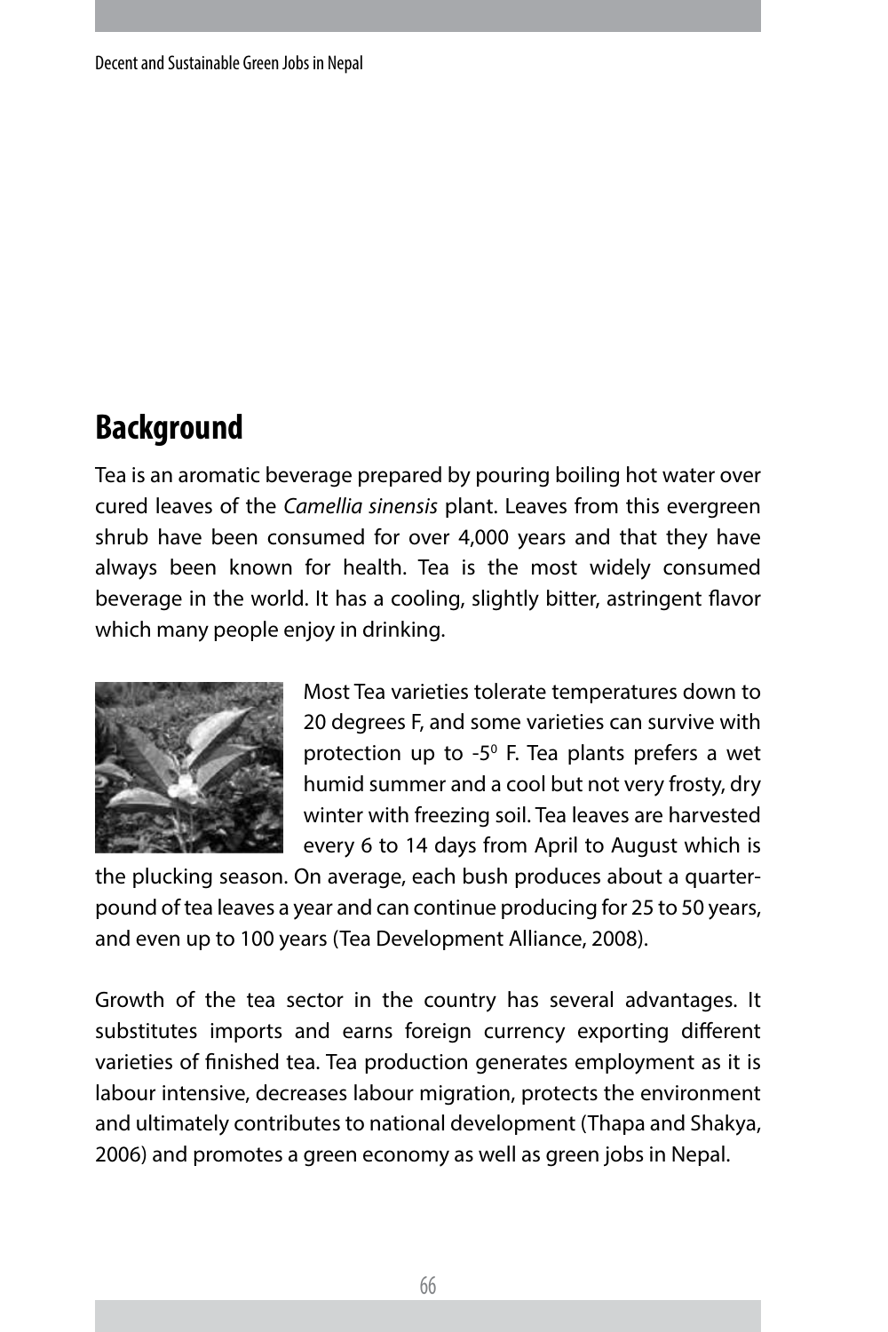## Background

Tea is an aromatic beverage prepared by pouring boiling hot water over cured leaves of the *Camellia sinensis* plant. Leaves from this evergreen shrub have been consumed for over 4,000 years and that they have always been known for health. Tea is the most widely consumed beverage in the world. It has a cooling, slightly bitter, astringent flavor which many people enjoy in drinking.

Most Tea varieties tolerate temperatures down to 20 degrees F, and some varieties can survive with protection up to -$5^0$ F. Tea plants prefers a wet humid summer and a cool but not very frosty, dry winter with freezing soil. Tea leaves are harvested every 6 to 14 days from April to August which is the plucking season. On average, each bush produces about a quarter-pound of tea leaves a year and can continue producing for 25 to 50 years, and even up to 100 years (Tea Development Alliance, 2008).

Growth of the tea sector in the country has several advantages. It substitutes imports and earns foreign currency exporting different varieties of finished tea. Tea production generates employment as it is labour intensive, decreases labour migration, protects the environment and ultimately contributes to national development (Thapa and Shakya, 2006) and promotes a green economy as well as green jobs in Nepal.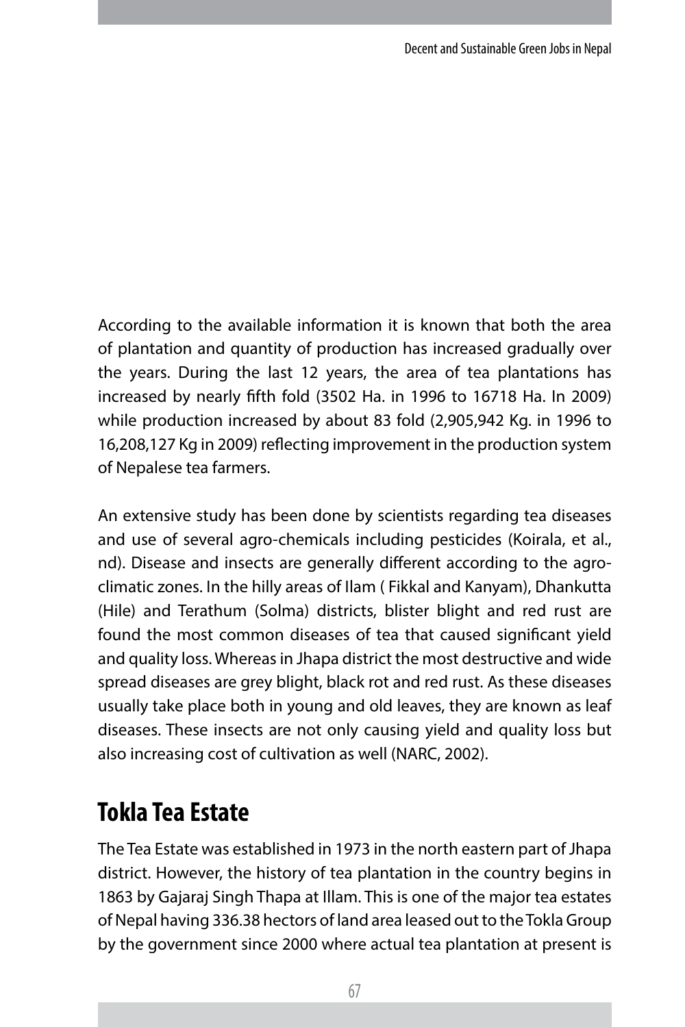According to the available information it is known that both the area of plantation and quantity of production has increased gradually over the years. During the last 12 years, the area of tea plantations has increased by nearly fifth fold (3502 Ha. in 1996 to 16718 Ha. In 2009) while production increased by about 83 fold (2,905,942 Kg. in 1996 to 16,208,127 Kg in 2009) reflecting improvement in the production system of Nepalese tea farmers.

An extensive study has been done by scientists regarding tea diseases and use of several agro-chemicals including pesticides (Koirala, et al., nd). Disease and insects are generally different according to the agro-climatic zones. In the hilly areas of Ilam ( Fikkal and Kanyam), Dhankutta (Hile) and Terathum (Solma) districts, blister blight and red rust are found the most common diseases of tea that caused significant yield and quality loss. Whereas in Jhapa district the most destructive and wide spread diseases are grey blight, black rot and red rust. As these diseases usually take place both in young and old leaves, they are known as leaf diseases. These insects are not only causing yield and quality loss but also increasing cost of cultivation as well (NARC, 2002).

## Tokla Tea Estate

The Tea Estate was established in 1973 in the north eastern part of Jhapa district. However, the history of tea plantation in the country begins in 1863 by Gajaraj Singh Thapa at Illam. This is one of the major tea estates of Nepal having 336.38 hectors of land area leased out to the Tokla Group by the government since 2000 where actual tea plantation at present is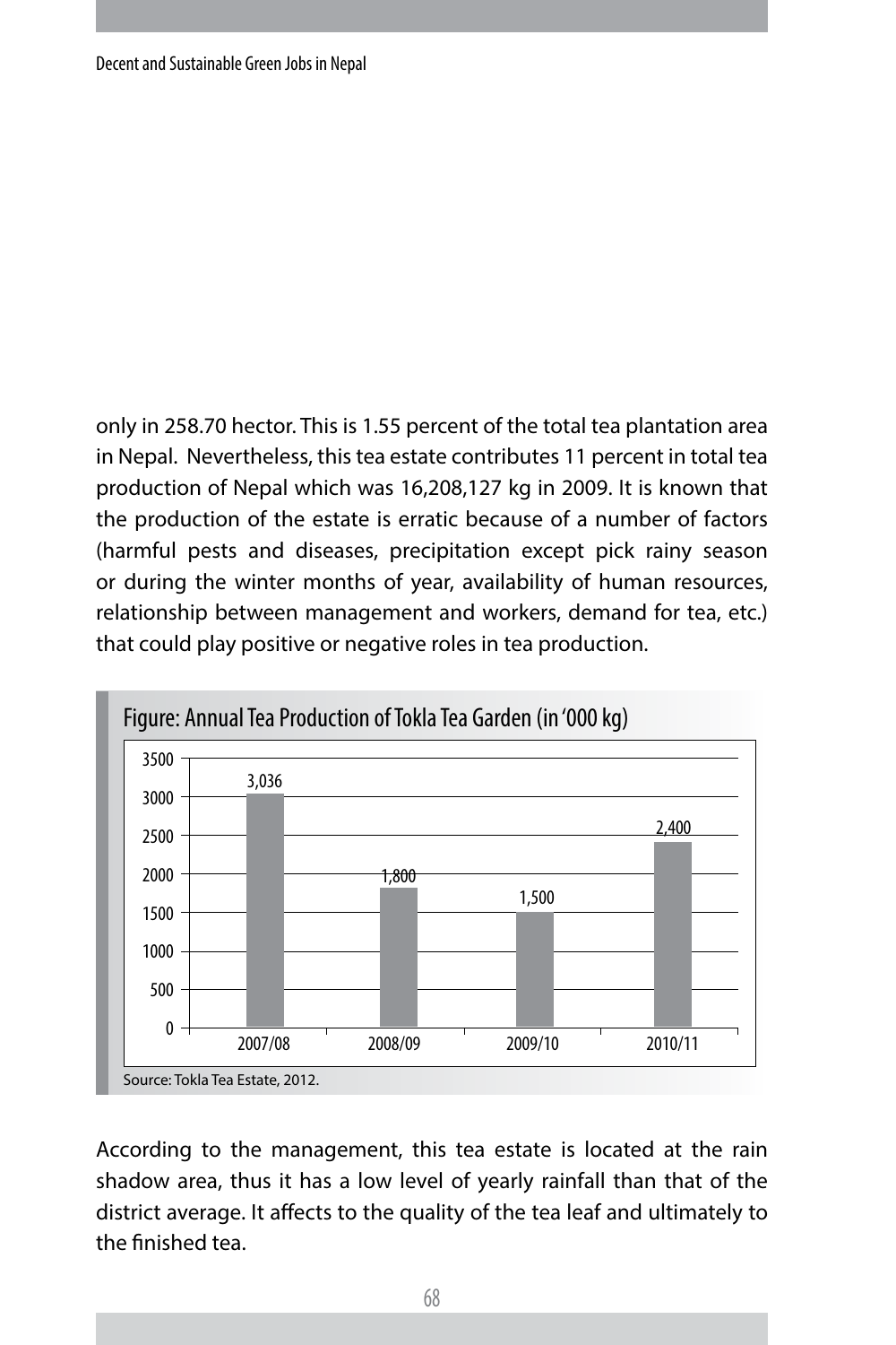only in 258.70 hector. This is 1.55 percent of the total tea plantation area in Nepal. Nevertheless, this tea estate contributes 11 percent in total tea production of Nepal which was 16,208,127 kg in 2009. It is known that the production of the estate is erratic because of a number of factors (harmful pests and diseases, precipitation except pick rainy season or during the winter months of year, availability of human resources, relationship between management and workers, demand for tea, etc.) that could play positive or negative roles in tea production.

Figure: Annual Tea Production of Tokla Tea Garden (in '000 kg)

| Year | Production ('000 kg) |
|---|---|
| 2007/08 | 3,036 |
| 2008/09 | 1,800 |
| 2009/10 | 1,500 |
| 2010/11 | 2,400 |

Source: Tokla Tea Estate, 2012.

According to the management, this tea estate is located at the rain shadow area, thus it has a low level of yearly rainfall than that of the district average. It affects to the quality of the tea leaf and ultimately to the finished tea.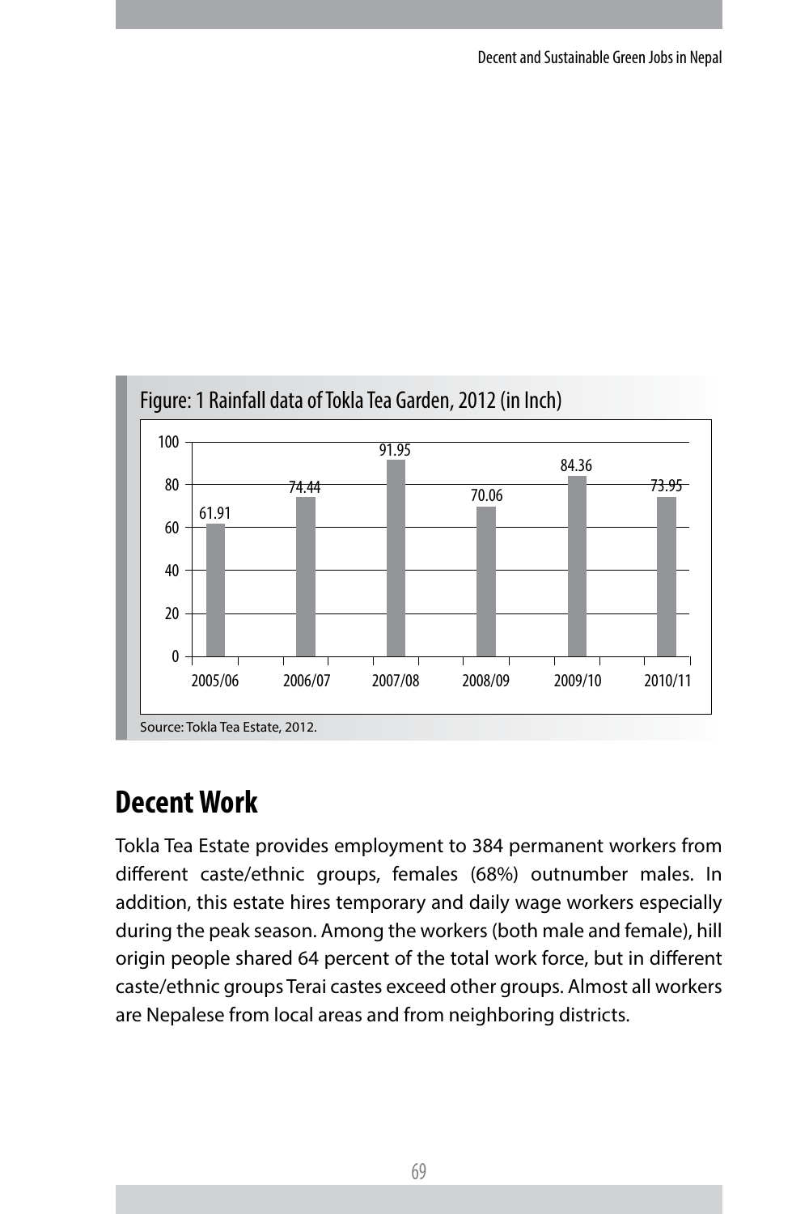Figure: 1 Rainfall data of Tokla Tea Garden, 2012 (in Inch)

| Year | Rainfall (Inch) |
|---|---|
| 2005/06 | 61.91 |
| 2006/07 | 74.44 |
| 2007/08 | 91.95 |
| 2008/09 | 70.06 |
| 2009/10 | 84.36 |
| 2010/11 | 73.95 |

Source: Tokla Tea Estate, 2012.

## Decent Work

Tokla Tea Estate provides employment to 384 permanent workers from different caste/ethnic groups, females (68%) outnumber males. In addition, this estate hires temporary and daily wage workers especially during the peak season. Among the workers (both male and female), hill origin people shared 64 percent of the total work force, but in different caste/ethnic groups Terai castes exceed other groups. Almost all workers are Nepalese from local areas and from neighboring districts.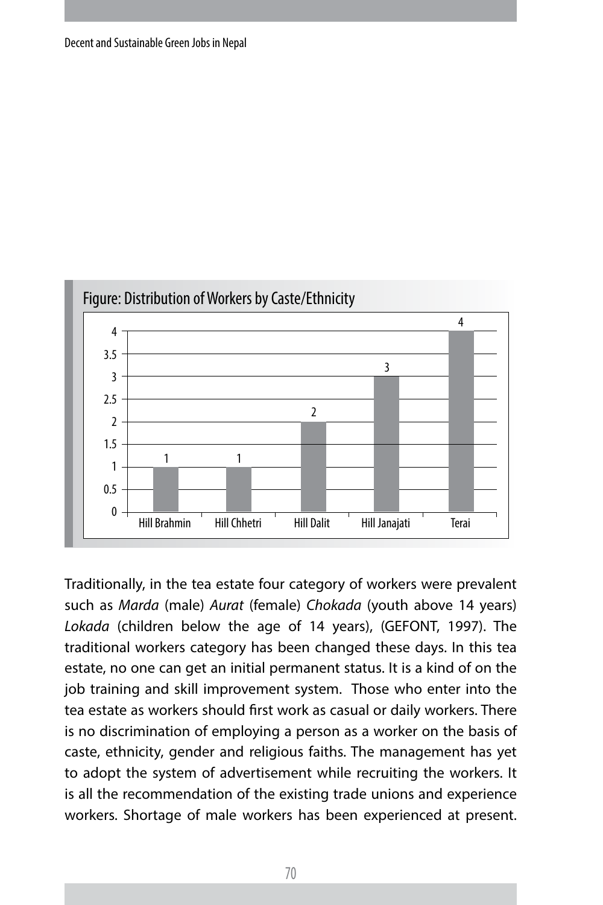Figure: Distribution of Workers by Caste/Ethnicity

| Caste/Ethnicity | Number |
|---|---|
| Hill Brahmin | 1 |
| Hill Chhetri | 1 |
| Hill Dalit | 2 |
| Hill Janajati | 3 |
| Terai | 4 |

Traditionally, in the tea estate four category of workers were prevalent such as *Marda* (male) *Aurat* (female) *Chokada* (youth above 14 years) *Lokada* (children below the age of 14 years), (GEFONT, 1997). The traditional workers category has been changed these days. In this tea estate, no one can get an initial permanent status. It is a kind of on the job training and skill improvement system. Those who enter into the tea estate as workers should first work as casual or daily workers. There is no discrimination of employing a person as a worker on the basis of caste, ethnicity, gender and religious faiths. The management has yet to adopt the system of advertisement while recruiting the workers. It is all the recommendation of the existing trade unions and experience workers. Shortage of male workers has been experienced at present.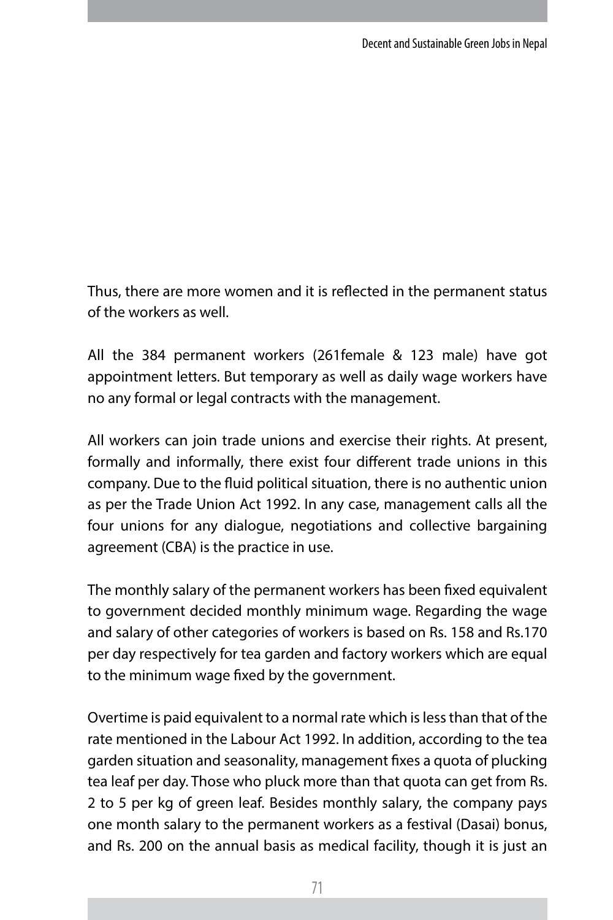Thus, there are more women and it is reflected in the permanent status of the workers as well.

All the 384 permanent workers (261female & 123 male) have got appointment letters. But temporary as well as daily wage workers have no any formal or legal contracts with the management.

All workers can join trade unions and exercise their rights. At present, formally and informally, there exist four different trade unions in this company. Due to the fluid political situation, there is no authentic union as per the Trade Union Act 1992. In any case, management calls all the four unions for any dialogue, negotiations and collective bargaining agreement (CBA) is the practice in use.

The monthly salary of the permanent workers has been fixed equivalent to government decided monthly minimum wage. Regarding the wage and salary of other categories of workers is based on Rs. 158 and Rs.170 per day respectively for tea garden and factory workers which are equal to the minimum wage fixed by the government.

Overtime is paid equivalent to a normal rate which is less than that of the rate mentioned in the Labour Act 1992. In addition, according to the tea garden situation and seasonality, management fixes a quota of plucking tea leaf per day. Those who pluck more than that quota can get from Rs. 2 to 5 per kg of green leaf. Besides monthly salary, the company pays one month salary to the permanent workers as a festival (Dasai) bonus, and Rs. 200 on the annual basis as medical facility, though it is just an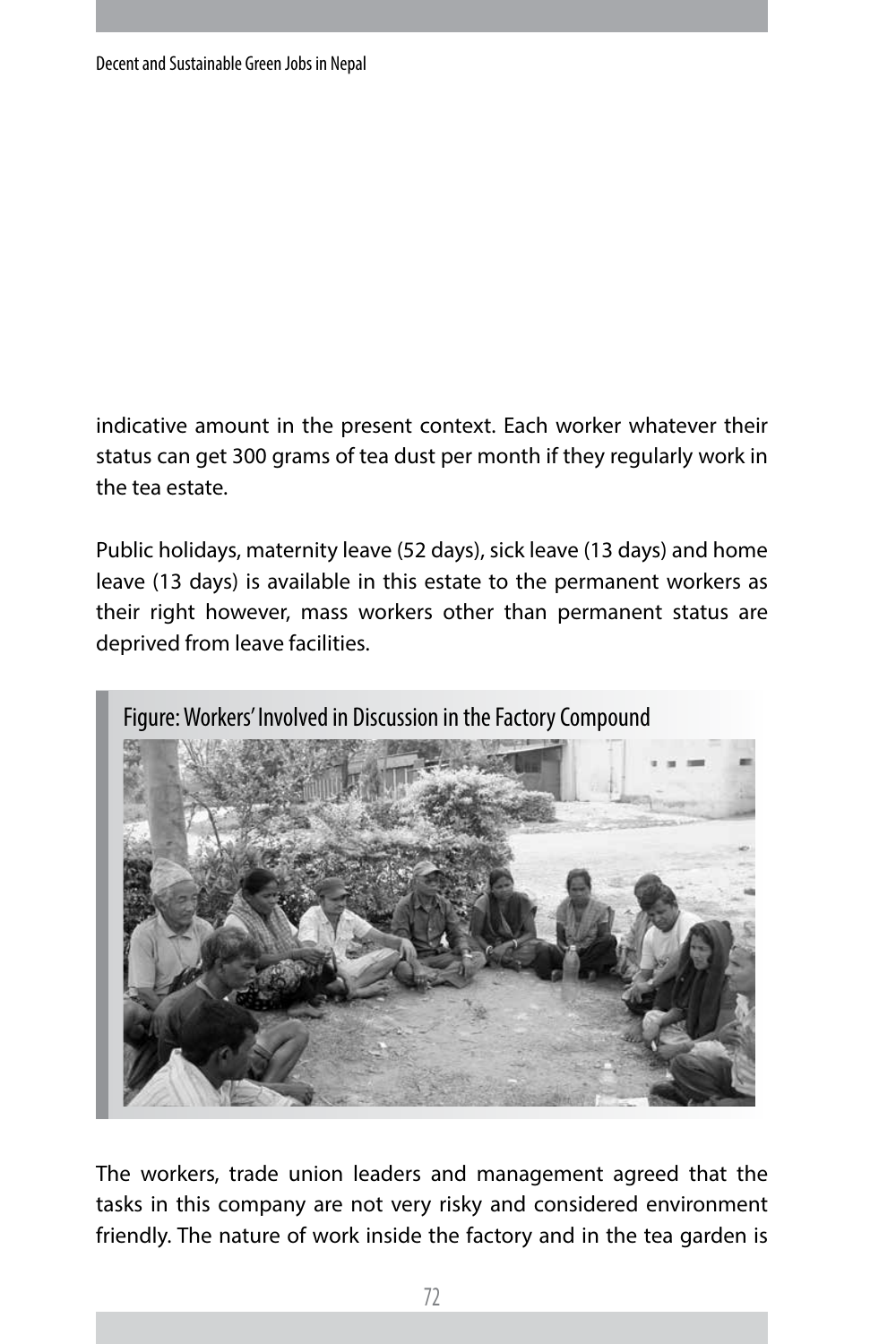indicative amount in the present context. Each worker whatever their status can get 300 grams of tea dust per month if they regularly work in the tea estate.

Public holidays, maternity leave (52 days), sick leave (13 days) and home leave (13 days) is available in this estate to the permanent workers as their right however, mass workers other than permanent status are deprived from leave facilities.

Figure: Workers' Involved in Discussion in the Factory Compound

The workers, trade union leaders and management agreed that the tasks in this company are not very risky and considered environment friendly. The nature of work inside the factory and in the tea garden is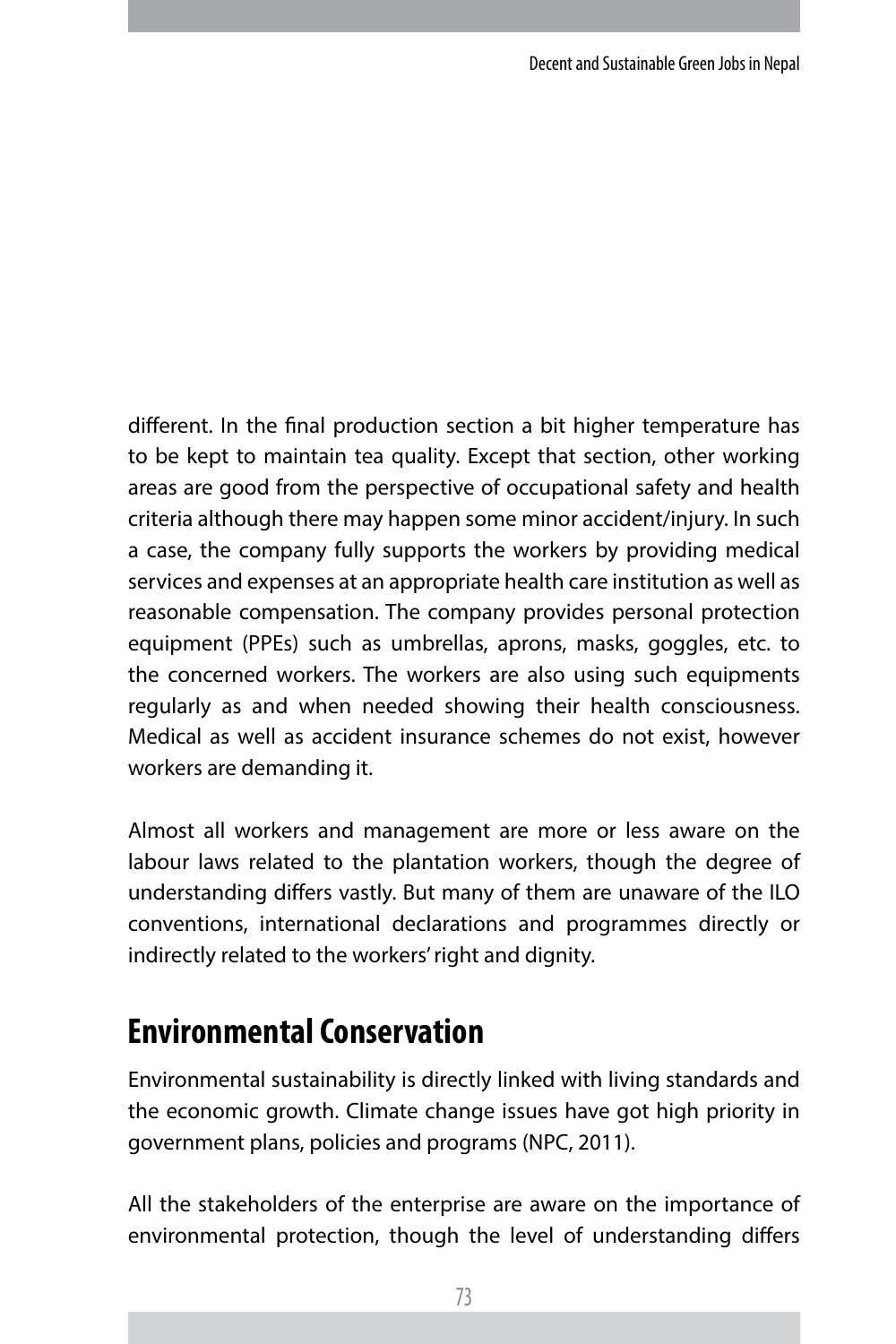different. In the final production section a bit higher temperature has to be kept to maintain tea quality. Except that section, other working areas are good from the perspective of occupational safety and health criteria although there may happen some minor accident/injury. In such a case, the company fully supports the workers by providing medical services and expenses at an appropriate health care institution as well as reasonable compensation. The company provides personal protection equipment (PPEs) such as umbrellas, aprons, masks, goggles, etc. to the concerned workers. The workers are also using such equipments regularly as and when needed showing their health consciousness. Medical as well as accident insurance schemes do not exist, however workers are demanding it.

Almost all workers and management are more or less aware on the labour laws related to the plantation workers, though the degree of understanding differs vastly. But many of them are unaware of the ILO conventions, international declarations and programmes directly or indirectly related to the workers' right and dignity.

## Environmental Conservation

Environmental sustainability is directly linked with living standards and the economic growth. Climate change issues have got high priority in government plans, policies and programs (NPC, 2011).

All the stakeholders of the enterprise are aware on the importance of environmental protection, though the level of understanding differs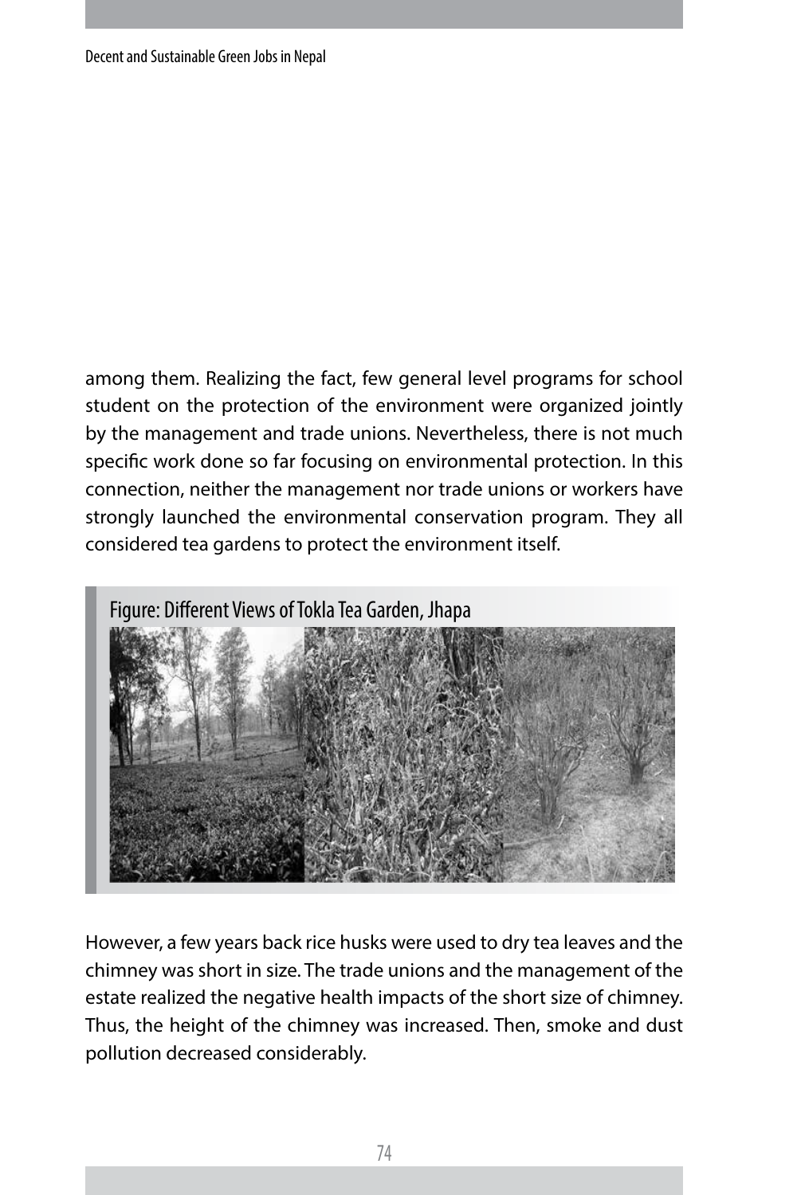among them. Realizing the fact, few general level programs for school student on the protection of the environment were organized jointly by the management and trade unions. Nevertheless, there is not much specific work done so far focusing on environmental protection. In this connection, neither the management nor trade unions or workers have strongly launched the environmental conservation program. They all considered tea gardens to protect the environment itself.

Figure: Different Views of Tokla Tea Garden, Jhapa

However, a few years back rice husks were used to dry tea leaves and the chimney was short in size. The trade unions and the management of the estate realized the negative health impacts of the short size of chimney. Thus, the height of the chimney was increased. Then, smoke and dust pollution decreased considerably.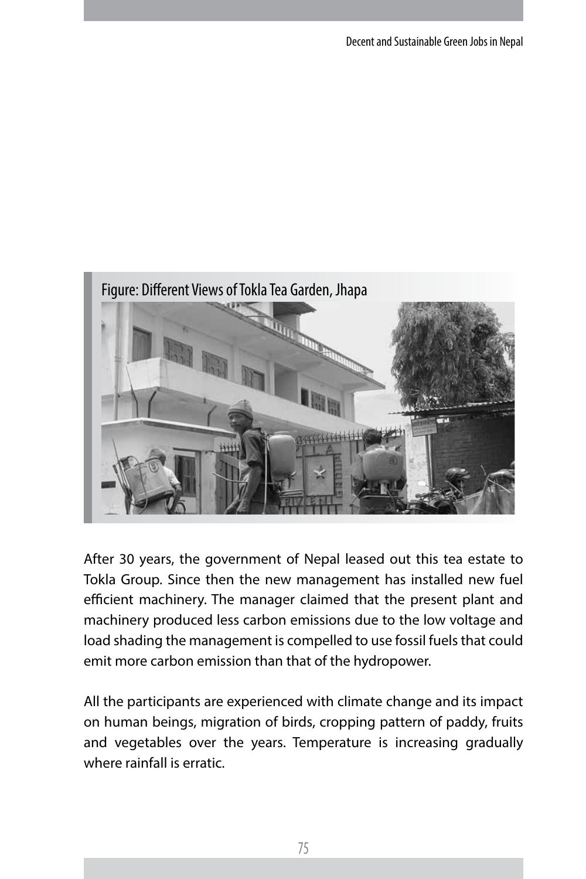Figure: Different Views of Tokla Tea Garden, Jhapa

After 30 years, the government of Nepal leased out this tea estate to Tokla Group. Since then the new management has installed new fuel efficient machinery. The manager claimed that the present plant and machinery produced less carbon emissions due to the low voltage and load shading the management is compelled to use fossil fuels that could emit more carbon emission than that of the hydropower.

All the participants are experienced with climate change and its impact on human beings, migration of birds, cropping pattern of paddy, fruits and vegetables over the years. Temperature is increasing gradually where rainfall is erratic.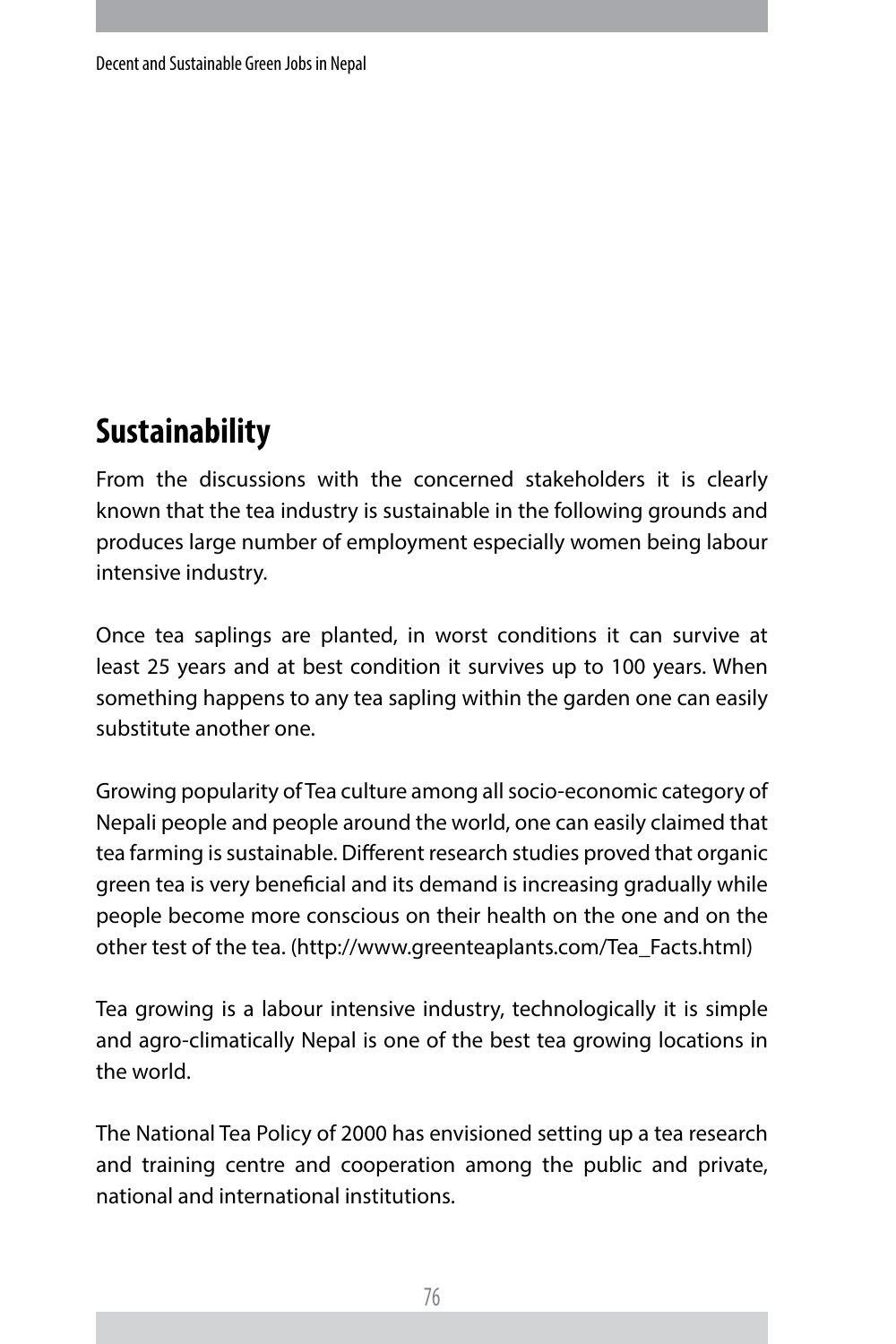## Sustainability

From the discussions with the concerned stakeholders it is clearly known that the tea industry is sustainable in the following grounds and produces large number of employment especially women being labour intensive industry.

Once tea saplings are planted, in worst conditions it can survive at least 25 years and at best condition it survives up to 100 years. When something happens to any tea sapling within the garden one can easily substitute another one.

Growing popularity of Tea culture among all socio-economic category of Nepali people and people around the world, one can easily claimed that tea farming is sustainable. Different research studies proved that organic green tea is very beneficial and its demand is increasing gradually while people become more conscious on their health on the one and on the other test of the tea. (http://www.greenteaplants.com/Tea_Facts.html)

Tea growing is a labour intensive industry, technologically it is simple and agro-climatically Nepal is one of the best tea growing locations in the world.

The National Tea Policy of 2000 has envisioned setting up a tea research and training centre and cooperation among the public and private, national and international institutions.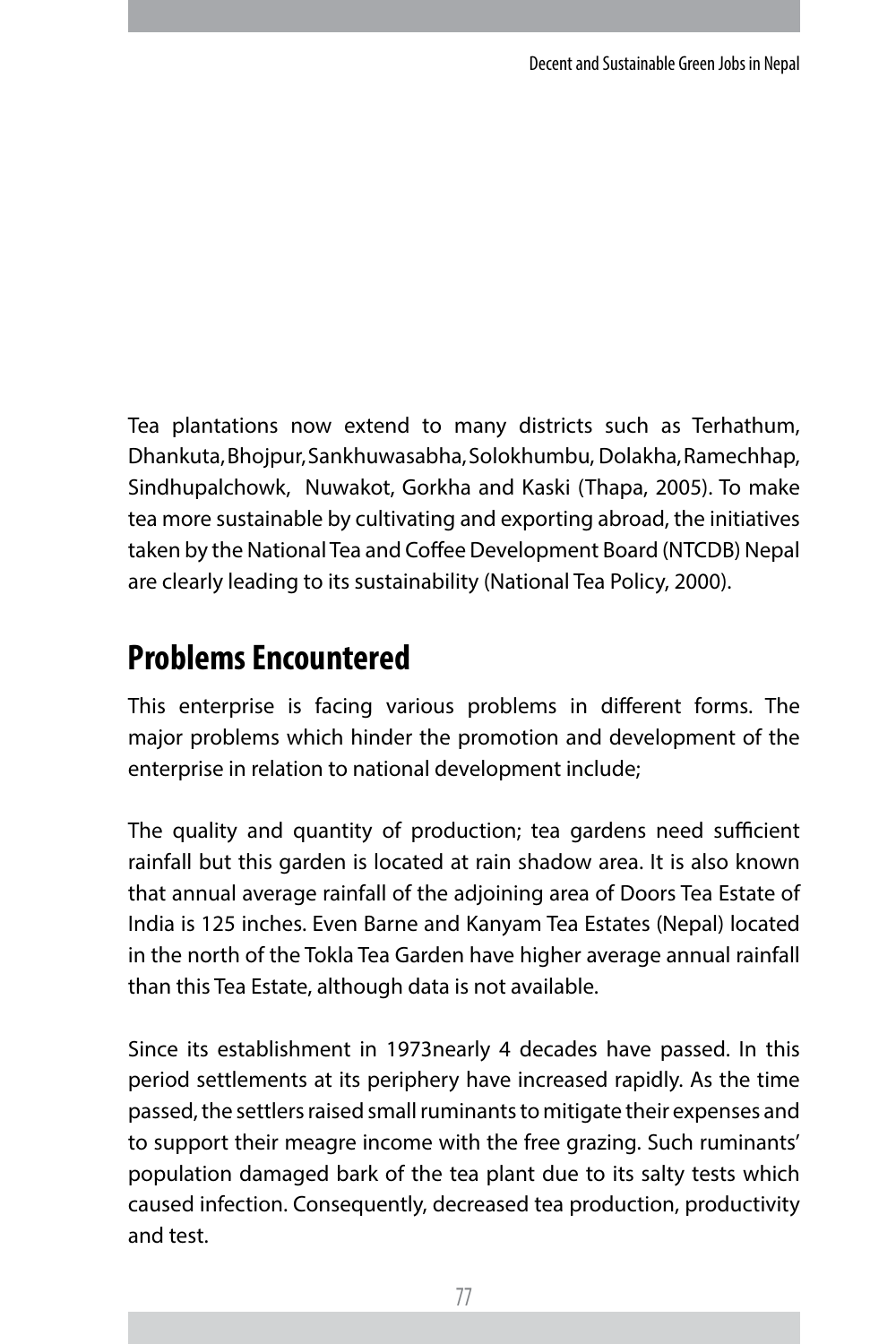Tea plantations now extend to many districts such as Terhathum, Dhankuta, Bhojpur, Sankhuwasabha, Solokhumbu, Dolakha, Ramechhap, Sindhupalchowk, Nuwakot, Gorkha and Kaski (Thapa, 2005). To make tea more sustainable by cultivating and exporting abroad, the initiatives taken by the National Tea and Coffee Development Board (NTCDB) Nepal are clearly leading to its sustainability (National Tea Policy, 2000).

## Problems Encountered

This enterprise is facing various problems in different forms. The major problems which hinder the promotion and development of the enterprise in relation to national development include;

The quality and quantity of production; tea gardens need sufficient rainfall but this garden is located at rain shadow area. It is also known that annual average rainfall of the adjoining area of Doors Tea Estate of India is 125 inches. Even Barne and Kanyam Tea Estates (Nepal) located in the north of the Tokla Tea Garden have higher average annual rainfall than this Tea Estate, although data is not available.

Since its establishment in 1973nearly 4 decades have passed. In this period settlements at its periphery have increased rapidly. As the time passed, the settlers raised small ruminants to mitigate their expenses and to support their meagre income with the free grazing. Such ruminants' population damaged bark of the tea plant due to its salty tests which caused infection. Consequently, decreased tea production, productivity and test.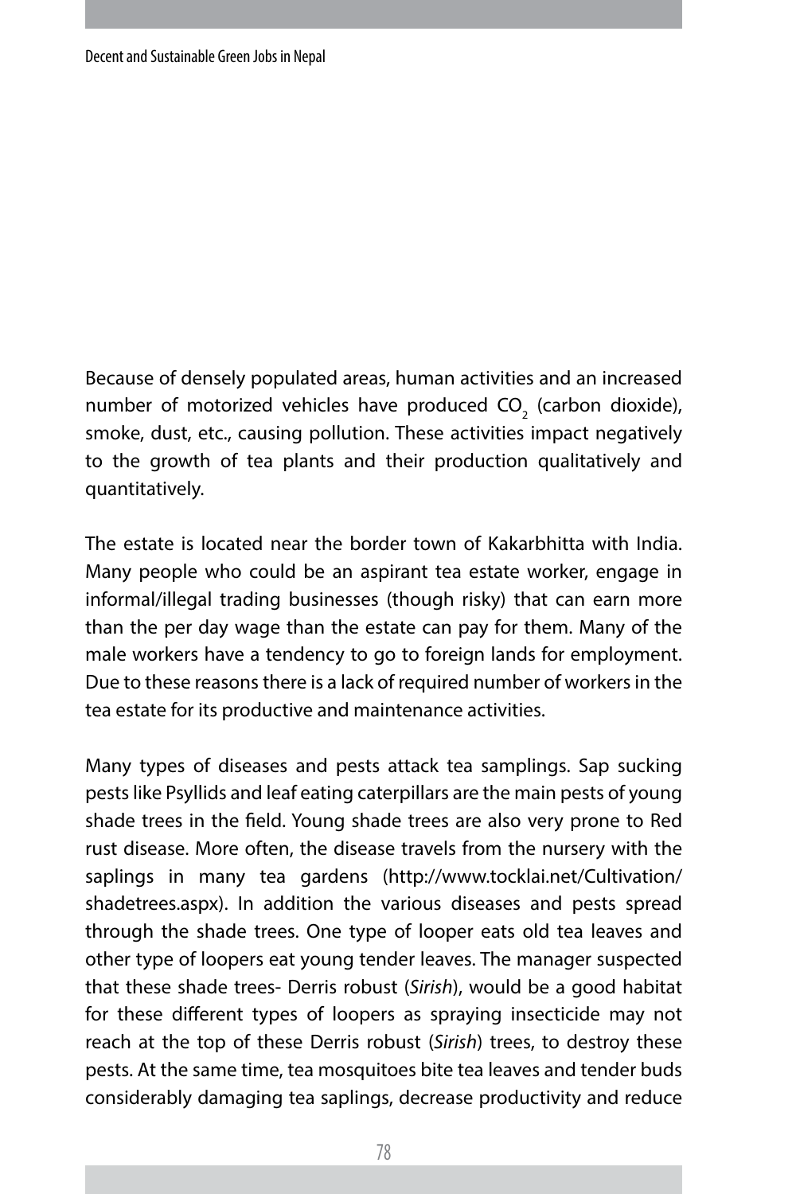Because of densely populated areas, human activities and an increased number of motorized vehicles have produced $CO_2$ (carbon dioxide), smoke, dust, etc., causing pollution. These activities impact negatively to the growth of tea plants and their production qualitatively and quantitatively.

The estate is located near the border town of Kakarbhitta with India. Many people who could be an aspirant tea estate worker, engage in informal/illegal trading businesses (though risky) that can earn more than the per day wage than the estate can pay for them. Many of the male workers have a tendency to go to foreign lands for employment. Due to these reasons there is a lack of required number of workers in the tea estate for its productive and maintenance activities.

Many types of diseases and pests attack tea samplings. Sap sucking pests like Psyllids and leaf eating caterpillars are the main pests of young shade trees in the field. Young shade trees are also very prone to Red rust disease. More often, the disease travels from the nursery with the saplings in many tea gardens (http://www.tocklai.net/Cultivation/shadetrees.aspx). In addition the various diseases and pests spread through the shade trees. One type of looper eats old tea leaves and other type of loopers eat young tender leaves. The manager suspected that these shade trees- Derris robust (*Sirish*), would be a good habitat for these different types of loopers as spraying insecticide may not reach at the top of these Derris robust (*Sirish*) trees, to destroy these pests. At the same time, tea mosquitoes bite tea leaves and tender buds considerably damaging tea saplings, decrease productivity and reduce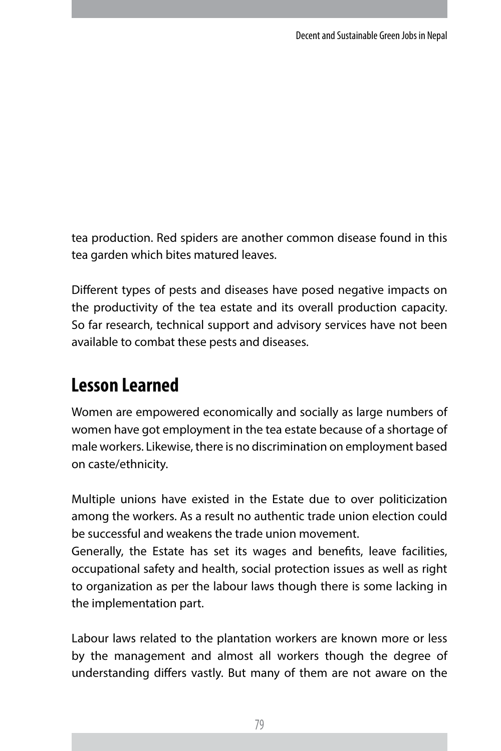tea production. Red spiders are another common disease found in this tea garden which bites matured leaves.

Different types of pests and diseases have posed negative impacts on the productivity of the tea estate and its overall production capacity. So far research, technical support and advisory services have not been available to combat these pests and diseases.

## Lesson Learned

Women are empowered economically and socially as large numbers of women have got employment in the tea estate because of a shortage of male workers. Likewise, there is no discrimination on employment based on caste/ethnicity.

Multiple unions have existed in the Estate due to over politicization among the workers. As a result no authentic trade union election could be successful and weakens the trade union movement.

Generally, the Estate has set its wages and benefits, leave facilities, occupational safety and health, social protection issues as well as right to organization as per the labour laws though there is some lacking in the implementation part.

Labour laws related to the plantation workers are known more or less by the management and almost all workers though the degree of understanding differs vastly. But many of them are not aware on the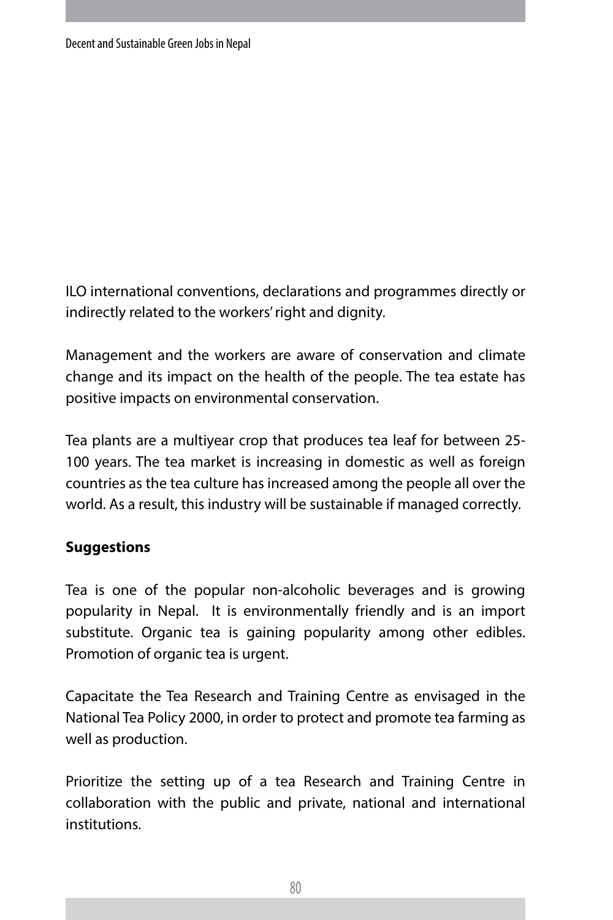ILO international conventions, declarations and programmes directly or indirectly related to the workers' right and dignity.

Management and the workers are aware of conservation and climate change and its impact on the health of the people. The tea estate has positive impacts on environmental conservation.

Tea plants are a multiyear crop that produces tea leaf for between 25-100 years. The tea market is increasing in domestic as well as foreign countries as the tea culture has increased among the people all over the world. As a result, this industry will be sustainable if managed correctly.

**Suggestions**

Tea is one of the popular non-alcoholic beverages and is growing popularity in Nepal. It is environmentally friendly and is an import substitute. Organic tea is gaining popularity among other edibles. Promotion of organic tea is urgent.

Capacitate the Tea Research and Training Centre as envisaged in the National Tea Policy 2000, in order to protect and promote tea farming as well as production.

Prioritize the setting up of a tea Research and Training Centre in collaboration with the public and private, national and international institutions.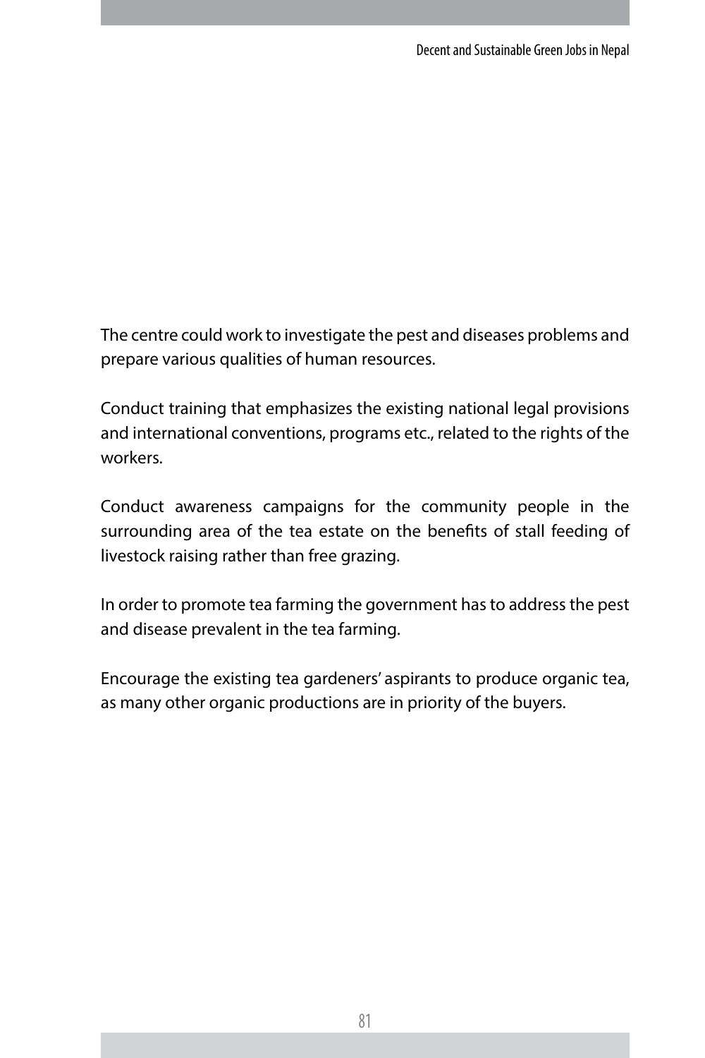The centre could work to investigate the pest and diseases problems and prepare various qualities of human resources.

Conduct training that emphasizes the existing national legal provisions and international conventions, programs etc., related to the rights of the workers.

Conduct awareness campaigns for the community people in the surrounding area of the tea estate on the benefits of stall feeding of livestock raising rather than free grazing.

In order to promote tea farming the government has to address the pest and disease prevalent in the tea farming.

Encourage the existing tea gardeners' aspirants to produce organic tea, as many other organic productions are in priority of the buyers.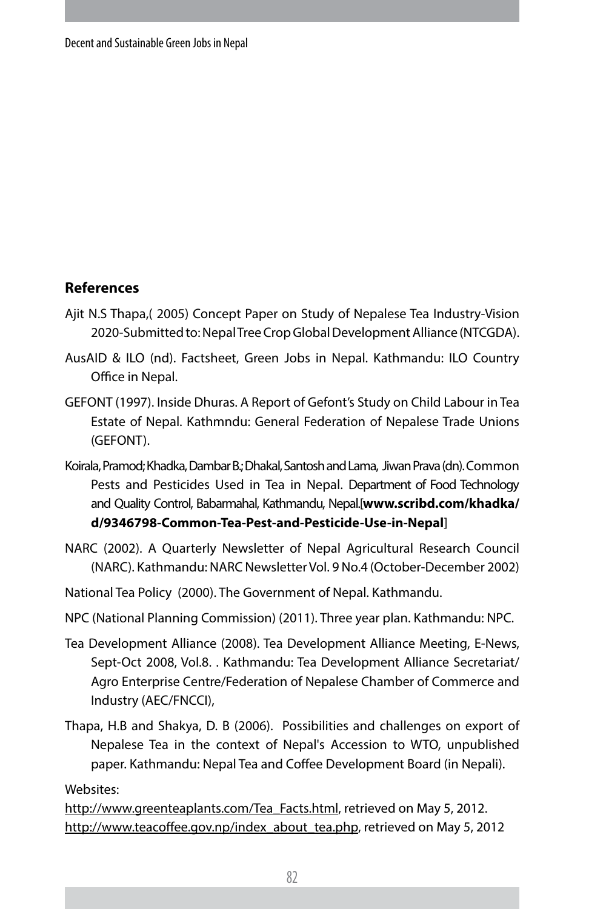## References

Ajit N.S Thapa,( 2005) Concept Paper on Study of Nepalese Tea Industry-Vision 2020-Submitted to: Nepal Tree Crop Global Development Alliance (NTCGDA).

AusAID & ILO (nd). Factsheet, Green Jobs in Nepal. Kathmandu: ILO Country Office in Nepal.

GEFONT (1997). Inside Dhuras. A Report of Gefont's Study on Child Labour in Tea Estate of Nepal. Kathmndu: General Federation of Nepalese Trade Unions (GEFONT).

Koirala, Pramod; Khadka, Dambar B.; Dhakal, Santosh and Lama, Jiwan Prava (dn). Common Pests and Pesticides Used in Tea in Nepal. Department of Food Technology and Quality Control, Babarmahal, Kathmandu, Nepal.[**www.scribd.com/khadka/d/9346798-Common-Tea-Pest-and-Pesticide-Use-in-Nepal**]

NARC (2002). A Quarterly Newsletter of Nepal Agricultural Research Council (NARC). Kathmandu: NARC Newsletter Vol. 9 No.4 (October-December 2002)

National Tea Policy (2000). The Government of Nepal. Kathmandu.

NPC (National Planning Commission) (2011). Three year plan. Kathmandu: NPC.

Tea Development Alliance (2008). Tea Development Alliance Meeting, E-News, Sept-Oct 2008, Vol.8. . Kathmandu: Tea Development Alliance Secretariat/ Agro Enterprise Centre/Federation of Nepalese Chamber of Commerce and Industry (AEC/FNCCI),

Thapa, H.B and Shakya, D. B (2006). Possibilities and challenges on export of Nepalese Tea in the context of Nepal's Accession to WTO, unpublished paper. Kathmandu: Nepal Tea and Coffee Development Board (in Nepali).

Websites:

http://www.greenteaplants.com/Tea_Facts.html, retrieved on May 5, 2012.
http://www.teacoffee.gov.np/index_about_tea.php, retrieved on May 5, 2012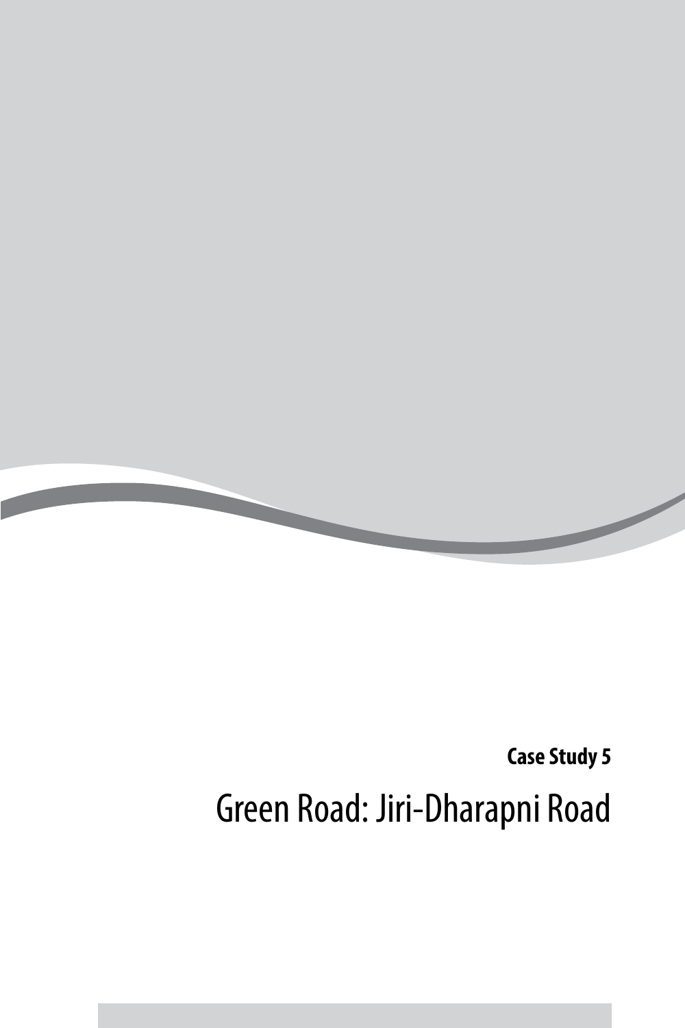**Case Study 5**

# Green Road: Jiri-Dharapni Road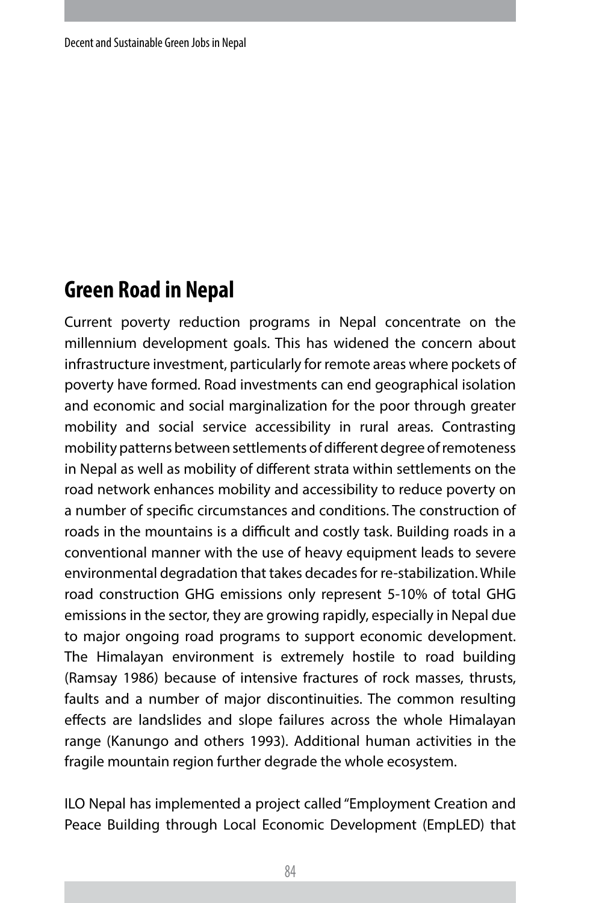## Green Road in Nepal

Current poverty reduction programs in Nepal concentrate on the millennium development goals. This has widened the concern about infrastructure investment, particularly for remote areas where pockets of poverty have formed. Road investments can end geographical isolation and economic and social marginalization for the poor through greater mobility and social service accessibility in rural areas. Contrasting mobility patterns between settlements of different degree of remoteness in Nepal as well as mobility of different strata within settlements on the road network enhances mobility and accessibility to reduce poverty on a number of specific circumstances and conditions. The construction of roads in the mountains is a difficult and costly task. Building roads in a conventional manner with the use of heavy equipment leads to severe environmental degradation that takes decades for re-stabilization. While road construction GHG emissions only represent 5-10% of total GHG emissions in the sector, they are growing rapidly, especially in Nepal due to major ongoing road programs to support economic development. The Himalayan environment is extremely hostile to road building (Ramsay 1986) because of intensive fractures of rock masses, thrusts, faults and a number of major discontinuities. The common resulting effects are landslides and slope failures across the whole Himalayan range (Kanungo and others 1993). Additional human activities in the fragile mountain region further degrade the whole ecosystem.

ILO Nepal has implemented a project called "Employment Creation and Peace Building through Local Economic Development (EmpLED) that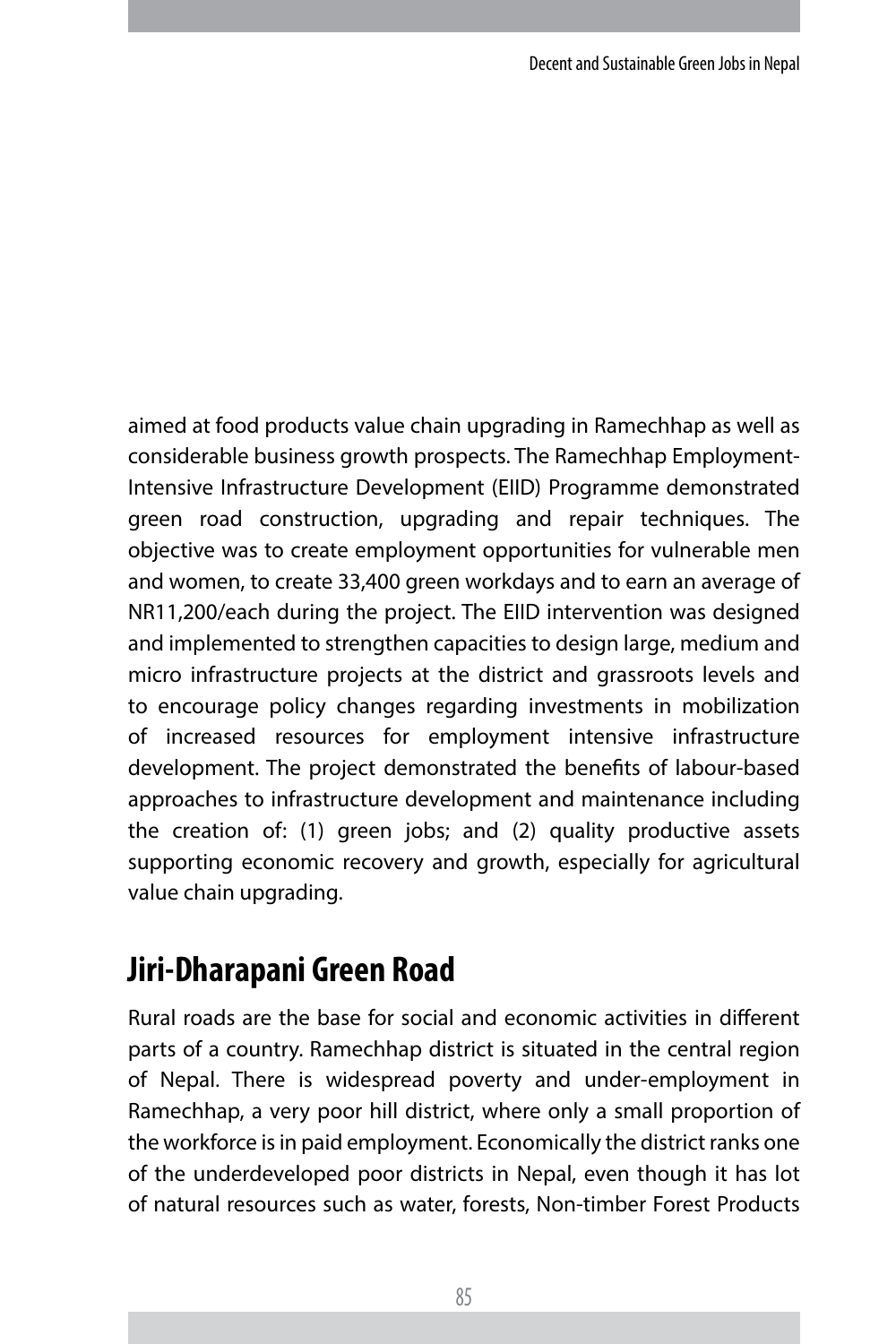aimed at food products value chain upgrading in Ramechhap as well as considerable business growth prospects. The Ramechhap Employment-Intensive Infrastructure Development (EIID) Programme demonstrated green road construction, upgrading and repair techniques. The objective was to create employment opportunities for vulnerable men and women, to create 33,400 green workdays and to earn an average of NR11,200/each during the project. The EIID intervention was designed and implemented to strengthen capacities to design large, medium and micro infrastructure projects at the district and grassroots levels and to encourage policy changes regarding investments in mobilization of increased resources for employment intensive infrastructure development. The project demonstrated the benefits of labour-based approaches to infrastructure development and maintenance including the creation of: (1) green jobs; and (2) quality productive assets supporting economic recovery and growth, especially for agricultural value chain upgrading.

## Jiri-Dharapani Green Road

Rural roads are the base for social and economic activities in different parts of a country. Ramechhap district is situated in the central region of Nepal. There is widespread poverty and under-employment in Ramechhap, a very poor hill district, where only a small proportion of the workforce is in paid employment. Economically the district ranks one of the underdeveloped poor districts in Nepal, even though it has lot of natural resources such as water, forests, Non-timber Forest Products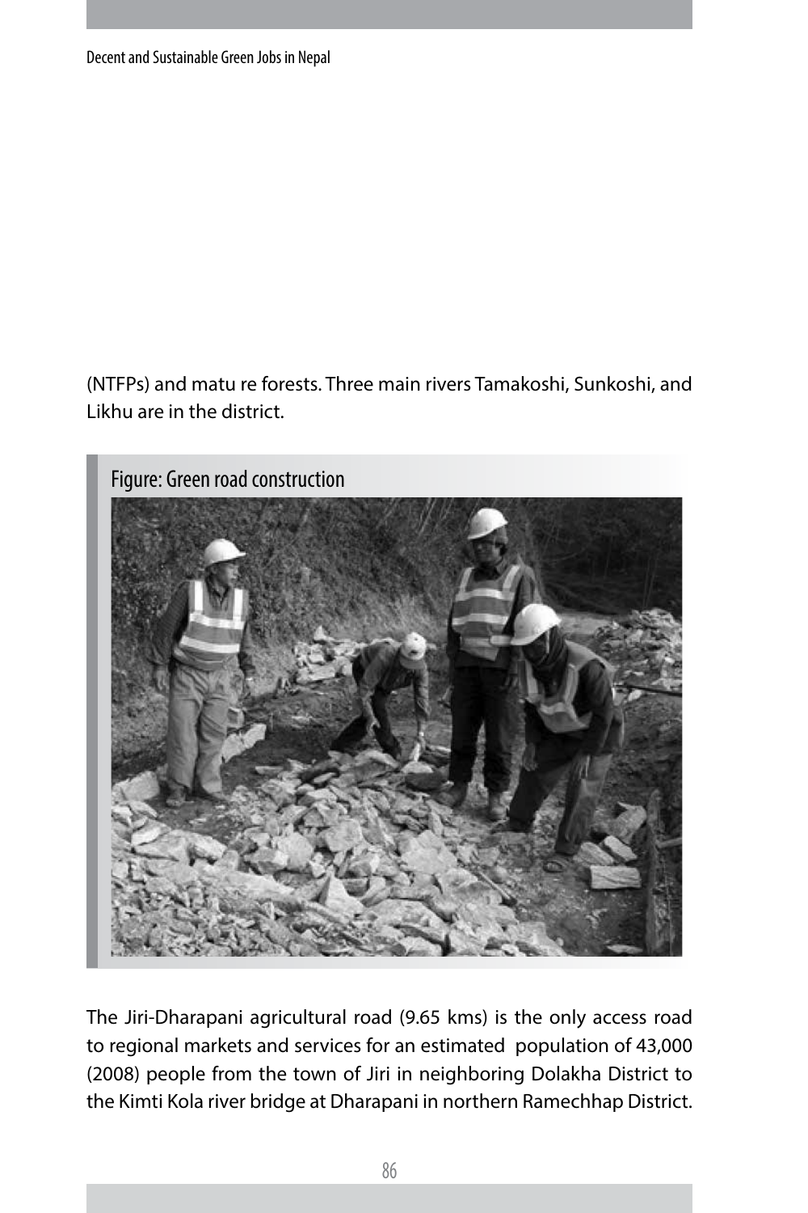(NTFPs) and matu re forests. Three main rivers Tamakoshi, Sunkoshi, and Likhu are in the district.

Figure: Green road construction

The Jiri-Dharapani agricultural road (9.65 kms) is the only access road to regional markets and services for an estimated population of 43,000 (2008) people from the town of Jiri in neighboring Dolakha District to the Kimti Kola river bridge at Dharapani in northern Ramechhap District.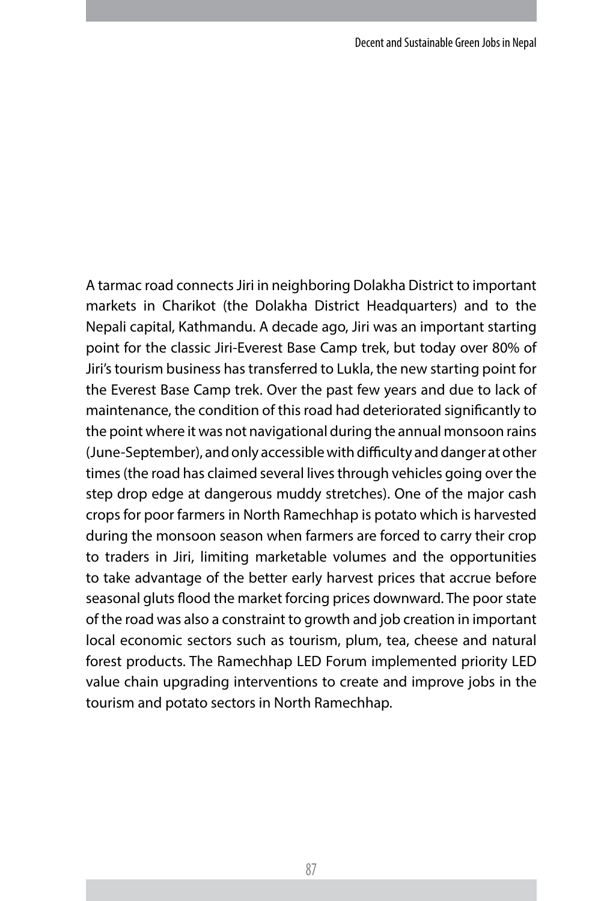A tarmac road connects Jiri in neighboring Dolakha District to important markets in Charikot (the Dolakha District Headquarters) and to the Nepali capital, Kathmandu. A decade ago, Jiri was an important starting point for the classic Jiri-Everest Base Camp trek, but today over 80% of Jiri's tourism business has transferred to Lukla, the new starting point for the Everest Base Camp trek. Over the past few years and due to lack of maintenance, the condition of this road had deteriorated significantly to the point where it was not navigational during the annual monsoon rains (June-September), and only accessible with difficulty and danger at other times (the road has claimed several lives through vehicles going over the step drop edge at dangerous muddy stretches). One of the major cash crops for poor farmers in North Ramechhap is potato which is harvested during the monsoon season when farmers are forced to carry their crop to traders in Jiri, limiting marketable volumes and the opportunities to take advantage of the better early harvest prices that accrue before seasonal gluts flood the market forcing prices downward. The poor state of the road was also a constraint to growth and job creation in important local economic sectors such as tourism, plum, tea, cheese and natural forest products. The Ramechhap LED Forum implemented priority LED value chain upgrading interventions to create and improve jobs in the tourism and potato sectors in North Ramechhap.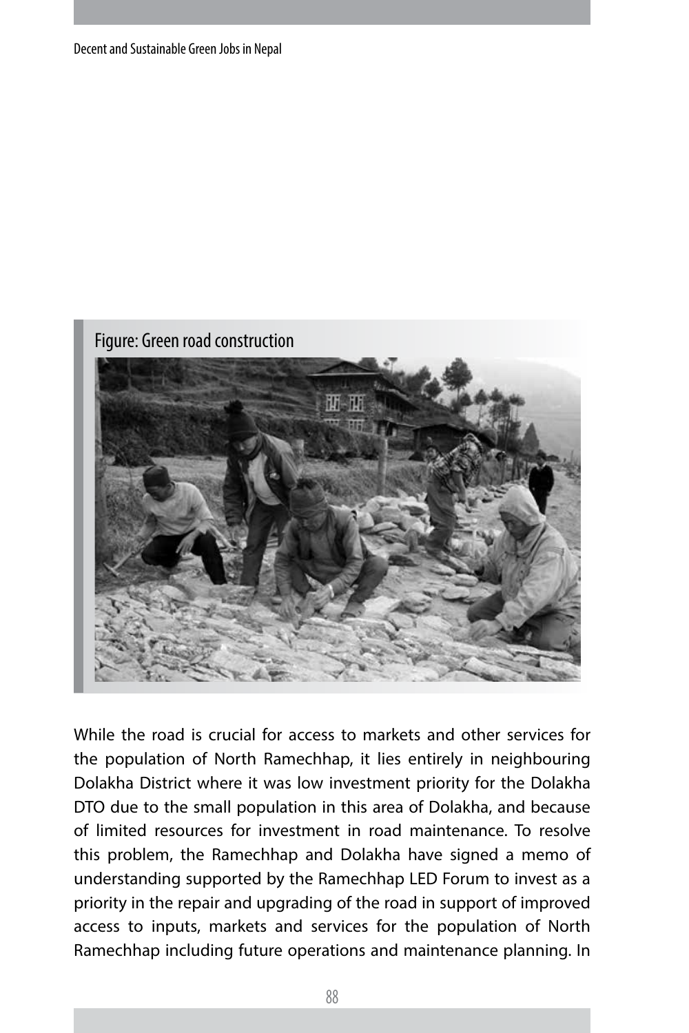Figure: Green road construction

While the road is crucial for access to markets and other services for the population of North Ramechhap, it lies entirely in neighbouring Dolakha District where it was low investment priority for the Dolakha DTO due to the small population in this area of Dolakha, and because of limited resources for investment in road maintenance. To resolve this problem, the Ramechhap and Dolakha have signed a memo of understanding supported by the Ramechhap LED Forum to invest as a priority in the repair and upgrading of the road in support of improved access to inputs, markets and services for the population of North Ramechhap including future operations and maintenance planning. In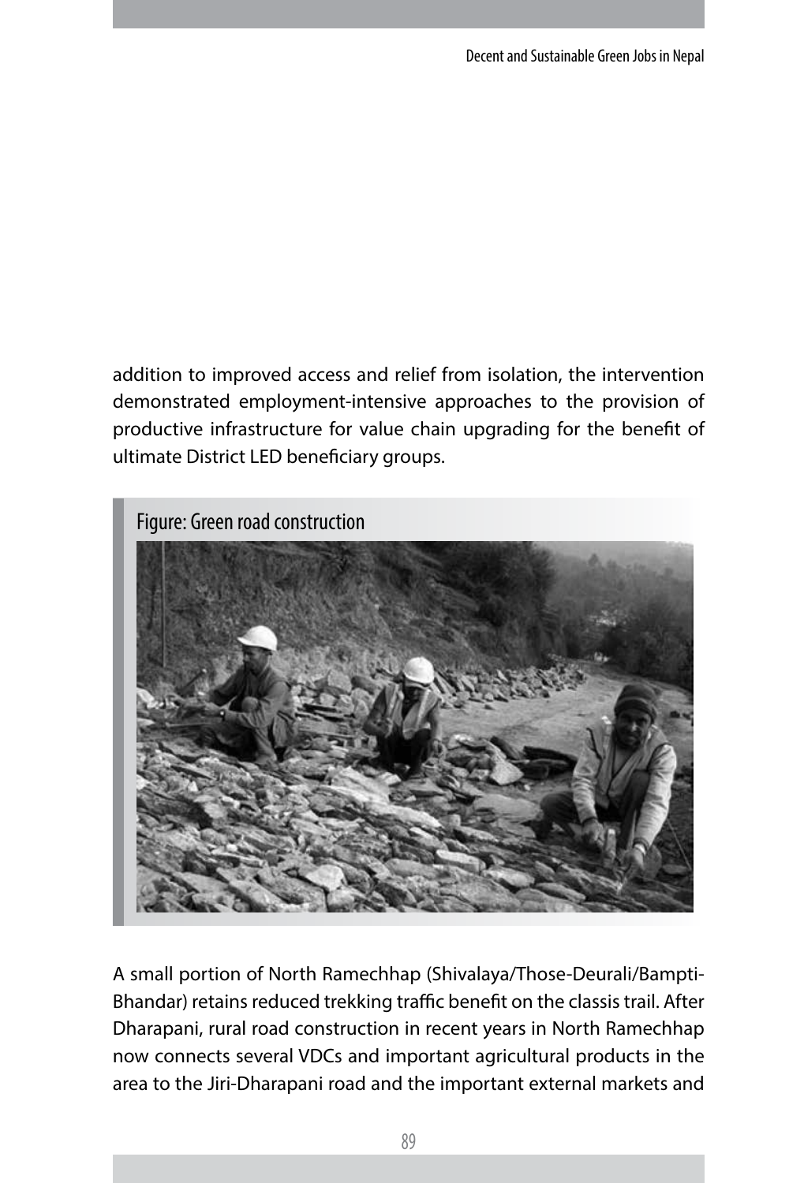addition to improved access and relief from isolation, the intervention demonstrated employment-intensive approaches to the provision of productive infrastructure for value chain upgrading for the benefit of ultimate District LED beneficiary groups.

Figure: Green road construction

A small portion of North Ramechhap (Shivalaya/Those-Deurali/Bampti-Bhandar) retains reduced trekking traffic benefit on the classis trail. After Dharapani, rural road construction in recent years in North Ramechhap now connects several VDCs and important agricultural products in the area to the Jiri-Dharapani road and the important external markets and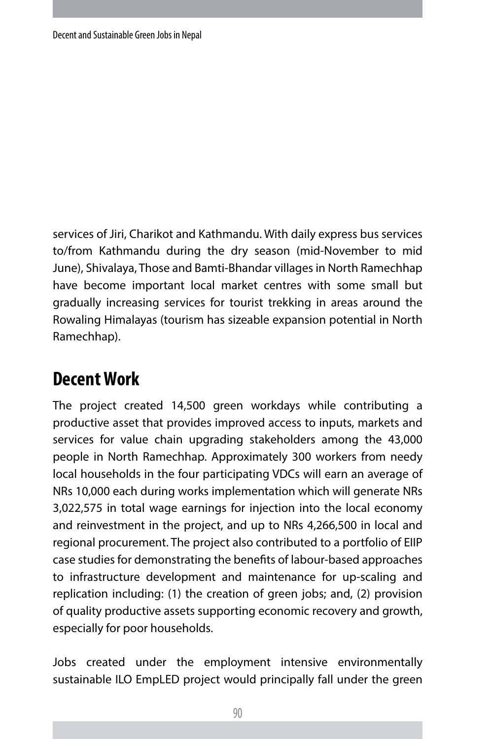services of Jiri, Charikot and Kathmandu. With daily express bus services to/from Kathmandu during the dry season (mid-November to mid June), Shivalaya, Those and Bamti-Bhandar villages in North Ramechhap have become important local market centres with some small but gradually increasing services for tourist trekking in areas around the Rowaling Himalayas (tourism has sizeable expansion potential in North Ramechhap).

## Decent Work

The project created 14,500 green workdays while contributing a productive asset that provides improved access to inputs, markets and services for value chain upgrading stakeholders among the 43,000 people in North Ramechhap. Approximately 300 workers from needy local households in the four participating VDCs will earn an average of NRs 10,000 each during works implementation which will generate NRs 3,022,575 in total wage earnings for injection into the local economy and reinvestment in the project, and up to NRs 4,266,500 in local and regional procurement. The project also contributed to a portfolio of EIIP case studies for demonstrating the benefits of labour-based approaches to infrastructure development and maintenance for up-scaling and replication including: (1) the creation of green jobs; and, (2) provision of quality productive assets supporting economic recovery and growth, especially for poor households.

Jobs created under the employment intensive environmentally sustainable ILO EmpLED project would principally fall under the green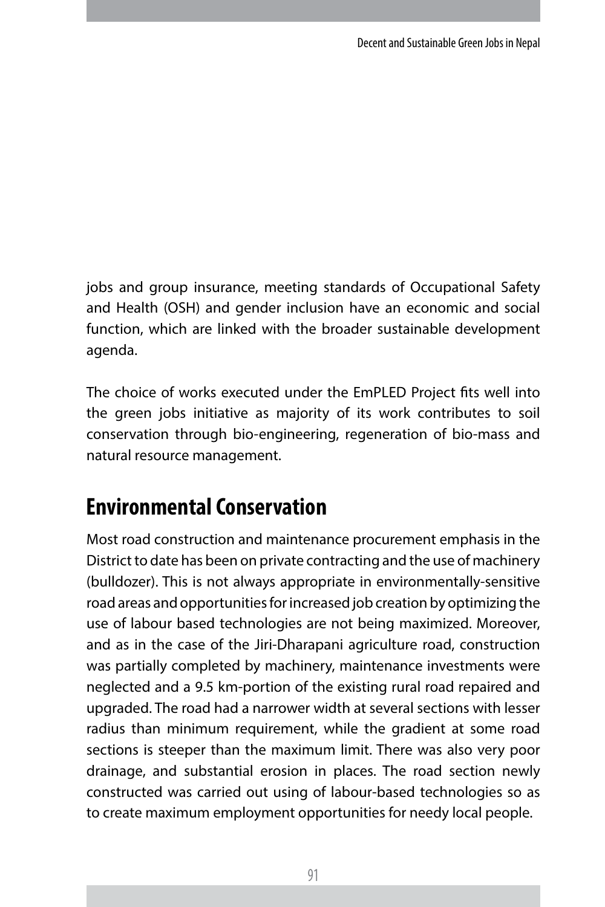jobs and group insurance, meeting standards of Occupational Safety and Health (OSH) and gender inclusion have an economic and social function, which are linked with the broader sustainable development agenda.

The choice of works executed under the EmPLED Project fits well into the green jobs initiative as majority of its work contributes to soil conservation through bio-engineering, regeneration of bio-mass and natural resource management.

## Environmental Conservation

Most road construction and maintenance procurement emphasis in the District to date has been on private contracting and the use of machinery (bulldozer). This is not always appropriate in environmentally-sensitive road areas and opportunities for increased job creation by optimizing the use of labour based technologies are not being maximized. Moreover, and as in the case of the Jiri-Dharapani agriculture road, construction was partially completed by machinery, maintenance investments were neglected and a 9.5 km-portion of the existing rural road repaired and upgraded. The road had a narrower width at several sections with lesser radius than minimum requirement, while the gradient at some road sections is steeper than the maximum limit. There was also very poor drainage, and substantial erosion in places. The road section newly constructed was carried out using of labour-based technologies so as to create maximum employment opportunities for needy local people.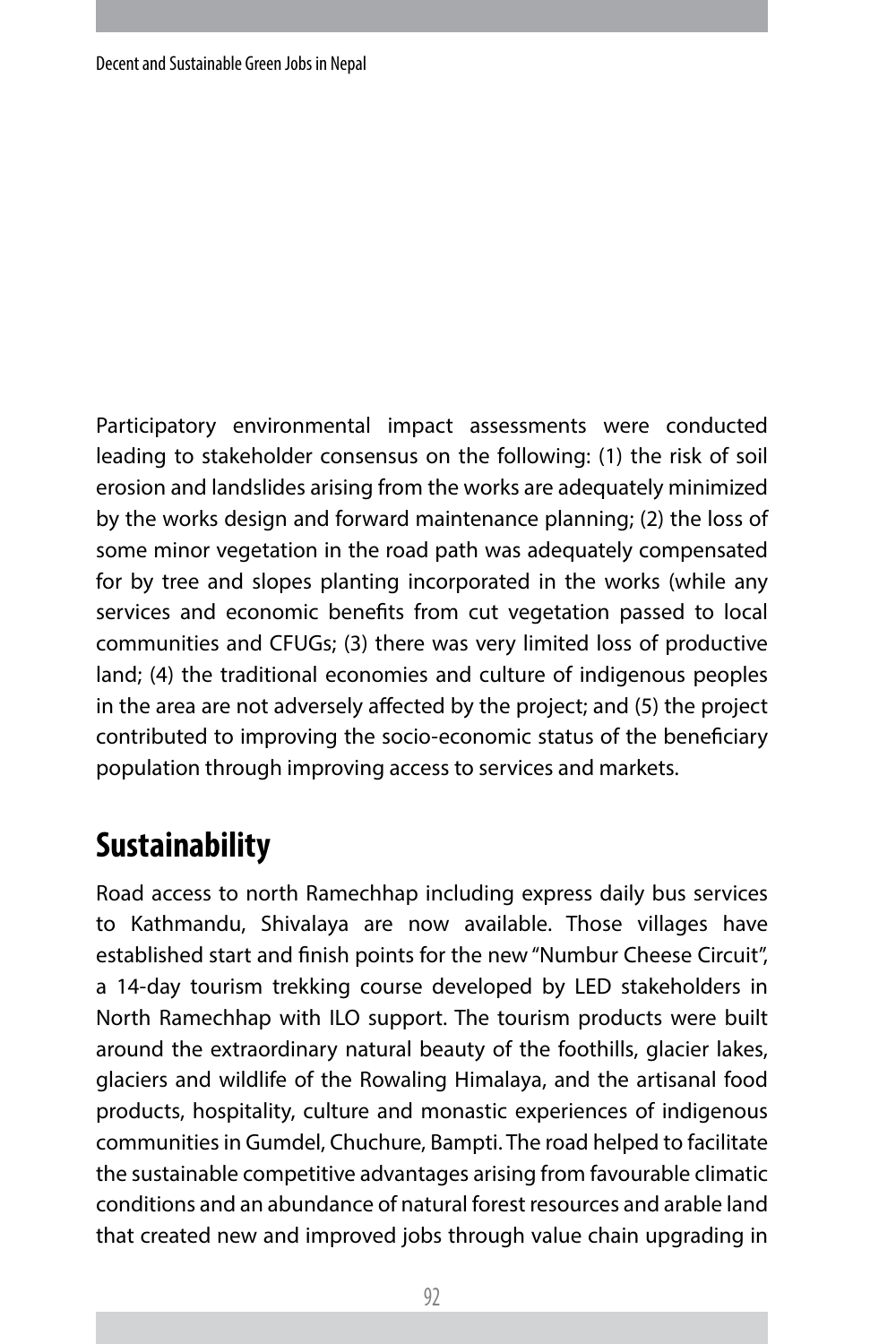Participatory environmental impact assessments were conducted leading to stakeholder consensus on the following: (1) the risk of soil erosion and landslides arising from the works are adequately minimized by the works design and forward maintenance planning; (2) the loss of some minor vegetation in the road path was adequately compensated for by tree and slopes planting incorporated in the works (while any services and economic benefits from cut vegetation passed to local communities and CFUGs; (3) there was very limited loss of productive land; (4) the traditional economies and culture of indigenous peoples in the area are not adversely affected by the project; and (5) the project contributed to improving the socio-economic status of the beneficiary population through improving access to services and markets.

## Sustainability

Road access to north Ramechhap including express daily bus services to Kathmandu, Shivalaya are now available. Those villages have established start and finish points for the new "Numbur Cheese Circuit", a 14-day tourism trekking course developed by LED stakeholders in North Ramechhap with ILO support. The tourism products were built around the extraordinary natural beauty of the foothills, glacier lakes, glaciers and wildlife of the Rowaling Himalaya, and the artisanal food products, hospitality, culture and monastic experiences of indigenous communities in Gumdel, Chuchure, Bampti. The road helped to facilitate the sustainable competitive advantages arising from favourable climatic conditions and an abundance of natural forest resources and arable land that created new and improved jobs through value chain upgrading in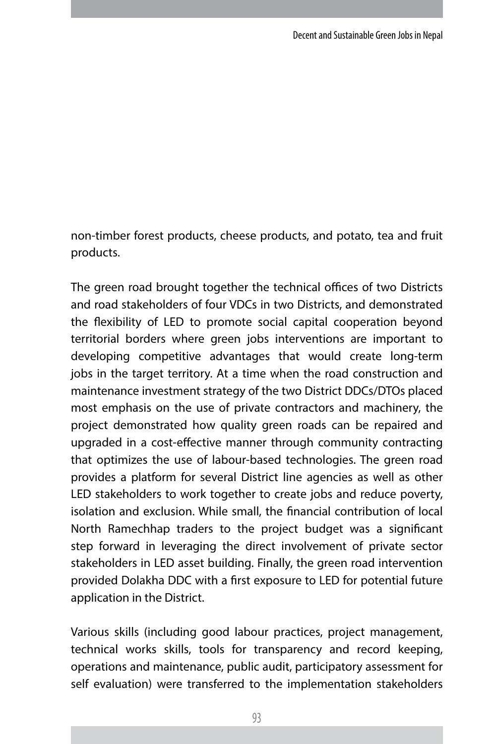non-timber forest products, cheese products, and potato, tea and fruit products.

The green road brought together the technical offices of two Districts and road stakeholders of four VDCs in two Districts, and demonstrated the flexibility of LED to promote social capital cooperation beyond territorial borders where green jobs interventions are important to developing competitive advantages that would create long-term jobs in the target territory. At a time when the road construction and maintenance investment strategy of the two District DDCs/DTOs placed most emphasis on the use of private contractors and machinery, the project demonstrated how quality green roads can be repaired and upgraded in a cost-effective manner through community contracting that optimizes the use of labour-based technologies. The green road provides a platform for several District line agencies as well as other LED stakeholders to work together to create jobs and reduce poverty, isolation and exclusion. While small, the financial contribution of local North Ramechhap traders to the project budget was a significant step forward in leveraging the direct involvement of private sector stakeholders in LED asset building. Finally, the green road intervention provided Dolakha DDC with a first exposure to LED for potential future application in the District.

Various skills (including good labour practices, project management, technical works skills, tools for transparency and record keeping, operations and maintenance, public audit, participatory assessment for self evaluation) were transferred to the implementation stakeholders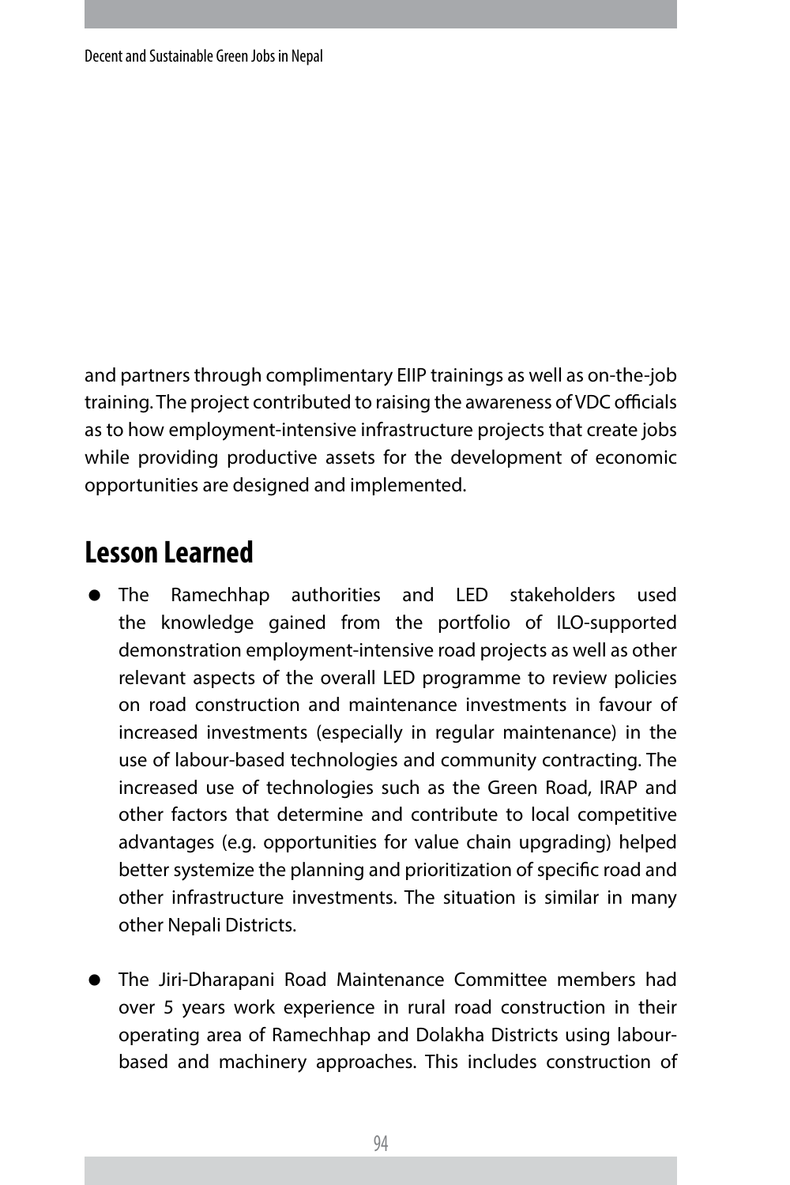and partners through complimentary EIIP trainings as well as on-the-job training. The project contributed to raising the awareness of VDC officials as to how employment-intensive infrastructure projects that create jobs while providing productive assets for the development of economic opportunities are designed and implemented.

## Lesson Learned

- The Ramechhap authorities and LED stakeholders used the knowledge gained from the portfolio of ILO-supported demonstration employment-intensive road projects as well as other relevant aspects of the overall LED programme to review policies on road construction and maintenance investments in favour of increased investments (especially in regular maintenance) in the use of labour-based technologies and community contracting. The increased use of technologies such as the Green Road, IRAP and other factors that determine and contribute to local competitive advantages (e.g. opportunities for value chain upgrading) helped better systemize the planning and prioritization of specific road and other infrastructure investments. The situation is similar in many other Nepali Districts.

- The Jiri-Dharapani Road Maintenance Committee members had over 5 years work experience in rural road construction in their operating area of Ramechhap and Dolakha Districts using labour-based and machinery approaches. This includes construction of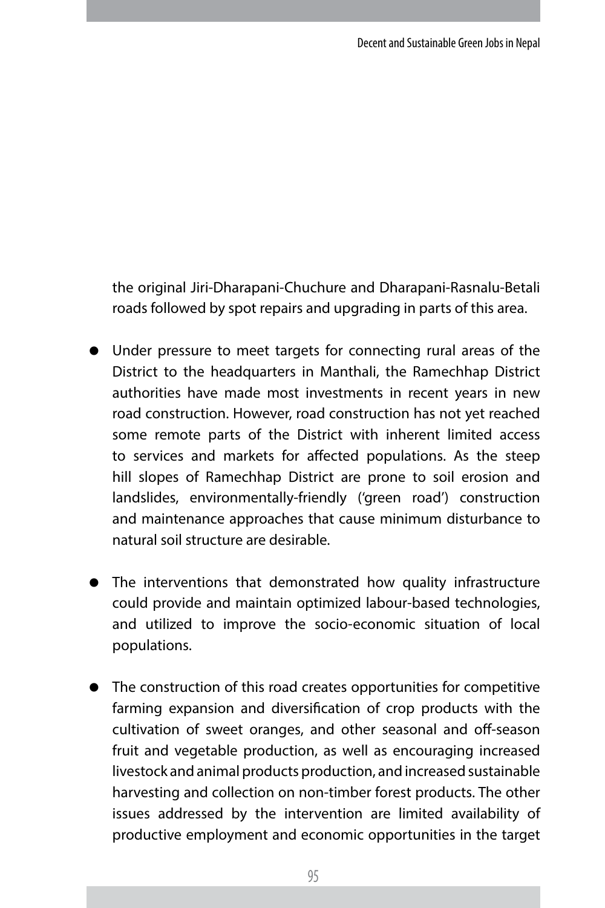the original Jiri-Dharapani-Chuchure and Dharapani-Rasnalu-Betali roads followed by spot repairs and upgrading in parts of this area.

- Under pressure to meet targets for connecting rural areas of the District to the headquarters in Manthali, the Ramechhap District authorities have made most investments in recent years in new road construction. However, road construction has not yet reached some remote parts of the District with inherent limited access to services and markets for affected populations. As the steep hill slopes of Ramechhap District are prone to soil erosion and landslides, environmentally-friendly ('green road') construction and maintenance approaches that cause minimum disturbance to natural soil structure are desirable.

- The interventions that demonstrated how quality infrastructure could provide and maintain optimized labour-based technologies, and utilized to improve the socio-economic situation of local populations.

- The construction of this road creates opportunities for competitive farming expansion and diversification of crop products with the cultivation of sweet oranges, and other seasonal and off-season fruit and vegetable production, as well as encouraging increased livestock and animal products production, and increased sustainable harvesting and collection on non-timber forest products. The other issues addressed by the intervention are limited availability of productive employment and economic opportunities in the target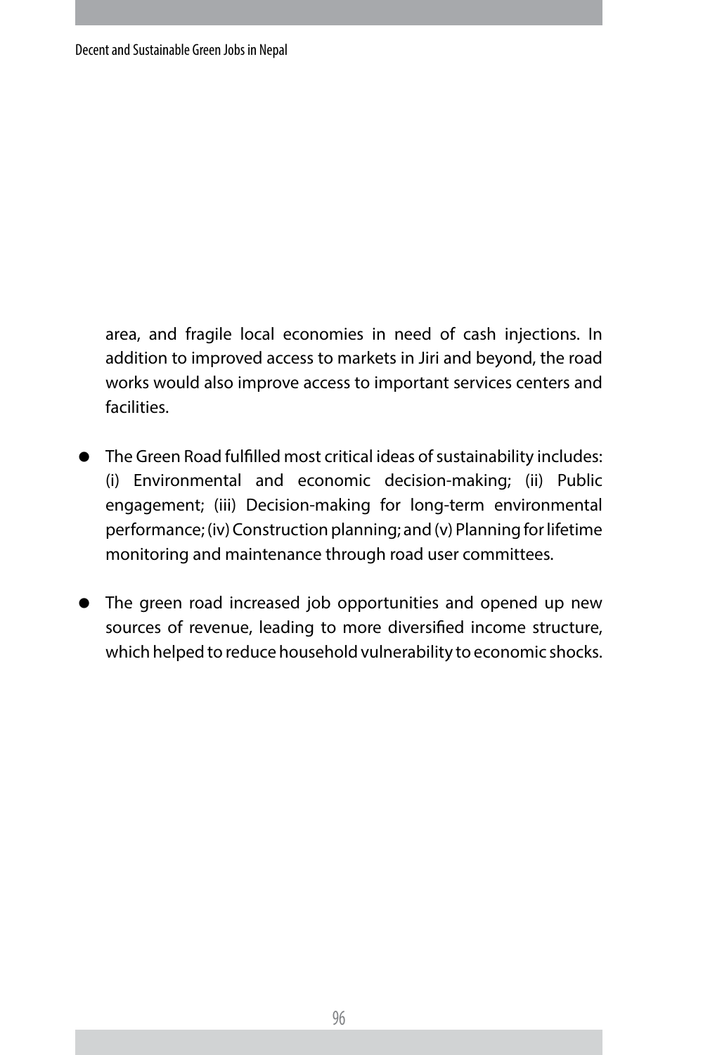area, and fragile local economies in need of cash injections. In addition to improved access to markets in Jiri and beyond, the road works would also improve access to important services centers and facilities.

- The Green Road fulfilled most critical ideas of sustainability includes: (i) Environmental and economic decision-making; (ii) Public engagement; (iii) Decision-making for long-term environmental performance; (iv) Construction planning; and (v) Planning for lifetime monitoring and maintenance through road user committees.

- The green road increased job opportunities and opened up new sources of revenue, leading to more diversified income structure, which helped to reduce household vulnerability to economic shocks.